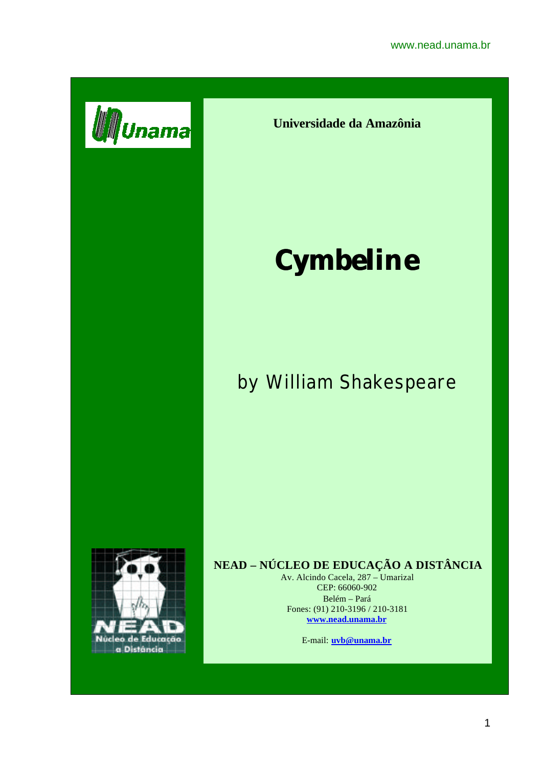**Universidade da Amazônia**

# Cymbeline

## by William Shakespeare

**NEAD – NÚCLEO DE EDUCAÇÃO A DISTÂNCIA**

Av. Alcindo Cacela, 287 – Umarizal
CEP: 66060-902
Belém – Pará
Fones: (91) 210-3196 / 210-3181
**www.nead.unama.br**

E-mail: **uvb@unama.br**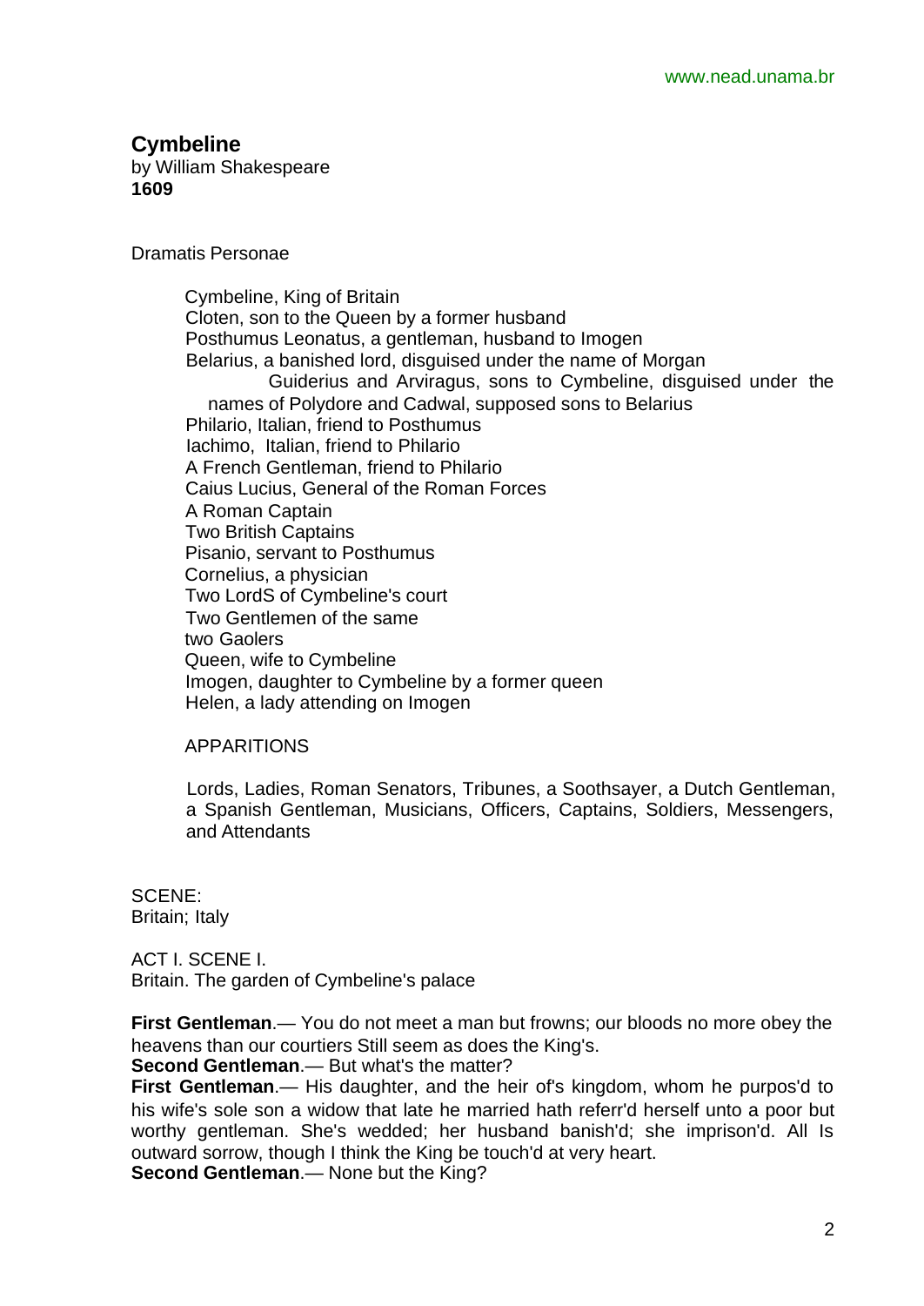# Cymbeline

by William Shakespeare
**1609**

Dramatis Personae

Cymbeline, King of Britain
Cloten, son to the Queen by a former husband
Posthumus Leonatus, a gentleman, husband to Imogen
Belarius, a banished lord, disguised under the name of Morgan
Guiderius and Arviragus, sons to Cymbeline, disguised under the names of Polydore and Cadwal, supposed sons to Belarius
Philario, Italian, friend to Posthumus
Iachimo, Italian, friend to Philario
A French Gentleman, friend to Philario
Caius Lucius, General of the Roman Forces
A Roman Captain
Two British Captains
Pisanio, servant to Posthumus
Cornelius, a physician
Two LordS of Cymbeline's court
Two Gentlemen of the same
two Gaolers
Queen, wife to Cymbeline
Imogen, daughter to Cymbeline by a former queen
Helen, a lady attending on Imogen

APPARITIONS

Lords, Ladies, Roman Senators, Tribunes, a Soothsayer, a Dutch Gentleman, a Spanish Gentleman, Musicians, Officers, Captains, Soldiers, Messengers, and Attendants

SCENE:
Britain; Italy

ACT I. SCENE I.
Britain. The garden of Cymbeline's palace

**First Gentleman**.— You do not meet a man but frowns; our bloods no more obey the heavens than our courtiers Still seem as does the King's.
**Second Gentleman**.— But what's the matter?
**First Gentleman**.— His daughter, and the heir of's kingdom, whom he purpos'd to his wife's sole son a widow that late he married hath referr'd herself unto a poor but worthy gentleman. She's wedded; her husband banish'd; she imprison'd. All Is outward sorrow, though I think the King be touch'd at very heart.
**Second Gentleman**.— None but the King?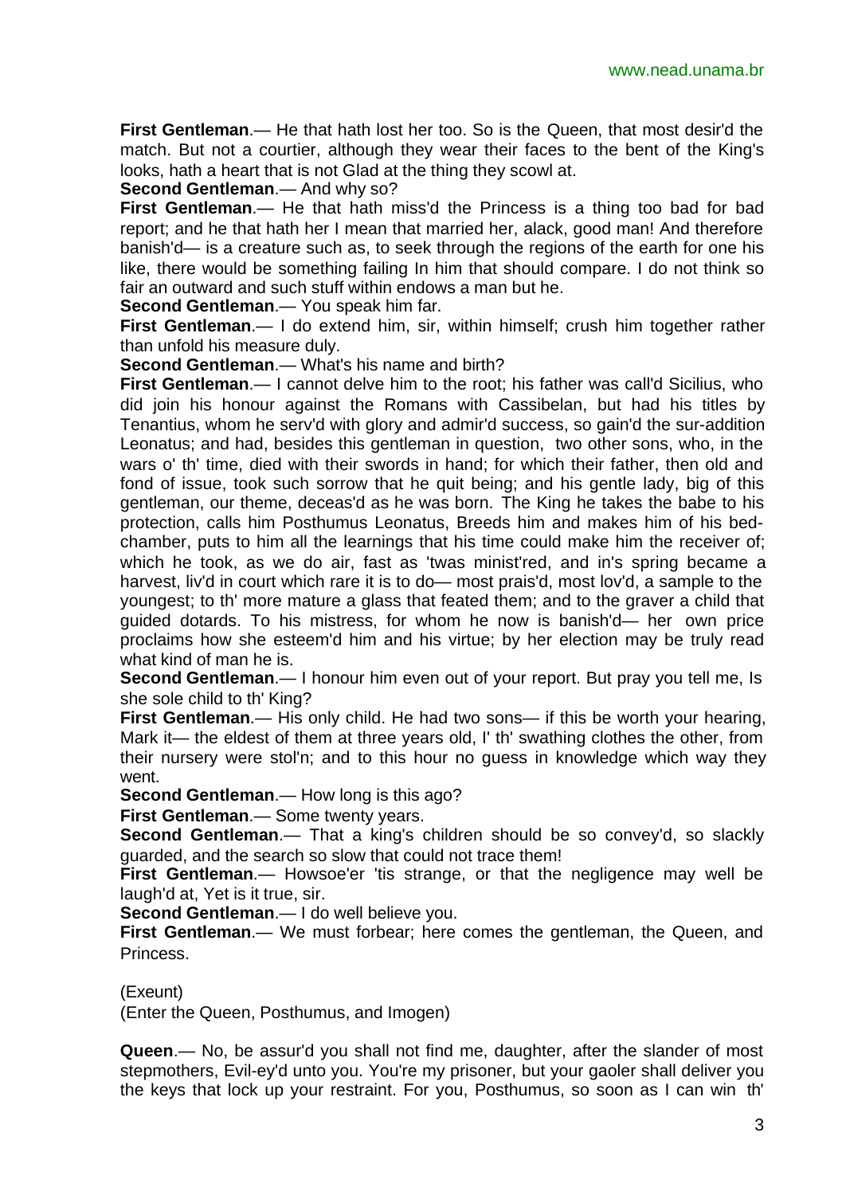**First Gentleman**.— He that hath lost her too. So is the Queen, that most desir'd the match. But not a courtier, although they wear their faces to the bent of the King's looks, hath a heart that is not Glad at the thing they scowl at.

**Second Gentleman**.— And why so?

**First Gentleman**.— He that hath miss'd the Princess is a thing too bad for bad report; and he that hath her I mean that married her, alack, good man! And therefore banish'd— is a creature such as, to seek through the regions of the earth for one his like, there would be something failing In him that should compare. I do not think so fair an outward and such stuff within endows a man but he.

**Second Gentleman**.— You speak him far.

**First Gentleman**.— I do extend him, sir, within himself; crush him together rather than unfold his measure duly.

**Second Gentleman**.— What's his name and birth?

**First Gentleman**.— I cannot delve him to the root; his father was call'd Sicilius, who did join his honour against the Romans with Cassibelan, but had his titles by Tenantius, whom he serv'd with glory and admir'd success, so gain'd the sur-addition Leonatus; and had, besides this gentleman in question, two other sons, who, in the wars o' th' time, died with their swords in hand; for which their father, then old and fond of issue, took such sorrow that he quit being; and his gentle lady, big of this gentleman, our theme, deceas'd as he was born. The King he takes the babe to his protection, calls him Posthumus Leonatus, Breeds him and makes him of his bed-chamber, puts to him all the learnings that his time could make him the receiver of; which he took, as we do air, fast as 'twas minist'red, and in's spring became a harvest, liv'd in court which rare it is to do— most prais'd, most lov'd, a sample to the youngest; to th' more mature a glass that feated them; and to the graver a child that guided dotards. To his mistress, for whom he now is banish'd— her own price proclaims how she esteem'd him and his virtue; by her election may be truly read what kind of man he is.

**Second Gentleman**.— I honour him even out of your report. But pray you tell me, Is she sole child to th' King?

**First Gentleman**.— His only child. He had two sons— if this be worth your hearing, Mark it— the eldest of them at three years old, I' th' swathing clothes the other, from their nursery were stol'n; and to this hour no guess in knowledge which way they went.

**Second Gentleman**.— How long is this ago?

**First Gentleman**.— Some twenty years.

**Second Gentleman**.— That a king's children should be so convey'd, so slackly guarded, and the search so slow that could not trace them!

**First Gentleman**.— Howsoe'er 'tis strange, or that the negligence may well be laugh'd at, Yet is it true, sir.

**Second Gentleman**.— I do well believe you.

**First Gentleman**.— We must forbear; here comes the gentleman, the Queen, and Princess.

(Exeunt)

(Enter the Queen, Posthumus, and Imogen)

**Queen**.— No, be assur'd you shall not find me, daughter, after the slander of most stepmothers, Evil-ey'd unto you. You're my prisoner, but your gaoler shall deliver you the keys that lock up your restraint. For you, Posthumus, so soon as I can win th'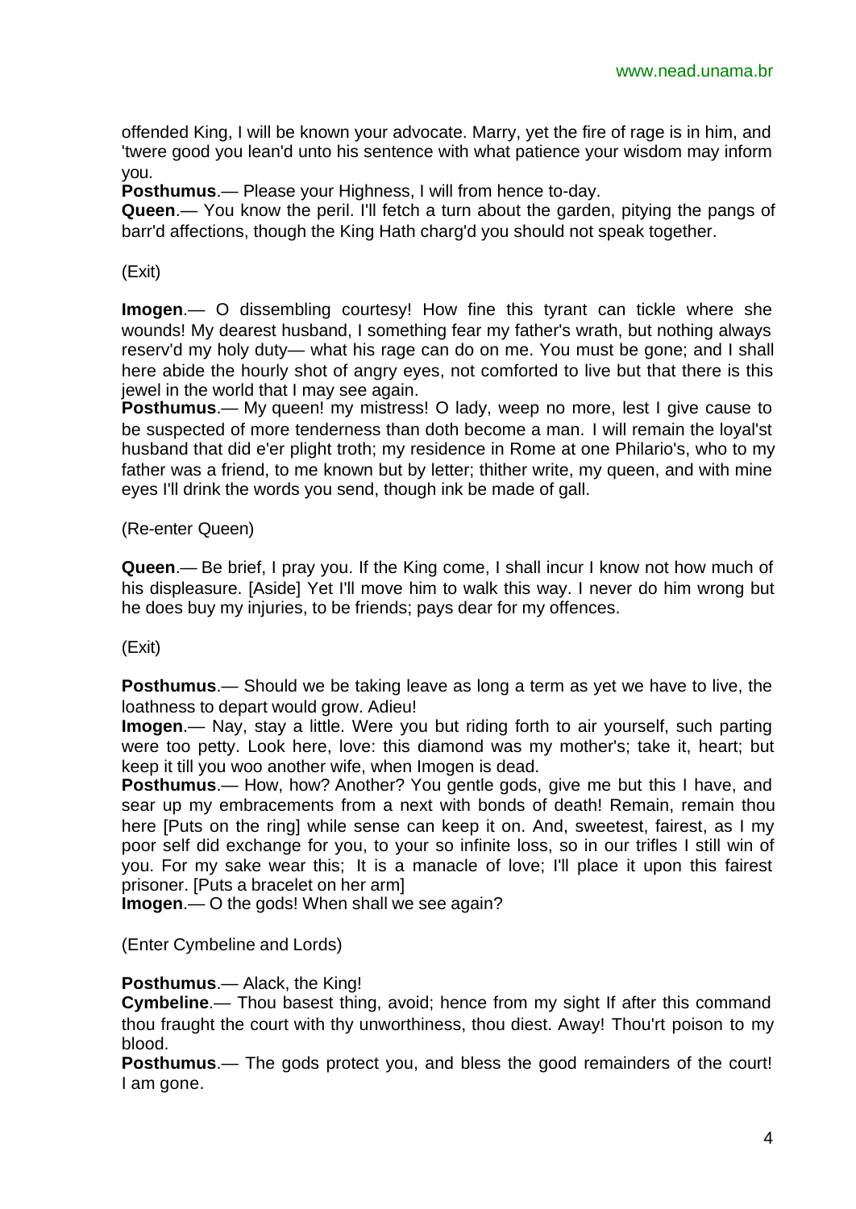offended King, I will be known your advocate. Marry, yet the fire of rage is in him, and 'twere good you lean'd unto his sentence with what patience your wisdom may inform you.

**Posthumus**.— Please your Highness, I will from hence to-day.

**Queen**.— You know the peril. I'll fetch a turn about the garden, pitying the pangs of barr'd affections, though the King Hath charg'd you should not speak together.

(Exit)

**Imogen**.— O dissembling courtesy! How fine this tyrant can tickle where she wounds! My dearest husband, I something fear my father's wrath, but nothing always reserv'd my holy duty— what his rage can do on me. You must be gone; and I shall here abide the hourly shot of angry eyes, not comforted to live but that there is this jewel in the world that I may see again.

**Posthumus**.— My queen! my mistress! O lady, weep no more, lest I give cause to be suspected of more tenderness than doth become a man. I will remain the loyal'st husband that did e'er plight troth; my residence in Rome at one Philario's, who to my father was a friend, to me known but by letter; thither write, my queen, and with mine eyes I'll drink the words you send, though ink be made of gall.

(Re-enter Queen)

**Queen**.— Be brief, I pray you. If the King come, I shall incur I know not how much of his displeasure. [Aside] Yet I'll move him to walk this way. I never do him wrong but he does buy my injuries, to be friends; pays dear for my offences.

(Exit)

**Posthumus**.— Should we be taking leave as long a term as yet we have to live, the loathness to depart would grow. Adieu!

**Imogen**.— Nay, stay a little. Were you but riding forth to air yourself, such parting were too petty. Look here, love: this diamond was my mother's; take it, heart; but keep it till you woo another wife, when Imogen is dead.

**Posthumus**.— How, how? Another? You gentle gods, give me but this I have, and sear up my embracements from a next with bonds of death! Remain, remain thou here [Puts on the ring] while sense can keep it on. And, sweetest, fairest, as I my poor self did exchange for you, to your so infinite loss, so in our trifles I still win of you. For my sake wear this; It is a manacle of love; I'll place it upon this fairest prisoner. [Puts a bracelet on her arm]

**Imogen**.— O the gods! When shall we see again?

(Enter Cymbeline and Lords)

**Posthumus**.— Alack, the King!

**Cymbeline**.— Thou basest thing, avoid; hence from my sight If after this command thou fraught the court with thy unworthiness, thou diest. Away! Thou'rt poison to my blood.

**Posthumus**.— The gods protect you, and bless the good remainders of the court! I am gone.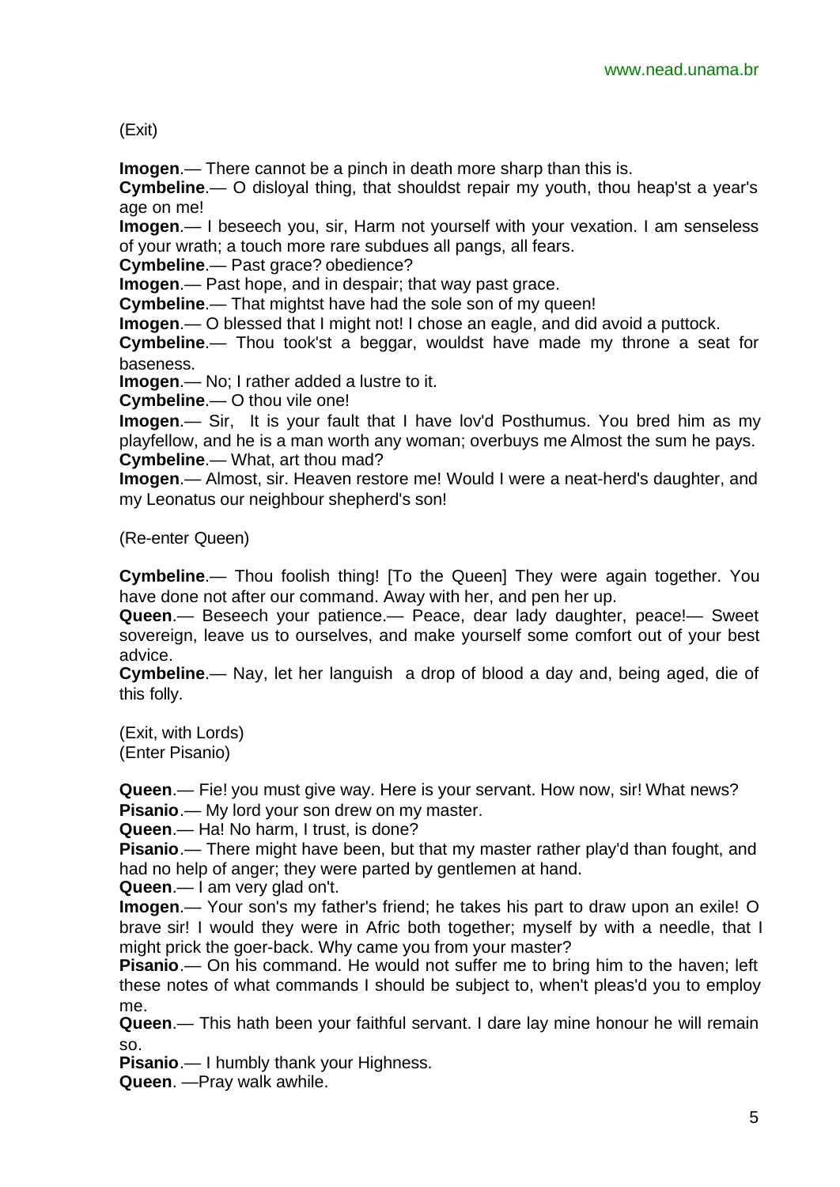(Exit)

**Imogen**.— There cannot be a pinch in death more sharp than this is.

**Cymbeline**.— O disloyal thing, that shouldst repair my youth, thou heap'st a year's age on me!

**Imogen**.— I beseech you, sir, Harm not yourself with your vexation. I am senseless of your wrath; a touch more rare subdues all pangs, all fears.

**Cymbeline**.— Past grace? obedience?

**Imogen**.— Past hope, and in despair; that way past grace.

**Cymbeline**.— That mightst have had the sole son of my queen!

**Imogen**.— O blessed that I might not! I chose an eagle, and did avoid a puttock.

**Cymbeline**.— Thou took'st a beggar, wouldst have made my throne a seat for baseness.

**Imogen**.— No; I rather added a lustre to it.

**Cymbeline**.— O thou vile one!

**Imogen**.— Sir, It is your fault that I have lov'd Posthumus. You bred him as my playfellow, and he is a man worth any woman; overbuys me Almost the sum he pays.

**Cymbeline**.— What, art thou mad?

**Imogen**.— Almost, sir. Heaven restore me! Would I were a neat-herd's daughter, and my Leonatus our neighbour shepherd's son!

(Re-enter Queen)

**Cymbeline**.— Thou foolish thing! [To the Queen] They were again together. You have done not after our command. Away with her, and pen her up.

**Queen**.— Beseech your patience.— Peace, dear lady daughter, peace!— Sweet sovereign, leave us to ourselves, and make yourself some comfort out of your best advice.

**Cymbeline**.— Nay, let her languish a drop of blood a day and, being aged, die of this folly.

(Exit, with Lords)
(Enter Pisanio)

**Queen**.— Fie! you must give way. Here is your servant. How now, sir! What news?

**Pisanio**.— My lord your son drew on my master.

**Queen**.— Ha! No harm, I trust, is done?

**Pisanio**.— There might have been, but that my master rather play'd than fought, and had no help of anger; they were parted by gentlemen at hand.

**Queen**.— I am very glad on't.

**Imogen**.— Your son's my father's friend; he takes his part to draw upon an exile! O brave sir! I would they were in Afric both together; myself by with a needle, that I might prick the goer-back. Why came you from your master?

**Pisanio**.— On his command. He would not suffer me to bring him to the haven; left these notes of what commands I should be subject to, when't pleas'd you to employ me.

**Queen**.— This hath been your faithful servant. I dare lay mine honour he will remain so.

**Pisanio**.— I humbly thank your Highness.

**Queen**. —Pray walk awhile.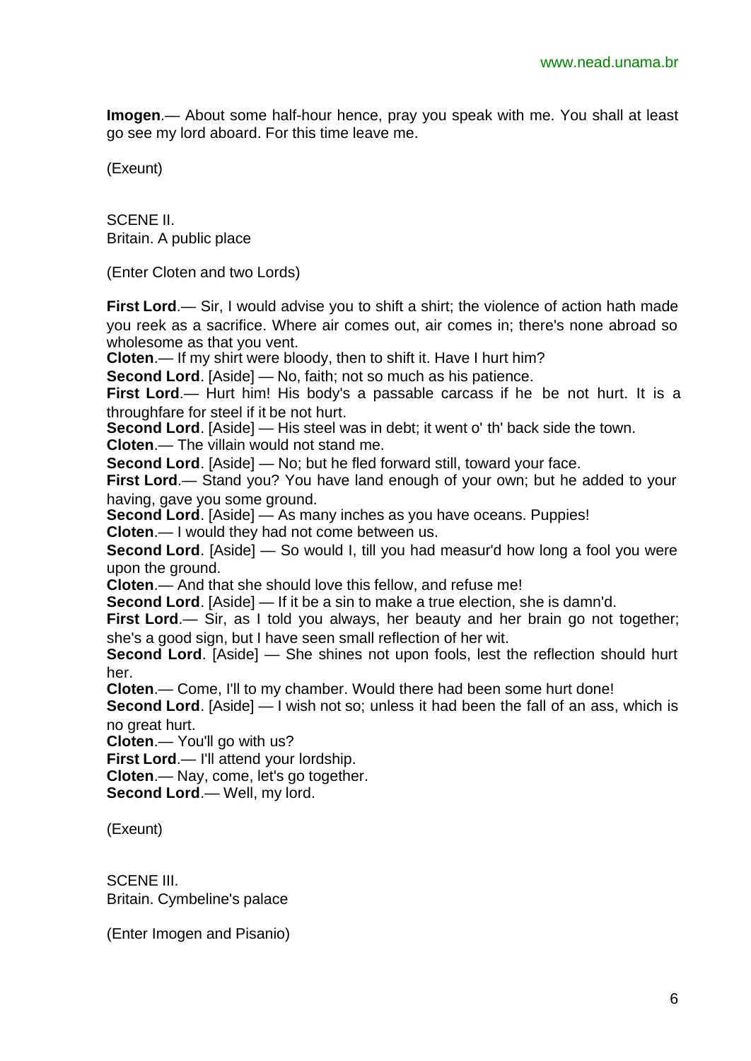**Imogen**.— About some half-hour hence, pray you speak with me. You shall at least go see my lord aboard. For this time leave me.

(Exeunt)

SCENE II.
Britain. A public place

(Enter Cloten and two Lords)

**First Lord**.— Sir, I would advise you to shift a shirt; the violence of action hath made you reek as a sacrifice. Where air comes out, air comes in; there's none abroad so wholesome as that you vent.
**Cloten**.— If my shirt were bloody, then to shift it. Have I hurt him?
**Second Lord**. [Aside] — No, faith; not so much as his patience.
**First Lord**.— Hurt him! His body's a passable carcass if he be not hurt. It is a throughfare for steel if it be not hurt.
**Second Lord**. [Aside] — His steel was in debt; it went o' th' back side the town.
**Cloten**.— The villain would not stand me.
**Second Lord**. [Aside] — No; but he fled forward still, toward your face.
**First Lord**.— Stand you? You have land enough of your own; but he added to your having, gave you some ground.
**Second Lord**. [Aside] — As many inches as you have oceans. Puppies!
**Cloten**.— I would they had not come between us.
**Second Lord**. [Aside] — So would I, till you had measur'd how long a fool you were upon the ground.
**Cloten**.— And that she should love this fellow, and refuse me!
**Second Lord**. [Aside] — If it be a sin to make a true election, she is damn'd.
**First Lord**.— Sir, as I told you always, her beauty and her brain go not together; she's a good sign, but I have seen small reflection of her wit.
**Second Lord**. [Aside] — She shines not upon fools, lest the reflection should hurt her.
**Cloten**.— Come, I'll to my chamber. Would there had been some hurt done!
**Second Lord**. [Aside] — I wish not so; unless it had been the fall of an ass, which is no great hurt.
**Cloten**.— You'll go with us?
**First Lord**.— I'll attend your lordship.
**Cloten**.— Nay, come, let's go together.
**Second Lord**.— Well, my lord.

(Exeunt)

SCENE III.
Britain. Cymbeline's palace

(Enter Imogen and Pisanio)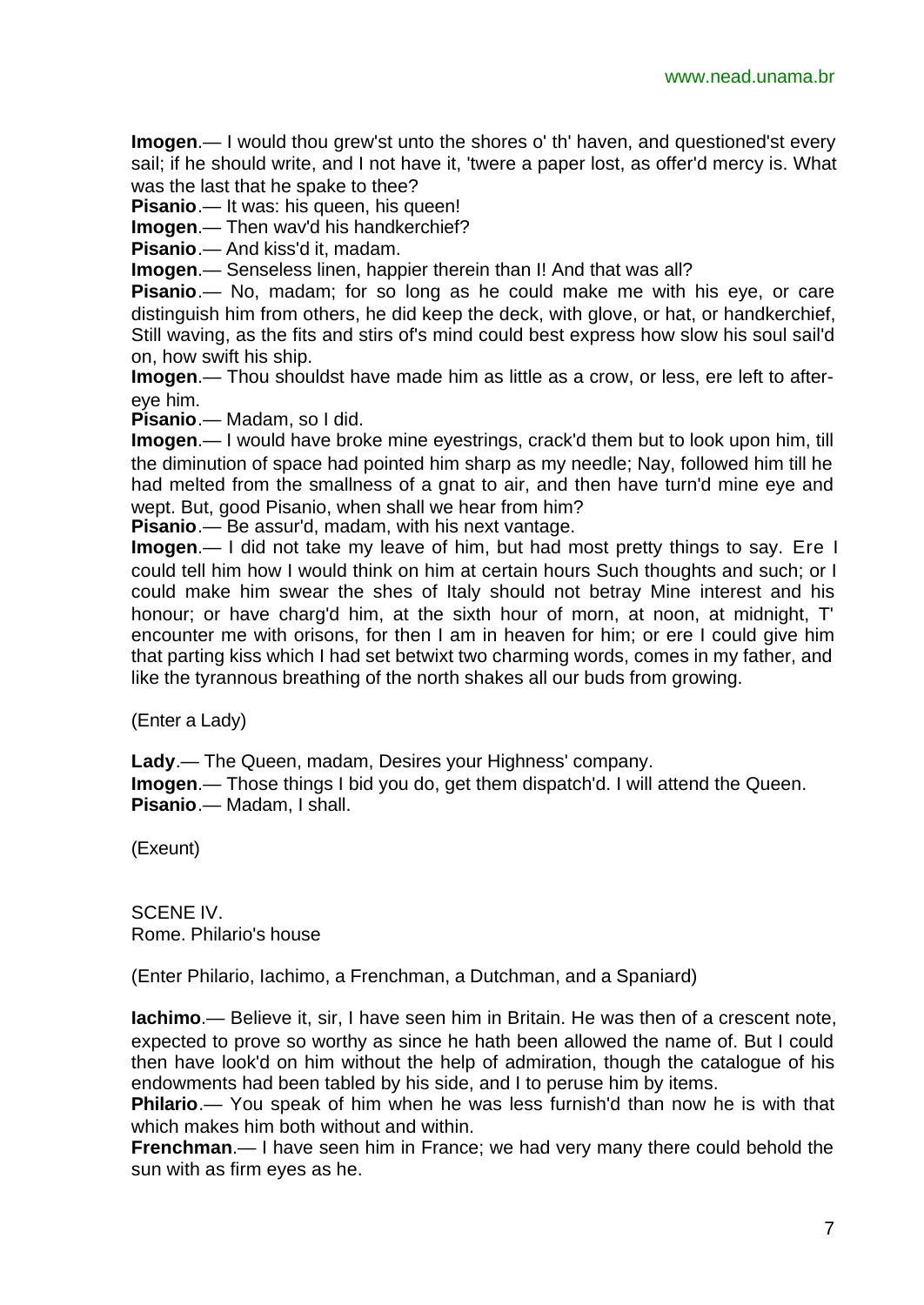**Imogen**.— I would thou grew'st unto the shores o' th' haven, and questioned'st every sail; if he should write, and I not have it, 'twere a paper lost, as offer'd mercy is. What was the last that he spake to thee?

**Pisanio**.— It was: his queen, his queen!

**Imogen**.— Then wav'd his handkerchief?

**Pisanio**.— And kiss'd it, madam.

**Imogen**.— Senseless linen, happier therein than I! And that was all?

**Pisanio**.— No, madam; for so long as he could make me with his eye, or care distinguish him from others, he did keep the deck, with glove, or hat, or handkerchief, Still waving, as the fits and stirs of's mind could best express how slow his soul sail'd on, how swift his ship.

**Imogen**.— Thou shouldst have made him as little as a crow, or less, ere left to after-eye him.

**Pisanio**.— Madam, so I did.

**Imogen**.— I would have broke mine eyestrings, crack'd them but to look upon him, till the diminution of space had pointed him sharp as my needle; Nay, followed him till he had melted from the smallness of a gnat to air, and then have turn'd mine eye and wept. But, good Pisanio, when shall we hear from him?

**Pisanio**.— Be assur'd, madam, with his next vantage.

**Imogen**.— I did not take my leave of him, but had most pretty things to say. Ere I could tell him how I would think on him at certain hours Such thoughts and such; or I could make him swear the shes of Italy should not betray Mine interest and his honour; or have charg'd him, at the sixth hour of morn, at noon, at midnight, T' encounter me with orisons, for then I am in heaven for him; or ere I could give him that parting kiss which I had set betwixt two charming words, comes in my father, and like the tyrannous breathing of the north shakes all our buds from growing.

(Enter a Lady)

**Lady**.— The Queen, madam, Desires your Highness' company.

**Imogen**.— Those things I bid you do, get them dispatch'd. I will attend the Queen.

**Pisanio**.— Madam, I shall.

(Exeunt)

## SCENE IV.
Rome. Philario's house

(Enter Philario, Iachimo, a Frenchman, a Dutchman, and a Spaniard)

**Iachimo**.— Believe it, sir, I have seen him in Britain. He was then of a crescent note, expected to prove so worthy as since he hath been allowed the name of. But I could then have look'd on him without the help of admiration, though the catalogue of his endowments had been tabled by his side, and I to peruse him by items.

**Philario**.— You speak of him when he was less furnish'd than now he is with that which makes him both without and within.

**Frenchman**.— I have seen him in France; we had very many there could behold the sun with as firm eyes as he.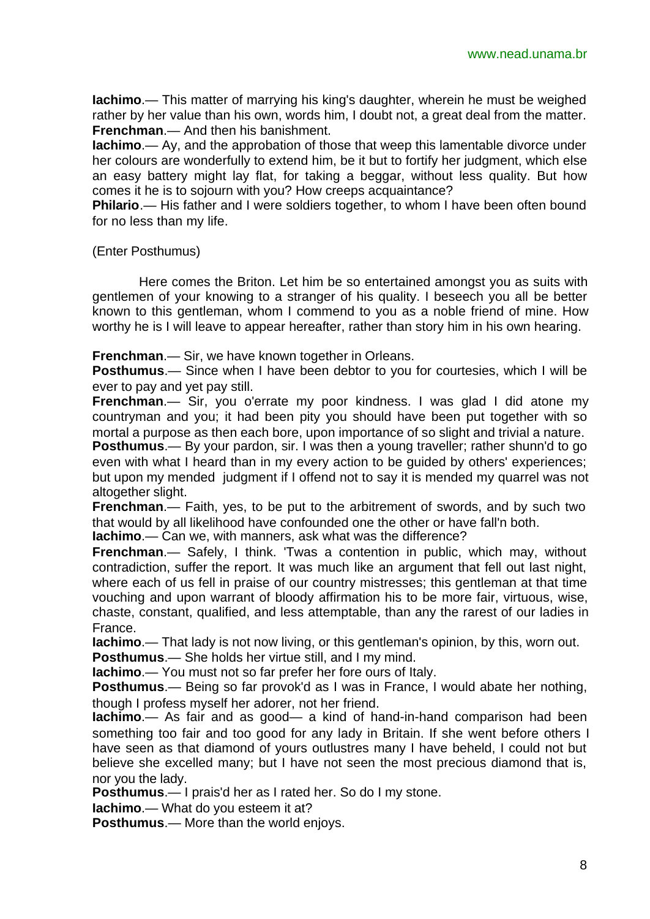**Iachimo**.— This matter of marrying his king's daughter, wherein he must be weighed rather by her value than his own, words him, I doubt not, a great deal from the matter.
**Frenchman**.— And then his banishment.
**Iachimo**.— Ay, and the approbation of those that weep this lamentable divorce under her colours are wonderfully to extend him, be it but to fortify her judgment, which else an easy battery might lay flat, for taking a beggar, without less quality. But how comes it he is to sojourn with you? How creeps acquaintance?
**Philario**.— His father and I were soldiers together, to whom I have been often bound for no less than my life.

(Enter Posthumus)

Here comes the Briton. Let him be so entertained amongst you as suits with gentlemen of your knowing to a stranger of his quality. I beseech you all be better known to this gentleman, whom I commend to you as a noble friend of mine. How worthy he is I will leave to appear hereafter, rather than story him in his own hearing.

**Frenchman**.— Sir, we have known together in Orleans.
**Posthumus**.— Since when I have been debtor to you for courtesies, which I will be ever to pay and yet pay still.
**Frenchman**.— Sir, you o'errate my poor kindness. I was glad I did atone my countryman and you; it had been pity you should have been put together with so mortal a purpose as then each bore, upon importance of so slight and trivial a nature.
**Posthumus**.— By your pardon, sir. I was then a young traveller; rather shunn'd to go even with what I heard than in my every action to be guided by others' experiences; but upon my mended judgment if I offend not to say it is mended my quarrel was not altogether slight.
**Frenchman**.— Faith, yes, to be put to the arbitrement of swords, and by such two that would by all likelihood have confounded one the other or have fall'n both.
**Iachimo**.— Can we, with manners, ask what was the difference?
**Frenchman**.— Safely, I think. 'Twas a contention in public, which may, without contradiction, suffer the report. It was much like an argument that fell out last night, where each of us fell in praise of our country mistresses; this gentleman at that time vouching and upon warrant of bloody affirmation his to be more fair, virtuous, wise, chaste, constant, qualified, and less attemptable, than any the rarest of our ladies in France.
**Iachimo**.— That lady is not now living, or this gentleman's opinion, by this, worn out.
**Posthumus**.— She holds her virtue still, and I my mind.
**Iachimo**.— You must not so far prefer her fore ours of Italy.
**Posthumus**.— Being so far provok'd as I was in France, I would abate her nothing, though I profess myself her adorer, not her friend.
**Iachimo**.— As fair and as good— a kind of hand-in-hand comparison had been something too fair and too good for any lady in Britain. If she went before others I have seen as that diamond of yours outlustres many I have beheld, I could not but believe she excelled many; but I have not seen the most precious diamond that is, nor you the lady.
**Posthumus**.— I prais'd her as I rated her. So do I my stone.
**Iachimo**.— What do you esteem it at?
**Posthumus**.— More than the world enjoys.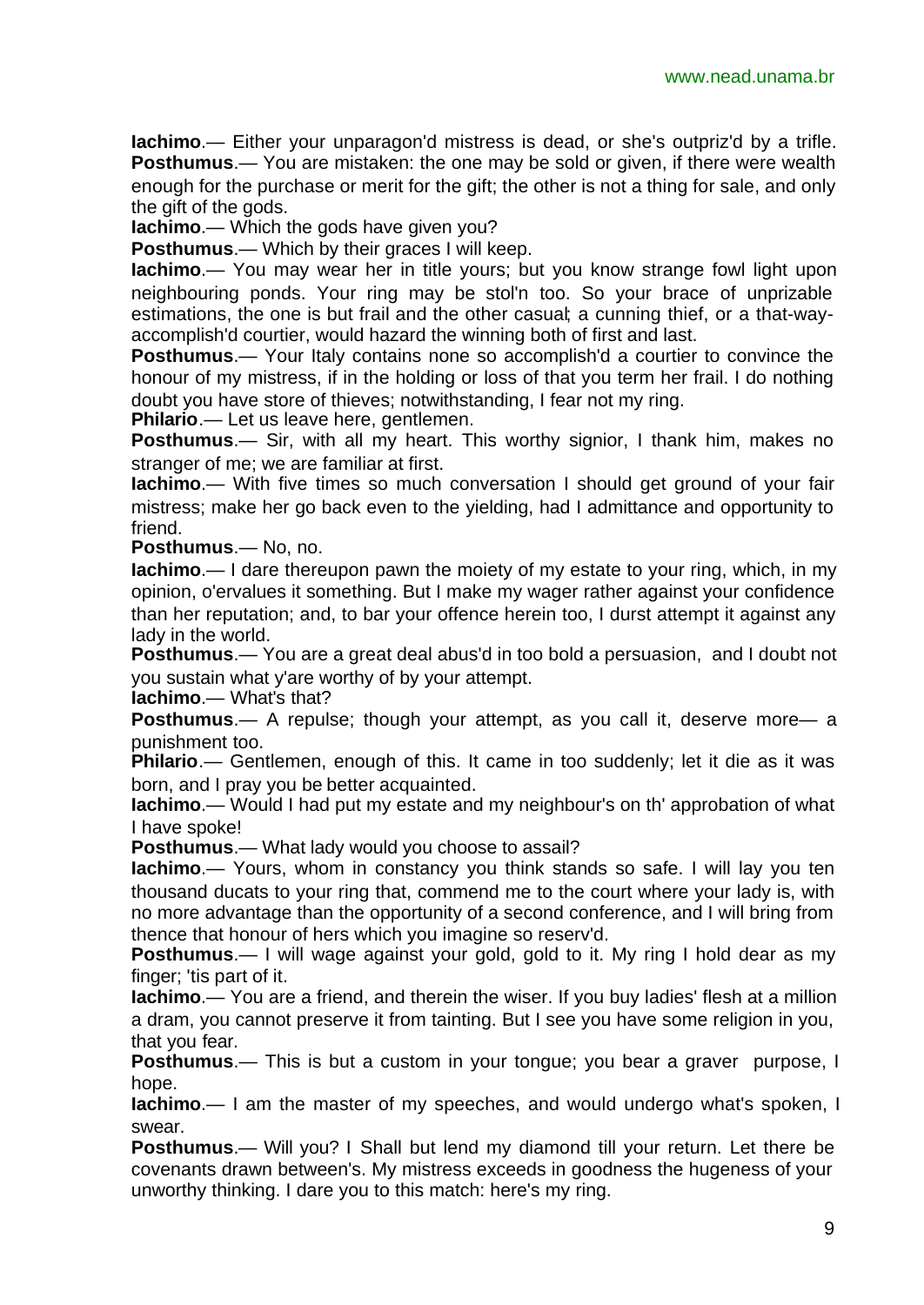**Iachimo**.— Either your unparagon'd mistress is dead, or she's outpriz'd by a trifle.
**Posthumus**.— You are mistaken: the one may be sold or given, if there were wealth enough for the purchase or merit for the gift; the other is not a thing for sale, and only the gift of the gods.

**Iachimo**.— Which the gods have given you?

**Posthumus**.— Which by their graces I will keep.

**Iachimo**.— You may wear her in title yours; but you know strange fowl light upon neighbouring ponds. Your ring may be stol'n too. So your brace of unprizable estimations, the one is but frail and the other casual; a cunning thief, or a that-way-accomplish'd courtier, would hazard the winning both of first and last.

**Posthumus**.— Your Italy contains none so accomplish'd a courtier to convince the honour of my mistress, if in the holding or loss of that you term her frail. I do nothing doubt you have store of thieves; notwithstanding, I fear not my ring.

**Philario**.— Let us leave here, gentlemen.

**Posthumus**.— Sir, with all my heart. This worthy signior, I thank him, makes no stranger of me; we are familiar at first.

**Iachimo**.— With five times so much conversation I should get ground of your fair mistress; make her go back even to the yielding, had I admittance and opportunity to friend.

**Posthumus**.— No, no.

**Iachimo**.— I dare thereupon pawn the moiety of my estate to your ring, which, in my opinion, o'ervalues it something. But I make my wager rather against your confidence than her reputation; and, to bar your offence herein too, I durst attempt it against any lady in the world.

**Posthumus**.— You are a great deal abus'd in too bold a persuasion, and I doubt not you sustain what y'are worthy of by your attempt.

**Iachimo**.— What's that?

**Posthumus**.— A repulse; though your attempt, as you call it, deserve more— a punishment too.

**Philario**.— Gentlemen, enough of this. It came in too suddenly; let it die as it was born, and I pray you be better acquainted.

**Iachimo**.— Would I had put my estate and my neighbour's on th' approbation of what I have spoke!

**Posthumus**.— What lady would you choose to assail?

**Iachimo**.— Yours, whom in constancy you think stands so safe. I will lay you ten thousand ducats to your ring that, commend me to the court where your lady is, with no more advantage than the opportunity of a second conference, and I will bring from thence that honour of hers which you imagine so reserv'd.

**Posthumus**.— I will wage against your gold, gold to it. My ring I hold dear as my finger; 'tis part of it.

**Iachimo**.— You are a friend, and therein the wiser. If you buy ladies' flesh at a million a dram, you cannot preserve it from tainting. But I see you have some religion in you, that you fear.

**Posthumus**.— This is but a custom in your tongue; you bear a graver purpose, I hope.

**Iachimo**.— I am the master of my speeches, and would undergo what's spoken, I swear.

**Posthumus**.— Will you? I Shall but lend my diamond till your return. Let there be covenants drawn between's. My mistress exceeds in goodness the hugeness of your unworthy thinking. I dare you to this match: here's my ring.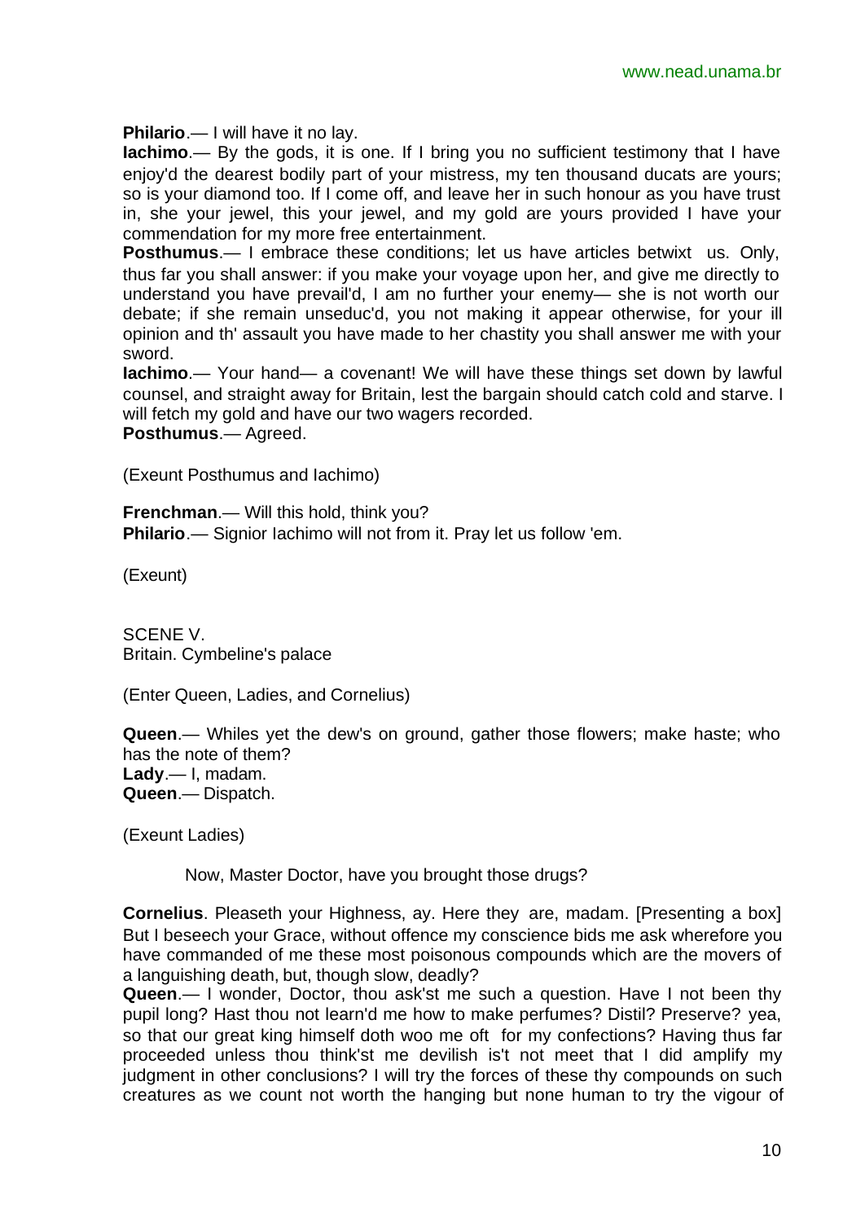**Philario**.— I will have it no lay.

**Iachimo**.— By the gods, it is one. If I bring you no sufficient testimony that I have enjoy'd the dearest bodily part of your mistress, my ten thousand ducats are yours; so is your diamond too. If I come off, and leave her in such honour as you have trust in, she your jewel, this your jewel, and my gold are yours provided I have your commendation for my more free entertainment.

**Posthumus**.— I embrace these conditions; let us have articles betwixt us. Only, thus far you shall answer: if you make your voyage upon her, and give me directly to understand you have prevail'd, I am no further your enemy— she is not worth our debate; if she remain unseduc'd, you not making it appear otherwise, for your ill opinion and th' assault you have made to her chastity you shall answer me with your sword.

**Iachimo**.— Your hand— a covenant! We will have these things set down by lawful counsel, and straight away for Britain, lest the bargain should catch cold and starve. I will fetch my gold and have our two wagers recorded.

**Posthumus**.— Agreed.

(Exeunt Posthumus and Iachimo)

**Frenchman**.— Will this hold, think you?

**Philario**.— Signior Iachimo will not from it. Pray let us follow 'em.

(Exeunt)

SCENE V.
Britain. Cymbeline's palace

(Enter Queen, Ladies, and Cornelius)

**Queen**.— Whiles yet the dew's on ground, gather those flowers; make haste; who has the note of them?

**Lady**.— I, madam.

**Queen**.— Dispatch.

(Exeunt Ladies)

Now, Master Doctor, have you brought those drugs?

**Cornelius**. Pleaseth your Highness, ay. Here they are, madam. [Presenting a box] But I beseech your Grace, without offence my conscience bids me ask wherefore you have commanded of me these most poisonous compounds which are the movers of a languishing death, but, though slow, deadly?

**Queen**.— I wonder, Doctor, thou ask'st me such a question. Have I not been thy pupil long? Hast thou not learn'd me how to make perfumes? Distil? Preserve? yea, so that our great king himself doth woo me oft for my confections? Having thus far proceeded unless thou think'st me devilish is't not meet that I did amplify my judgment in other conclusions? I will try the forces of these thy compounds on such creatures as we count not worth the hanging but none human to try the vigour of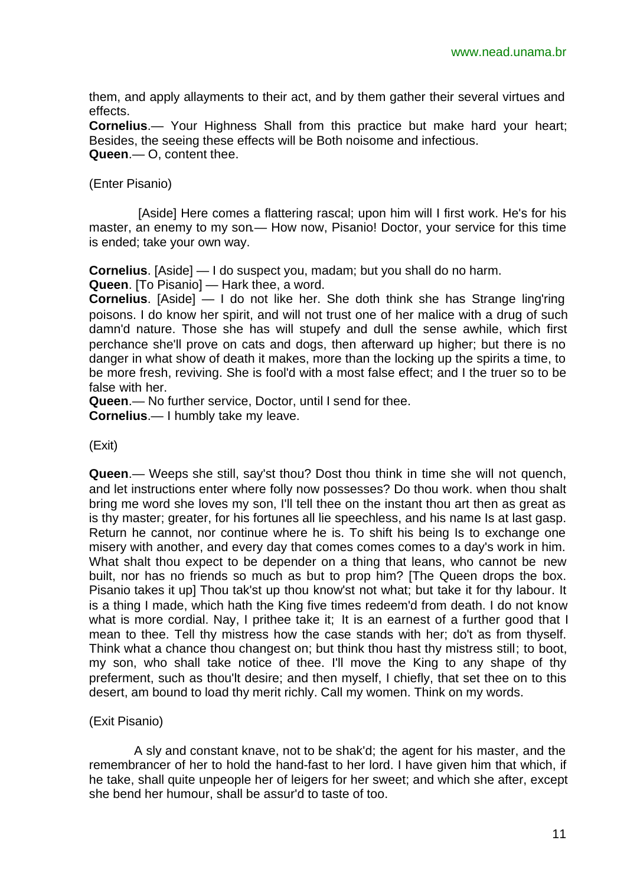them, and apply allayments to their act, and by them gather their several virtues and effects.

**Cornelius**.— Your Highness Shall from this practice but make hard your heart; Besides, the seeing these effects will be Both noisome and infectious.

**Queen**.— O, content thee.

(Enter Pisanio)

[Aside] Here comes a flattering rascal; upon him will I first work. He's for his master, an enemy to my son.— How now, Pisanio! Doctor, your service for this time is ended; take your own way.

**Cornelius**. [Aside] — I do suspect you, madam; but you shall do no harm.

**Queen**. [To Pisanio] — Hark thee, a word.

**Cornelius**. [Aside] — I do not like her. She doth think she has Strange ling'ring poisons. I do know her spirit, and will not trust one of her malice with a drug of such damn'd nature. Those she has will stupefy and dull the sense awhile, which first perchance she'll prove on cats and dogs, then afterward up higher; but there is no danger in what show of death it makes, more than the locking up the spirits a time, to be more fresh, reviving. She is fool'd with a most false effect; and I the truer so to be false with her.

**Queen**.— No further service, Doctor, until I send for thee.

**Cornelius**.— I humbly take my leave.

(Exit)

**Queen**.— Weeps she still, say'st thou? Dost thou think in time she will not quench, and let instructions enter where folly now possesses? Do thou work. when thou shalt bring me word she loves my son, I'll tell thee on the instant thou art then as great as is thy master; greater, for his fortunes all lie speechless, and his name Is at last gasp. Return he cannot, nor continue where he is. To shift his being Is to exchange one misery with another, and every day that comes comes comes to a day's work in him. What shalt thou expect to be depender on a thing that leans, who cannot be new built, nor has no friends so much as but to prop him? [The Queen drops the box. Pisanio takes it up] Thou tak'st up thou know'st not what; but take it for thy labour. It is a thing I made, which hath the King five times redeem'd from death. I do not know what is more cordial. Nay, I prithee take it; It is an earnest of a further good that I mean to thee. Tell thy mistress how the case stands with her; do't as from thyself. Think what a chance thou changest on; but think thou hast thy mistress still; to boot, my son, who shall take notice of thee. I'll move the King to any shape of thy preferment, such as thou'lt desire; and then myself, I chiefly, that set thee on to this desert, am bound to load thy merit richly. Call my women. Think on my words.

(Exit Pisanio)

A sly and constant knave, not to be shak'd; the agent for his master, and the remembrancer of her to hold the hand-fast to her lord. I have given him that which, if he take, shall quite unpeople her of leigers for her sweet; and which she after, except she bend her humour, shall be assur'd to taste of too.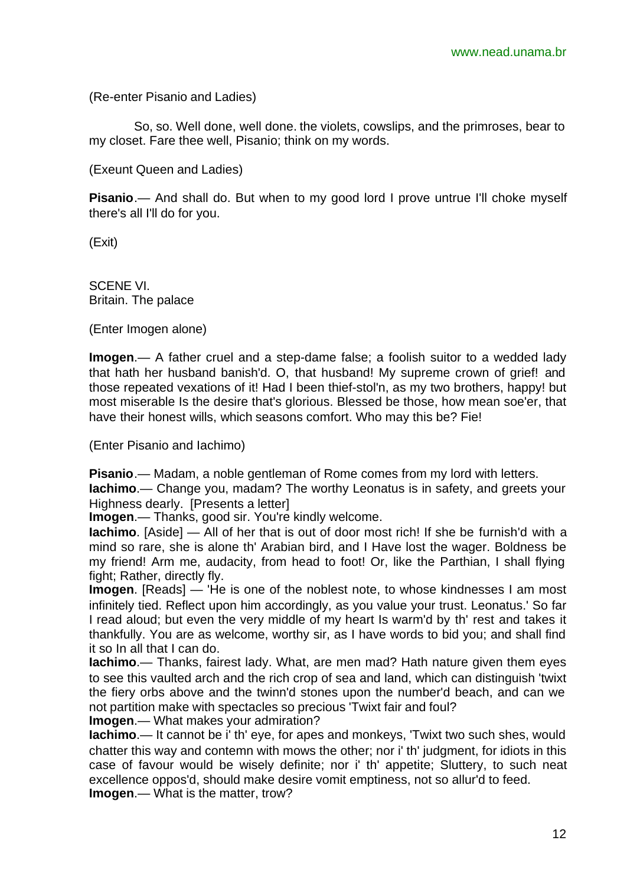(Re-enter Pisanio and Ladies)

So, so. Well done, well done. the violets, cowslips, and the primroses, bear to my closet. Fare thee well, Pisanio; think on my words.

(Exeunt Queen and Ladies)

**Pisanio**.— And shall do. But when to my good lord I prove untrue I'll choke myself there's all I'll do for you.

(Exit)

SCENE VI.
Britain. The palace

(Enter Imogen alone)

**Imogen**.— A father cruel and a step-dame false; a foolish suitor to a wedded lady that hath her husband banish'd. O, that husband! My supreme crown of grief! and those repeated vexations of it! Had I been thief-stol'n, as my two brothers, happy! but most miserable Is the desire that's glorious. Blessed be those, how mean soe'er, that have their honest wills, which seasons comfort. Who may this be? Fie!

(Enter Pisanio and Iachimo)

**Pisanio**.— Madam, a noble gentleman of Rome comes from my lord with letters.
**Iachimo**.— Change you, madam? The worthy Leonatus is in safety, and greets your Highness dearly. [Presents a letter]
**Imogen**.— Thanks, good sir. You're kindly welcome.
**Iachimo**. [Aside] — All of her that is out of door most rich! If she be furnish'd with a mind so rare, she is alone th' Arabian bird, and I Have lost the wager. Boldness be my friend! Arm me, audacity, from head to foot! Or, like the Parthian, I shall flying fight; Rather, directly fly.
**Imogen**. [Reads] — 'He is one of the noblest note, to whose kindnesses I am most infinitely tied. Reflect upon him accordingly, as you value your trust. Leonatus.' So far I read aloud; but even the very middle of my heart Is warm'd by th' rest and takes it thankfully. You are as welcome, worthy sir, as I have words to bid you; and shall find it so In all that I can do.
**Iachimo**.— Thanks, fairest lady. What, are men mad? Hath nature given them eyes to see this vaulted arch and the rich crop of sea and land, which can distinguish 'twixt the fiery orbs above and the twinn'd stones upon the number'd beach, and can we not partition make with spectacles so precious 'Twixt fair and foul?
**Imogen**.— What makes your admiration?
**Iachimo**.— It cannot be i' th' eye, for apes and monkeys, 'Twixt two such shes, would chatter this way and contemn with mows the other; nor i' th' judgment, for idiots in this case of favour would be wisely definite; nor i' th' appetite; Sluttery, to such neat excellence oppos'd, should make desire vomit emptiness, not so allur'd to feed.
**Imogen**.— What is the matter, trow?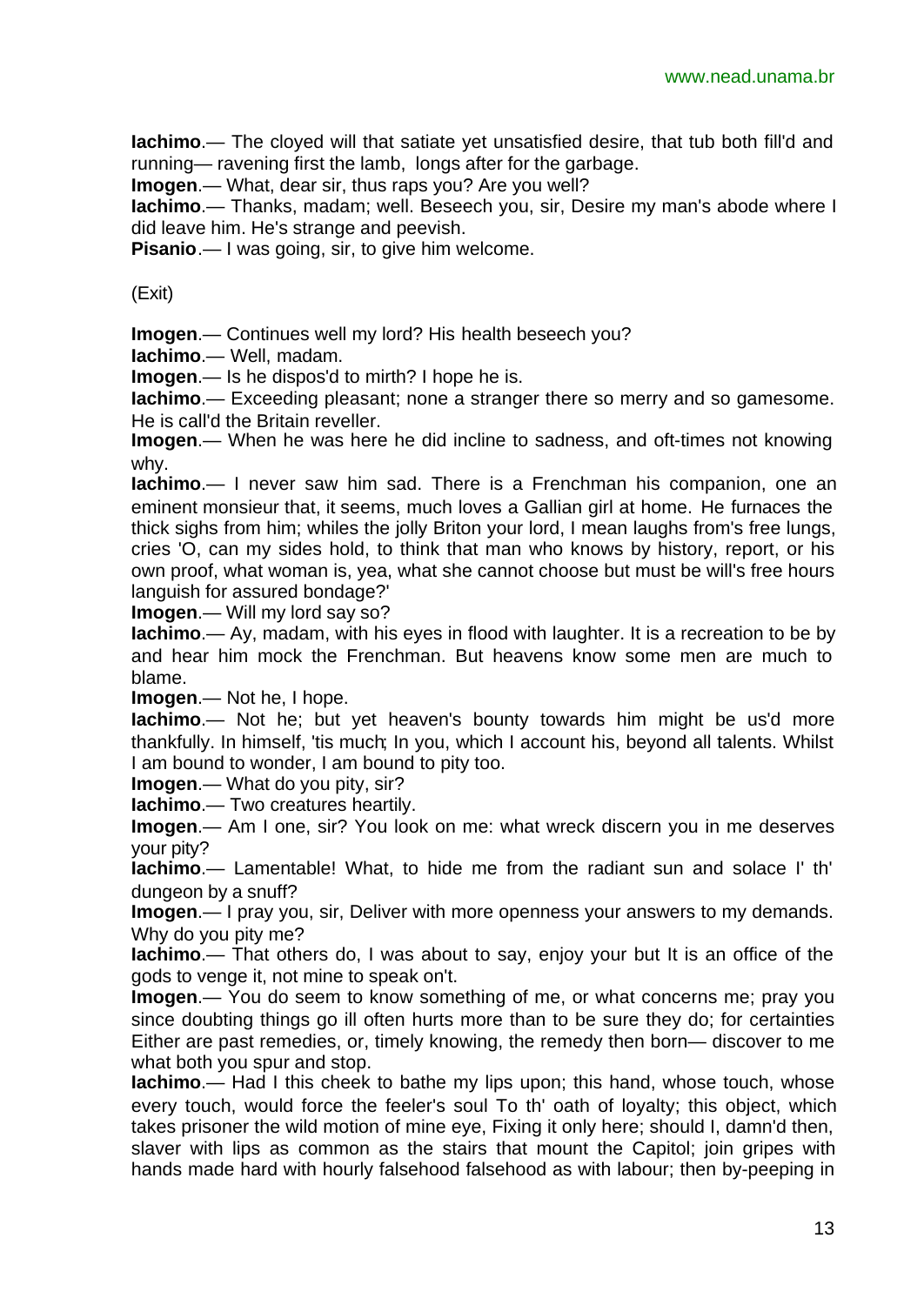**Iachimo**.— The cloyed will that satiate yet unsatisfied desire, that tub both fill'd and running— ravening first the lamb, longs after for the garbage.

**Imogen**.— What, dear sir, thus raps you? Are you well?

**Iachimo**.— Thanks, madam; well. Beseech you, sir, Desire my man's abode where I did leave him. He's strange and peevish.

**Pisanio**.— I was going, sir, to give him welcome.

(Exit)

**Imogen**.— Continues well my lord? His health beseech you?

**Iachimo**.— Well, madam.

**Imogen**.— Is he dispos'd to mirth? I hope he is.

**Iachimo**.— Exceeding pleasant; none a stranger there so merry and so gamesome. He is call'd the Britain reveller.

**Imogen**.— When he was here he did incline to sadness, and oft-times not knowing why.

**Iachimo**.— I never saw him sad. There is a Frenchman his companion, one an eminent monsieur that, it seems, much loves a Gallian girl at home. He furnaces the thick sighs from him; whiles the jolly Briton your lord, I mean laughs from's free lungs, cries 'O, can my sides hold, to think that man who knows by history, report, or his own proof, what woman is, yea, what she cannot choose but must be will's free hours languish for assured bondage?'

**Imogen**.— Will my lord say so?

**Iachimo**.— Ay, madam, with his eyes in flood with laughter. It is a recreation to be by and hear him mock the Frenchman. But heavens know some men are much to blame.

**Imogen**.— Not he, I hope.

**Iachimo**.— Not he; but yet heaven's bounty towards him might be us'd more thankfully. In himself, 'tis much; In you, which I account his, beyond all talents. Whilst I am bound to wonder, I am bound to pity too.

**Imogen**.— What do you pity, sir?

**Iachimo**.— Two creatures heartily.

**Imogen**.— Am I one, sir? You look on me: what wreck discern you in me deserves your pity?

**Iachimo**.— Lamentable! What, to hide me from the radiant sun and solace I' th' dungeon by a snuff?

**Imogen**.— I pray you, sir, Deliver with more openness your answers to my demands. Why do you pity me?

**Iachimo**.— That others do, I was about to say, enjoy your but It is an office of the gods to venge it, not mine to speak on't.

**Imogen**.— You do seem to know something of me, or what concerns me; pray you since doubting things go ill often hurts more than to be sure they do; for certainties Either are past remedies, or, timely knowing, the remedy then born— discover to me what both you spur and stop.

**Iachimo**.— Had I this cheek to bathe my lips upon; this hand, whose touch, whose every touch, would force the feeler's soul To th' oath of loyalty; this object, which takes prisoner the wild motion of mine eye, Fixing it only here; should I, damn'd then, slaver with lips as common as the stairs that mount the Capitol; join gripes with hands made hard with hourly falsehood falsehood as with labour; then by-peeping in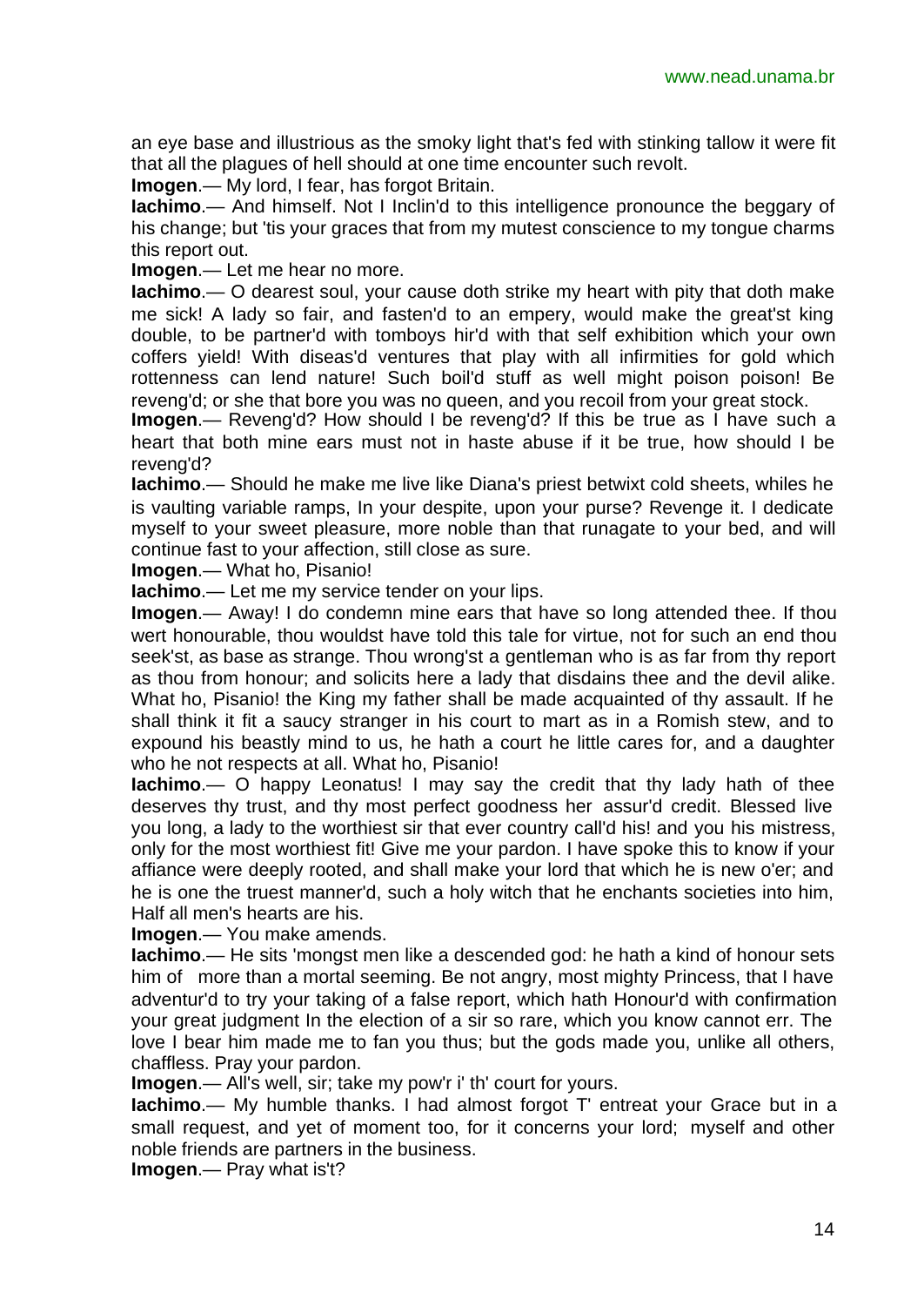an eye base and illustrious as the smoky light that's fed with stinking tallow it were fit that all the plagues of hell should at one time encounter such revolt.

**Imogen**.— My lord, I fear, has forgot Britain.

**Iachimo**.— And himself. Not I Inclin'd to this intelligence pronounce the beggary of his change; but 'tis your graces that from my mutest conscience to my tongue charms this report out.

**Imogen**.— Let me hear no more.

**Iachimo**.— O dearest soul, your cause doth strike my heart with pity that doth make me sick! A lady so fair, and fasten'd to an empery, would make the great'st king double, to be partner'd with tomboys hir'd with that self exhibition which your own coffers yield! With diseas'd ventures that play with all infirmities for gold which rottenness can lend nature! Such boil'd stuff as well might poison poison! Be reveng'd; or she that bore you was no queen, and you recoil from your great stock.

**Imogen**.— Reveng'd? How should I be reveng'd? If this be true as I have such a heart that both mine ears must not in haste abuse if it be true, how should I be reveng'd?

**Iachimo**.— Should he make me live like Diana's priest betwixt cold sheets, whiles he is vaulting variable ramps, In your despite, upon your purse? Revenge it. I dedicate myself to your sweet pleasure, more noble than that runagate to your bed, and will continue fast to your affection, still close as sure.

**Imogen**.— What ho, Pisanio!

**Iachimo**.— Let me my service tender on your lips.

**Imogen**.— Away! I do condemn mine ears that have so long attended thee. If thou wert honourable, thou wouldst have told this tale for virtue, not for such an end thou seek'st, as base as strange. Thou wrong'st a gentleman who is as far from thy report as thou from honour; and solicits here a lady that disdains thee and the devil alike. What ho, Pisanio! the King my father shall be made acquainted of thy assault. If he shall think it fit a saucy stranger in his court to mart as in a Romish stew, and to expound his beastly mind to us, he hath a court he little cares for, and a daughter who he not respects at all. What ho, Pisanio!

**Iachimo**.— O happy Leonatus! I may say the credit that thy lady hath of thee deserves thy trust, and thy most perfect goodness her assur'd credit. Blessed live you long, a lady to the worthiest sir that ever country call'd his! and you his mistress, only for the most worthiest fit! Give me your pardon. I have spoke this to know if your affiance were deeply rooted, and shall make your lord that which he is new o'er; and he is one the truest manner'd, such a holy witch that he enchants societies into him, Half all men's hearts are his.

**Imogen**.— You make amends.

**Iachimo**.— He sits 'mongst men like a descended god: he hath a kind of honour sets him of more than a mortal seeming. Be not angry, most mighty Princess, that I have adventur'd to try your taking of a false report, which hath Honour'd with confirmation your great judgment In the election of a sir so rare, which you know cannot err. The love I bear him made me to fan you thus; but the gods made you, unlike all others, chaffless. Pray your pardon.

**Imogen**.— All's well, sir; take my pow'r i' th' court for yours.

**Iachimo**.— My humble thanks. I had almost forgot T' entreat your Grace but in a small request, and yet of moment too, for it concerns your lord; myself and other noble friends are partners in the business.

**Imogen**.— Pray what is't?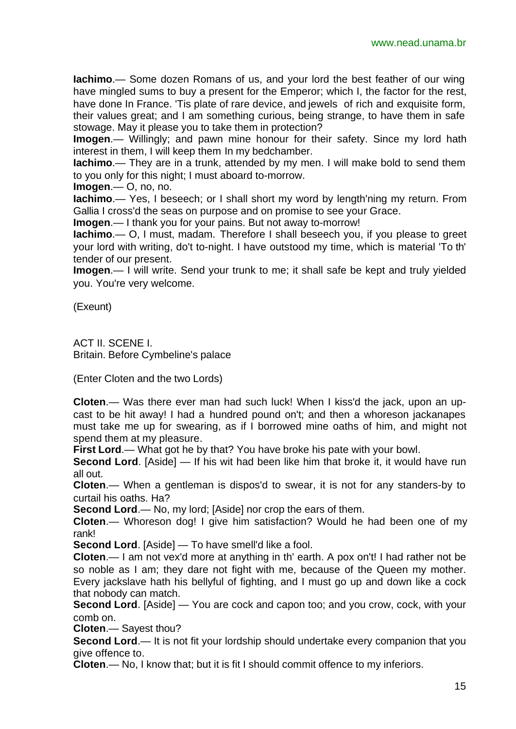**Iachimo**.— Some dozen Romans of us, and your lord the best feather of our wing have mingled sums to buy a present for the Emperor; which I, the factor for the rest, have done In France. 'Tis plate of rare device, and jewels of rich and exquisite form, their values great; and I am something curious, being strange, to have them in safe stowage. May it please you to take them in protection?
**Imogen**.— Willingly; and pawn mine honour for their safety. Since my lord hath interest in them, I will keep them In my bedchamber.
**Iachimo**.— They are in a trunk, attended by my men. I will make bold to send them to you only for this night; I must aboard to-morrow.
**Imogen**.— O, no, no.
**Iachimo**.— Yes, I beseech; or I shall short my word by length'ning my return. From Gallia I cross'd the seas on purpose and on promise to see your Grace.
**Imogen**.— I thank you for your pains. But not away to-morrow!
**Iachimo**.— O, I must, madam. Therefore I shall beseech you, if you please to greet your lord with writing, do't to-night. I have outstood my time, which is material 'To th' tender of our present.
**Imogen**.— I will write. Send your trunk to me; it shall safe be kept and truly yielded you. You're very welcome.

(Exeunt)

ACT II. SCENE I.
Britain. Before Cymbeline's palace

(Enter Cloten and the two Lords)

**Cloten**.— Was there ever man had such luck! When I kiss'd the jack, upon an up-cast to be hit away! I had a hundred pound on't; and then a whoreson jackanapes must take me up for swearing, as if I borrowed mine oaths of him, and might not spend them at my pleasure.
**First Lord**.— What got he by that? You have broke his pate with your bowl.
**Second Lord**. [Aside] — If his wit had been like him that broke it, it would have run all out.
**Cloten**.— When a gentleman is dispos'd to swear, it is not for any standers-by to curtail his oaths. Ha?
**Second Lord**.— No, my lord; [Aside] nor crop the ears of them.
**Cloten**.— Whoreson dog! I give him satisfaction? Would he had been one of my rank!
**Second Lord**. [Aside] — To have smell'd like a fool.
**Cloten**.— I am not vex'd more at anything in th' earth. A pox on't! I had rather not be so noble as I am; they dare not fight with me, because of the Queen my mother. Every jackslave hath his bellyful of fighting, and I must go up and down like a cock that nobody can match.
**Second Lord**. [Aside] — You are cock and capon too; and you crow, cock, with your comb on.
**Cloten**.— Sayest thou?
**Second Lord**.— It is not fit your lordship should undertake every companion that you give offence to.
**Cloten**.— No, I know that; but it is fit I should commit offence to my inferiors.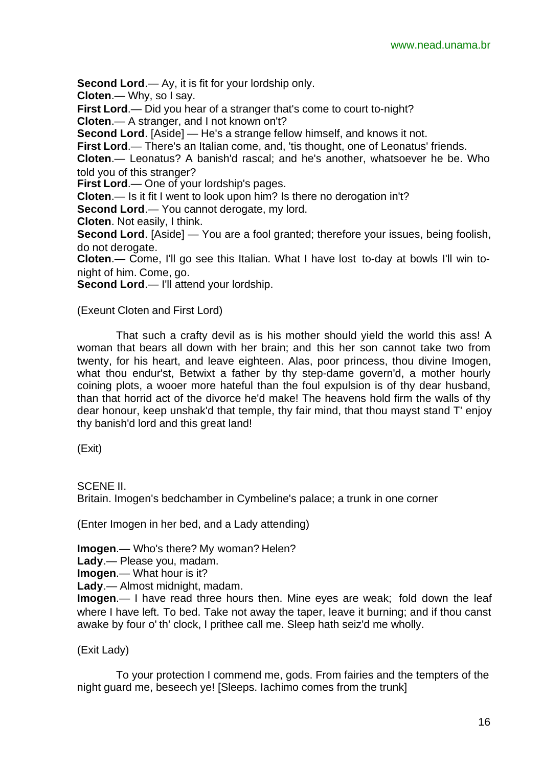**Second Lord**.— Ay, it is fit for your lordship only.
**Cloten**.— Why, so I say.
**First Lord**.— Did you hear of a stranger that's come to court to-night?
**Cloten**.— A stranger, and I not known on't?
**Second Lord**. [Aside] — He's a strange fellow himself, and knows it not.
**First Lord**.— There's an Italian come, and, 'tis thought, one of Leonatus' friends.
**Cloten**.— Leonatus? A banish'd rascal; and he's another, whatsoever he be. Who told you of this stranger?
**First Lord**.— One of your lordship's pages.
**Cloten**.— Is it fit I went to look upon him? Is there no derogation in't?
**Second Lord**.— You cannot derogate, my lord.
**Cloten**. Not easily, I think.
**Second Lord**. [Aside] — You are a fool granted; therefore your issues, being foolish, do not derogate.
**Cloten**.— Come, I'll go see this Italian. What I have lost to-day at bowls I'll win to-night of him. Come, go.
**Second Lord**.— I'll attend your lordship.

(Exeunt Cloten and First Lord)

That such a crafty devil as is his mother should yield the world this ass! A woman that bears all down with her brain; and this her son cannot take two from twenty, for his heart, and leave eighteen. Alas, poor princess, thou divine Imogen, what thou endur'st, Betwixt a father by thy step-dame govern'd, a mother hourly coining plots, a wooer more hateful than the foul expulsion is of thy dear husband, than that horrid act of the divorce he'd make! The heavens hold firm the walls of thy dear honour, keep unshak'd that temple, thy fair mind, that thou mayst stand T' enjoy thy banish'd lord and this great land!

(Exit)

SCENE II.
Britain. Imogen's bedchamber in Cymbeline's palace; a trunk in one corner

(Enter Imogen in her bed, and a Lady attending)

**Imogen**.— Who's there? My woman? Helen?
**Lady**.— Please you, madam.
**Imogen**.— What hour is it?
**Lady**.— Almost midnight, madam.
**Imogen**.— I have read three hours then. Mine eyes are weak; fold down the leaf where I have left. To bed. Take not away the taper, leave it burning; and if thou canst awake by four o' th' clock, I prithee call me. Sleep hath seiz'd me wholly.

(Exit Lady)

To your protection I commend me, gods. From fairies and the tempters of the night guard me, beseech ye! [Sleeps. Iachimo comes from the trunk]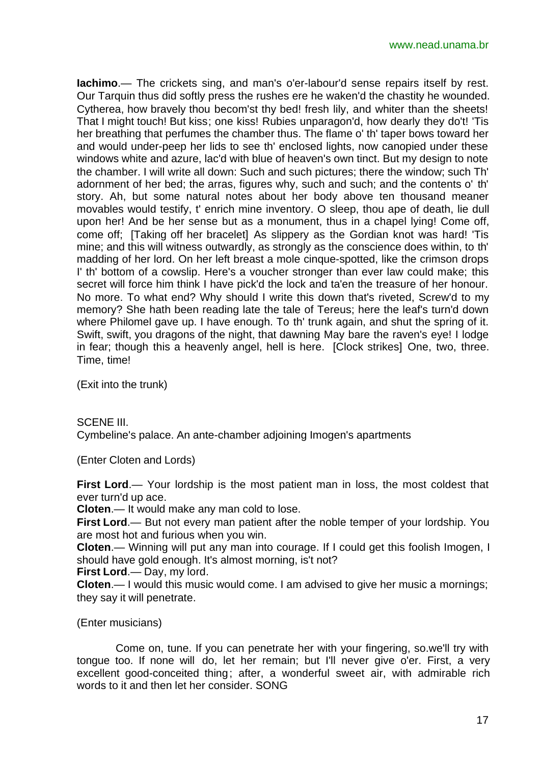**Iachimo**.— The crickets sing, and man's o'er-labour'd sense repairs itself by rest. Our Tarquin thus did softly press the rushes ere he waken'd the chastity he wounded. Cytherea, how bravely thou becom'st thy bed! fresh lily, and whiter than the sheets! That I might touch! But kiss; one kiss! Rubies unparagon'd, how dearly they do't! 'Tis her breathing that perfumes the chamber thus. The flame o' th' taper bows toward her and would under-peep her lids to see th' enclosed lights, now canopied under these windows white and azure, lac'd with blue of heaven's own tinct. But my design to note the chamber. I will write all down: Such and such pictures; there the window; such Th' adornment of her bed; the arras, figures why, such and such; and the contents o' th' story. Ah, but some natural notes about her body above ten thousand meaner movables would testify, t' enrich mine inventory. O sleep, thou ape of death, lie dull upon her! And be her sense but as a monument, thus in a chapel lying! Come off, come off; [Taking off her bracelet] As slippery as the Gordian knot was hard! 'Tis mine; and this will witness outwardly, as strongly as the conscience does within, to th' madding of her lord. On her left breast a mole cinque-spotted, like the crimson drops I' th' bottom of a cowslip. Here's a voucher stronger than ever law could make; this secret will force him think I have pick'd the lock and ta'en the treasure of her honour. No more. To what end? Why should I write this down that's riveted, Screw'd to my memory? She hath been reading late the tale of Tereus; here the leaf's turn'd down where Philomel gave up. I have enough. To th' trunk again, and shut the spring of it. Swift, swift, you dragons of the night, that dawning May bare the raven's eye! I lodge in fear; though this a heavenly angel, hell is here. [Clock strikes] One, two, three. Time, time!

(Exit into the trunk)

SCENE III.

Cymbeline's palace. An ante-chamber adjoining Imogen's apartments

(Enter Cloten and Lords)

**First Lord**.— Your lordship is the most patient man in loss, the most coldest that ever turn'd up ace.

**Cloten**.— It would make any man cold to lose.

**First Lord**.— But not every man patient after the noble temper of your lordship. You are most hot and furious when you win.

**Cloten**.— Winning will put any man into courage. If I could get this foolish Imogen, I should have gold enough. It's almost morning, is't not?

**First Lord**.— Day, my lord.

**Cloten**.— I would this music would come. I am advised to give her music a mornings; they say it will penetrate.

(Enter musicians)

Come on, tune. If you can penetrate her with your fingering, so.we'll try with tongue too. If none will do, let her remain; but I'll never give o'er. First, a very excellent good-conceited thing; after, a wonderful sweet air, with admirable rich words to it and then let her consider. SONG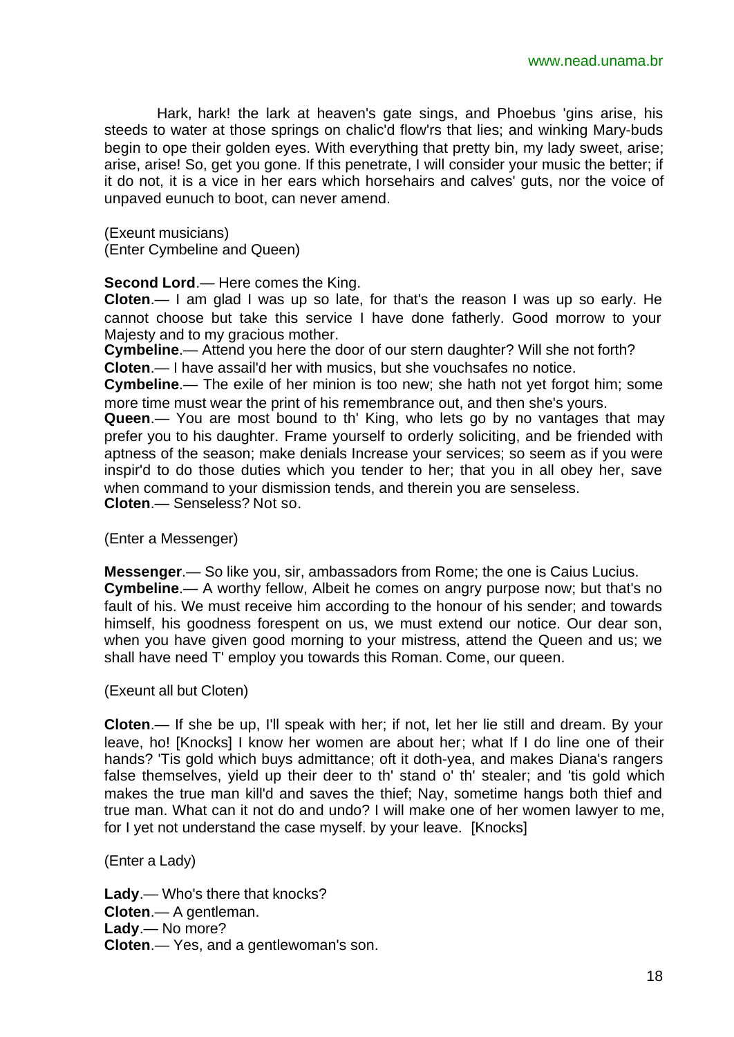Hark, hark! the lark at heaven's gate sings, and Phoebus 'gins arise, his steeds to water at those springs on chalic'd flow'rs that lies; and winking Mary-buds begin to ope their golden eyes. With everything that pretty bin, my lady sweet, arise; arise, arise! So, get you gone. If this penetrate, I will consider your music the better; if it do not, it is a vice in her ears which horsehairs and calves' guts, nor the voice of unpaved eunuch to boot, can never amend.

(Exeunt musicians)
(Enter Cymbeline and Queen)

**Second Lord**.— Here comes the King.
**Cloten**.— I am glad I was up so late, for that's the reason I was up so early. He cannot choose but take this service I have done fatherly. Good morrow to your Majesty and to my gracious mother.
**Cymbeline**.— Attend you here the door of our stern daughter? Will she not forth?
**Cloten**.— I have assail'd her with musics, but she vouchsafes no notice.
**Cymbeline**.— The exile of her minion is too new; she hath not yet forgot him; some more time must wear the print of his remembrance out, and then she's yours.
**Queen**.— You are most bound to th' King, who lets go by no vantages that may prefer you to his daughter. Frame yourself to orderly soliciting, and be friended with aptness of the season; make denials Increase your services; so seem as if you were inspir'd to do those duties which you tender to her; that you in all obey her, save when command to your dismission tends, and therein you are senseless.
**Cloten**.— Senseless? Not so.

(Enter a Messenger)

**Messenger**.— So like you, sir, ambassadors from Rome; the one is Caius Lucius.
**Cymbeline**.— A worthy fellow, Albeit he comes on angry purpose now; but that's no fault of his. We must receive him according to the honour of his sender; and towards himself, his goodness forespent on us, we must extend our notice. Our dear son, when you have given good morning to your mistress, attend the Queen and us; we shall have need T' employ you towards this Roman. Come, our queen.

(Exeunt all but Cloten)

**Cloten**.— If she be up, I'll speak with her; if not, let her lie still and dream. By your leave, ho! [Knocks] I know her women are about her; what If I do line one of their hands? 'Tis gold which buys admittance; oft it doth-yea, and makes Diana's rangers false themselves, yield up their deer to th' stand o' th' stealer; and 'tis gold which makes the true man kill'd and saves the thief; Nay, sometime hangs both thief and true man. What can it not do and undo? I will make one of her women lawyer to me, for I yet not understand the case myself. by your leave. [Knocks]

(Enter a Lady)

**Lady**.— Who's there that knocks?
**Cloten**.— A gentleman.
**Lady**.— No more?
**Cloten**.— Yes, and a gentlewoman's son.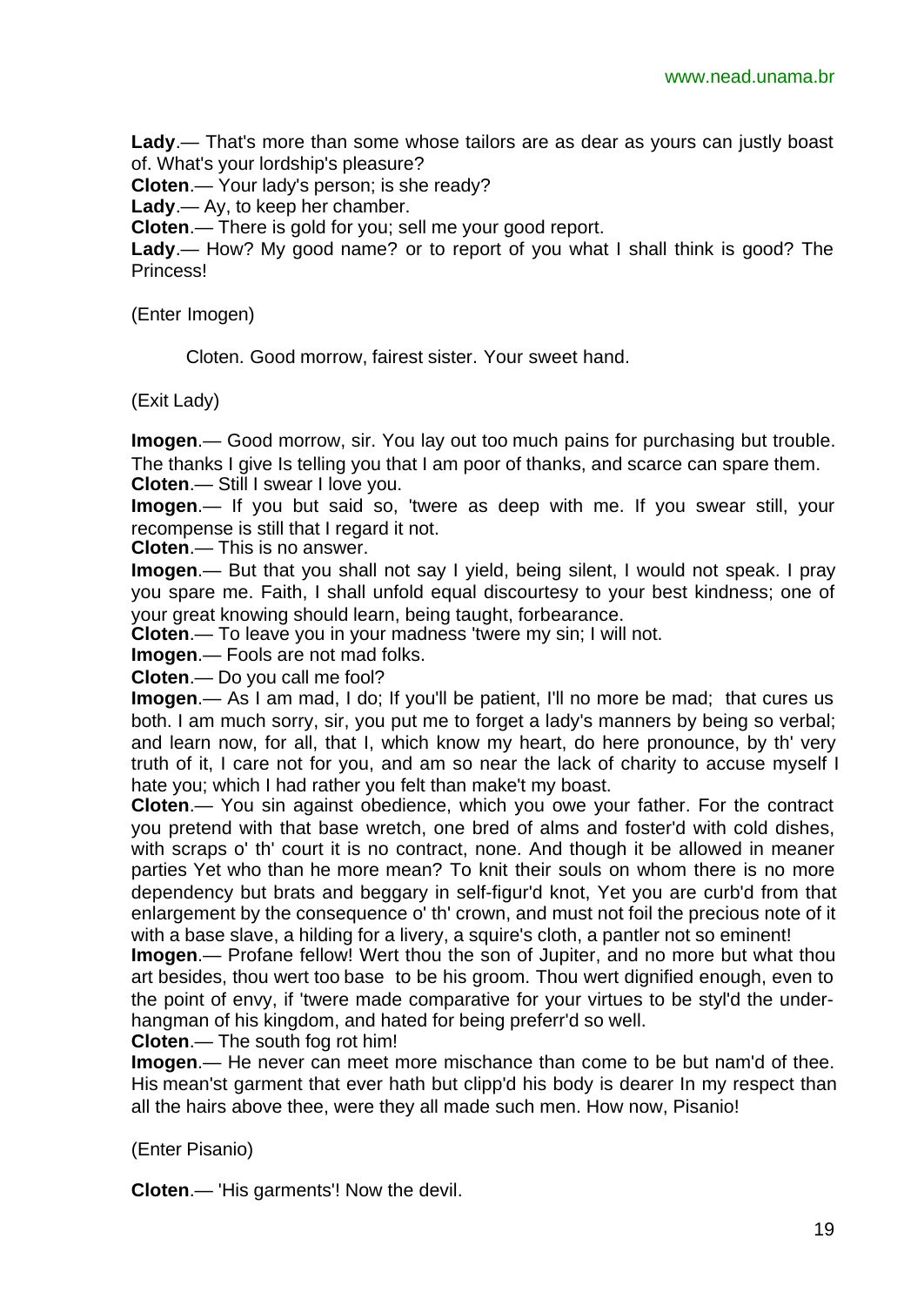**Lady**.— That's more than some whose tailors are as dear as yours can justly boast of. What's your lordship's pleasure?

**Cloten**.— Your lady's person; is she ready?

**Lady**.— Ay, to keep her chamber.

**Cloten**.— There is gold for you; sell me your good report.

**Lady**.— How? My good name? or to report of you what I shall think is good? The Princess!

(Enter Imogen)

Cloten. Good morrow, fairest sister. Your sweet hand.

(Exit Lady)

**Imogen**.— Good morrow, sir. You lay out too much pains for purchasing but trouble. The thanks I give Is telling you that I am poor of thanks, and scarce can spare them.

**Cloten**.— Still I swear I love you.

**Imogen**.— If you but said so, 'twere as deep with me. If you swear still, your recompense is still that I regard it not.

**Cloten**.— This is no answer.

**Imogen**.— But that you shall not say I yield, being silent, I would not speak. I pray you spare me. Faith, I shall unfold equal discourtesy to your best kindness; one of your great knowing should learn, being taught, forbearance.

**Cloten**.— To leave you in your madness 'twere my sin; I will not.

**Imogen**.— Fools are not mad folks.

**Cloten**.— Do you call me fool?

**Imogen**.— As I am mad, I do; If you'll be patient, I'll no more be mad; that cures us both. I am much sorry, sir, you put me to forget a lady's manners by being so verbal; and learn now, for all, that I, which know my heart, do here pronounce, by th' very truth of it, I care not for you, and am so near the lack of charity to accuse myself I hate you; which I had rather you felt than make't my boast.

**Cloten**.— You sin against obedience, which you owe your father. For the contract you pretend with that base wretch, one bred of alms and foster'd with cold dishes, with scraps o' th' court it is no contract, none. And though it be allowed in meaner parties Yet who than he more mean? To knit their souls on whom there is no more dependency but brats and beggary in self-figur'd knot, Yet you are curb'd from that enlargement by the consequence o' th' crown, and must not foil the precious note of it with a base slave, a hilding for a livery, a squire's cloth, a pantler not so eminent!

**Imogen**.— Profane fellow! Wert thou the son of Jupiter, and no more but what thou art besides, thou wert too base to be his groom. Thou wert dignified enough, even to the point of envy, if 'twere made comparative for your virtues to be styl'd the under-hangman of his kingdom, and hated for being preferr'd so well.

**Cloten**.— The south fog rot him!

**Imogen**.— He never can meet more mischance than come to be but nam'd of thee. His mean'st garment that ever hath but clipp'd his body is dearer In my respect than all the hairs above thee, were they all made such men. How now, Pisanio!

(Enter Pisanio)

**Cloten**.— 'His garments'! Now the devil.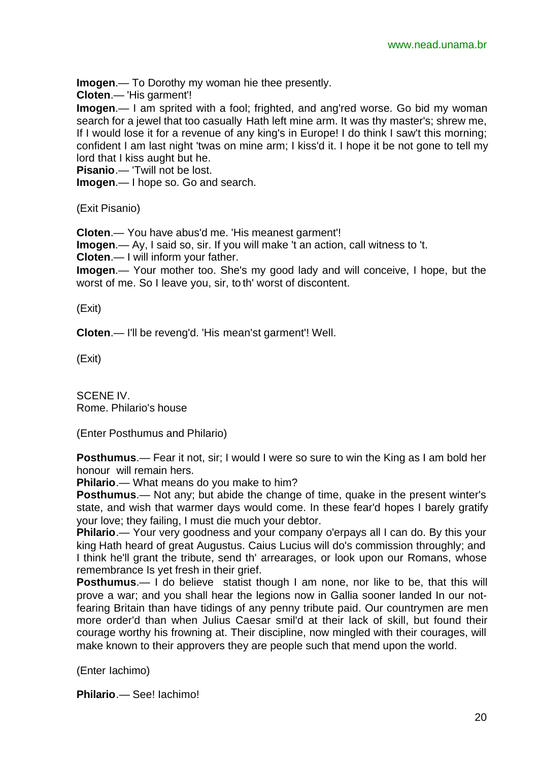**Imogen**.— To Dorothy my woman hie thee presently.

**Cloten**.— 'His garment'!

**Imogen**.— I am sprited with a fool; frighted, and ang'red worse. Go bid my woman search for a jewel that too casually Hath left mine arm. It was thy master's; shrew me, If I would lose it for a revenue of any king's in Europe! I do think I saw't this morning; confident I am last night 'twas on mine arm; I kiss'd it. I hope it be not gone to tell my lord that I kiss aught but he.

**Pisanio**.— 'Twill not be lost.

**Imogen**.— I hope so. Go and search.

(Exit Pisanio)

**Cloten**.— You have abus'd me. 'His meanest garment'!

**Imogen**.— Ay, I said so, sir. If you will make 't an action, call witness to 't.

**Cloten**.— I will inform your father.

**Imogen**.— Your mother too. She's my good lady and will conceive, I hope, but the worst of me. So I leave you, sir, to th' worst of discontent.

(Exit)

**Cloten**.— I'll be reveng'd. 'His mean'st garment'! Well.

(Exit)

SCENE IV.
Rome. Philario's house

(Enter Posthumus and Philario)

**Posthumus**.— Fear it not, sir; I would I were so sure to win the King as I am bold her honour will remain hers.

**Philario**.— What means do you make to him?

**Posthumus**.— Not any; but abide the change of time, quake in the present winter's state, and wish that warmer days would come. In these fear'd hopes I barely gratify your love; they failing, I must die much your debtor.

**Philario**.— Your very goodness and your company o'erpays all I can do. By this your king Hath heard of great Augustus. Caius Lucius will do's commission throughly; and I think he'll grant the tribute, send th' arrearages, or look upon our Romans, whose remembrance Is yet fresh in their grief.

**Posthumus**.— I do believe statist though I am none, nor like to be, that this will prove a war; and you shall hear the legions now in Gallia sooner landed In our not-fearing Britain than have tidings of any penny tribute paid. Our countrymen are men more order'd than when Julius Caesar smil'd at their lack of skill, but found their courage worthy his frowning at. Their discipline, now mingled with their courages, will make known to their approvers they are people such that mend upon the world.

(Enter Iachimo)

**Philario**.— See! Iachimo!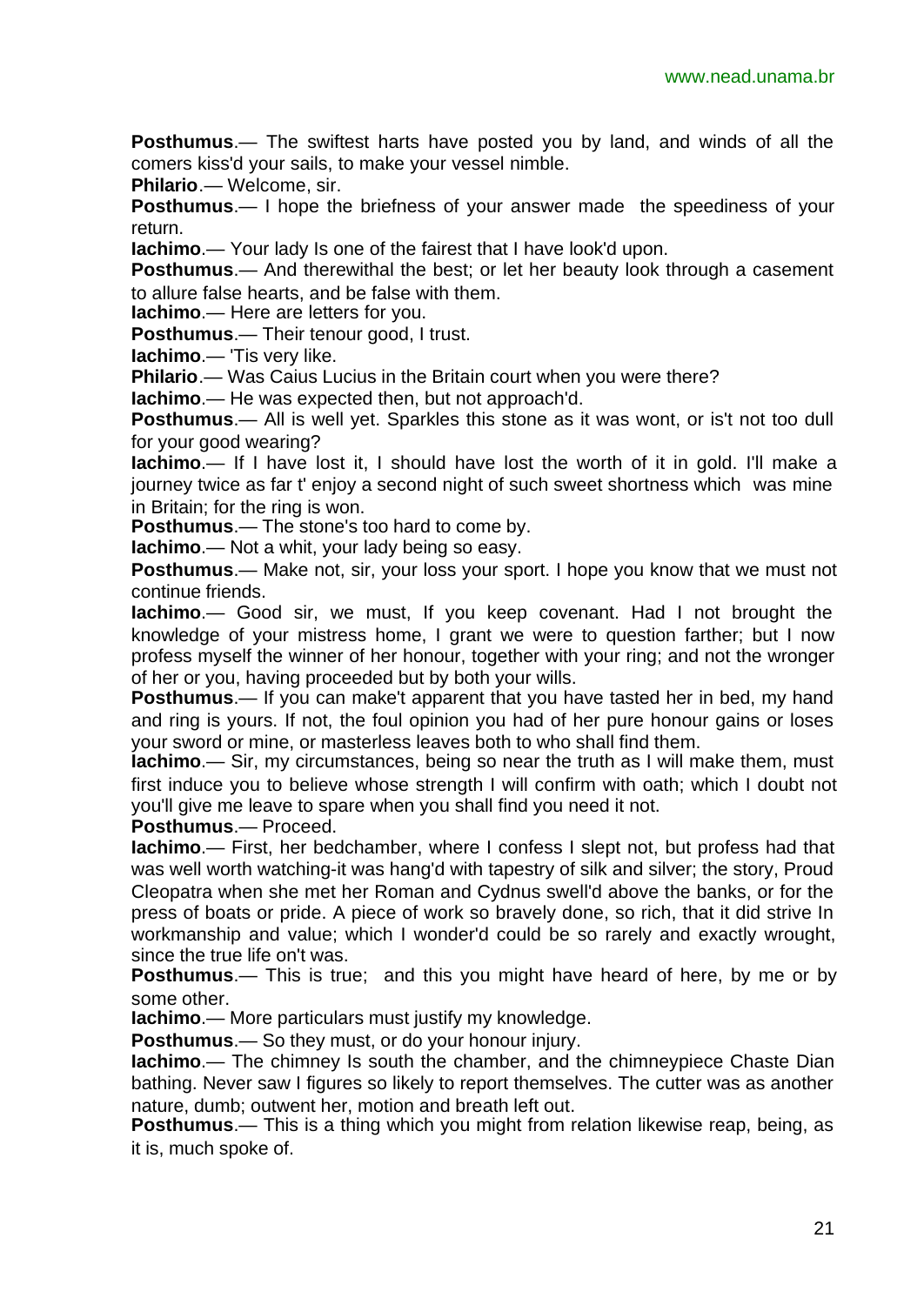**Posthumus**.— The swiftest harts have posted you by land, and winds of all the comers kiss'd your sails, to make your vessel nimble.

**Philario**.— Welcome, sir.

**Posthumus**.— I hope the briefness of your answer made the speediness of your return.

**Iachimo**.— Your lady Is one of the fairest that I have look'd upon.

**Posthumus**.— And therewithal the best; or let her beauty look through a casement to allure false hearts, and be false with them.

**Iachimo**.— Here are letters for you.

**Posthumus**.— Their tenour good, I trust.

**Iachimo**.— 'Tis very like.

**Philario**.— Was Caius Lucius in the Britain court when you were there?

**Iachimo**.— He was expected then, but not approach'd.

**Posthumus**.— All is well yet. Sparkles this stone as it was wont, or is't not too dull for your good wearing?

**Iachimo**.— If I have lost it, I should have lost the worth of it in gold. I'll make a journey twice as far t' enjoy a second night of such sweet shortness which was mine in Britain; for the ring is won.

**Posthumus**.— The stone's too hard to come by.

**Iachimo**.— Not a whit, your lady being so easy.

**Posthumus**.— Make not, sir, your loss your sport. I hope you know that we must not continue friends.

**Iachimo**.— Good sir, we must, If you keep covenant. Had I not brought the knowledge of your mistress home, I grant we were to question farther; but I now profess myself the winner of her honour, together with your ring; and not the wronger of her or you, having proceeded but by both your wills.

**Posthumus**.— If you can make't apparent that you have tasted her in bed, my hand and ring is yours. If not, the foul opinion you had of her pure honour gains or loses your sword or mine, or masterless leaves both to who shall find them.

**Iachimo**.— Sir, my circumstances, being so near the truth as I will make them, must first induce you to believe whose strength I will confirm with oath; which I doubt not you'll give me leave to spare when you shall find you need it not.

**Posthumus**.— Proceed.

**Iachimo**.— First, her bedchamber, where I confess I slept not, but profess had that was well worth watching-it was hang'd with tapestry of silk and silver; the story, Proud Cleopatra when she met her Roman and Cydnus swell'd above the banks, or for the press of boats or pride. A piece of work so bravely done, so rich, that it did strive In workmanship and value; which I wonder'd could be so rarely and exactly wrought, since the true life on't was.

**Posthumus**.— This is true; and this you might have heard of here, by me or by some other.

**Iachimo**.— More particulars must justify my knowledge.

**Posthumus**.— So they must, or do your honour injury.

**Iachimo**.— The chimney Is south the chamber, and the chimneypiece Chaste Dian bathing. Never saw I figures so likely to report themselves. The cutter was as another nature, dumb; outwent her, motion and breath left out.

**Posthumus**.— This is a thing which you might from relation likewise reap, being, as it is, much spoke of.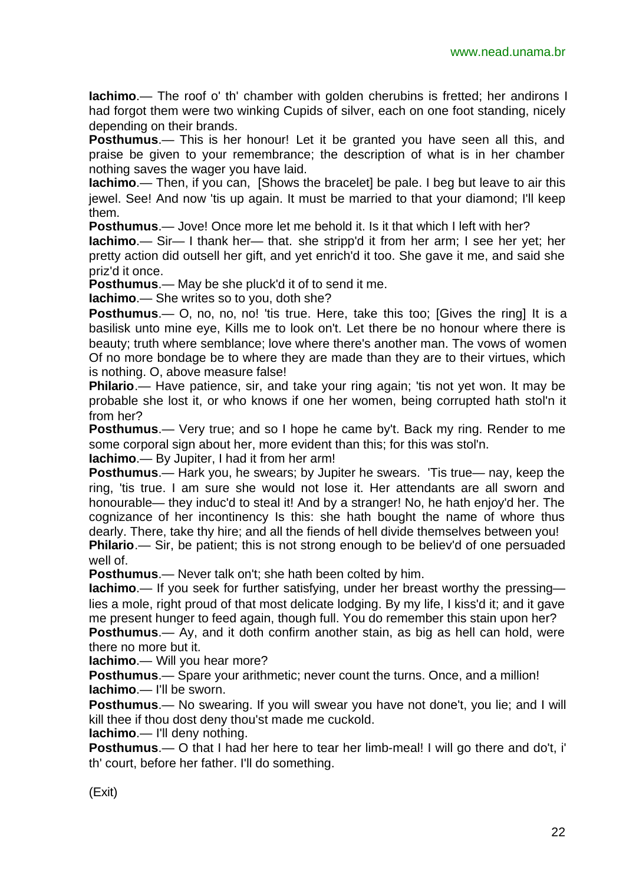**Iachimo**.— The roof o' th' chamber with golden cherubins is fretted; her andirons I had forgot them were two winking Cupids of silver, each on one foot standing, nicely depending on their brands.

**Posthumus**.— This is her honour! Let it be granted you have seen all this, and praise be given to your remembrance; the description of what is in her chamber nothing saves the wager you have laid.

**Iachimo**.— Then, if you can, [Shows the bracelet] be pale. I beg but leave to air this jewel. See! And now 'tis up again. It must be married to that your diamond; I'll keep them.

**Posthumus**.— Jove! Once more let me behold it. Is it that which I left with her?

**Iachimo**.— Sir— I thank her— that. she stripp'd it from her arm; I see her yet; her pretty action did outsell her gift, and yet enrich'd it too. She gave it me, and said she priz'd it once.

**Posthumus**.— May be she pluck'd it of to send it me.

**Iachimo**.— She writes so to you, doth she?

**Posthumus**.— O, no, no, no! 'tis true. Here, take this too; [Gives the ring] It is a basilisk unto mine eye, Kills me to look on't. Let there be no honour where there is beauty; truth where semblance; love where there's another man. The vows of women Of no more bondage be to where they are made than they are to their virtues, which is nothing. O, above measure false!

**Philario**.— Have patience, sir, and take your ring again; 'tis not yet won. It may be probable she lost it, or who knows if one her women, being corrupted hath stol'n it from her?

**Posthumus**.— Very true; and so I hope he came by't. Back my ring. Render to me some corporal sign about her, more evident than this; for this was stol'n.

**Iachimo**.— By Jupiter, I had it from her arm!

**Posthumus**.— Hark you, he swears; by Jupiter he swears. 'Tis true— nay, keep the ring, 'tis true. I am sure she would not lose it. Her attendants are all sworn and honourable— they induc'd to steal it! And by a stranger! No, he hath enjoy'd her. The cognizance of her incontinency Is this: she hath bought the name of whore thus dearly. There, take thy hire; and all the fiends of hell divide themselves between you!

**Philario**.— Sir, be patient; this is not strong enough to be believ'd of one persuaded well of.

**Posthumus**.— Never talk on't; she hath been colted by him.

**Iachimo**.— If you seek for further satisfying, under her breast worthy the pressing— lies a mole, right proud of that most delicate lodging. By my life, I kiss'd it; and it gave me present hunger to feed again, though full. You do remember this stain upon her?

**Posthumus**.— Ay, and it doth confirm another stain, as big as hell can hold, were there no more but it.

**Iachimo**.— Will you hear more?

**Posthumus**.— Spare your arithmetic; never count the turns. Once, and a million!

**Iachimo**.— I'll be sworn.

**Posthumus**.— No swearing. If you will swear you have not done't, you lie; and I will kill thee if thou dost deny thou'st made me cuckold.

**Iachimo**.— I'll deny nothing.

**Posthumus**.— O that I had her here to tear her limb-meal! I will go there and do't, i' th' court, before her father. I'll do something.

(Exit)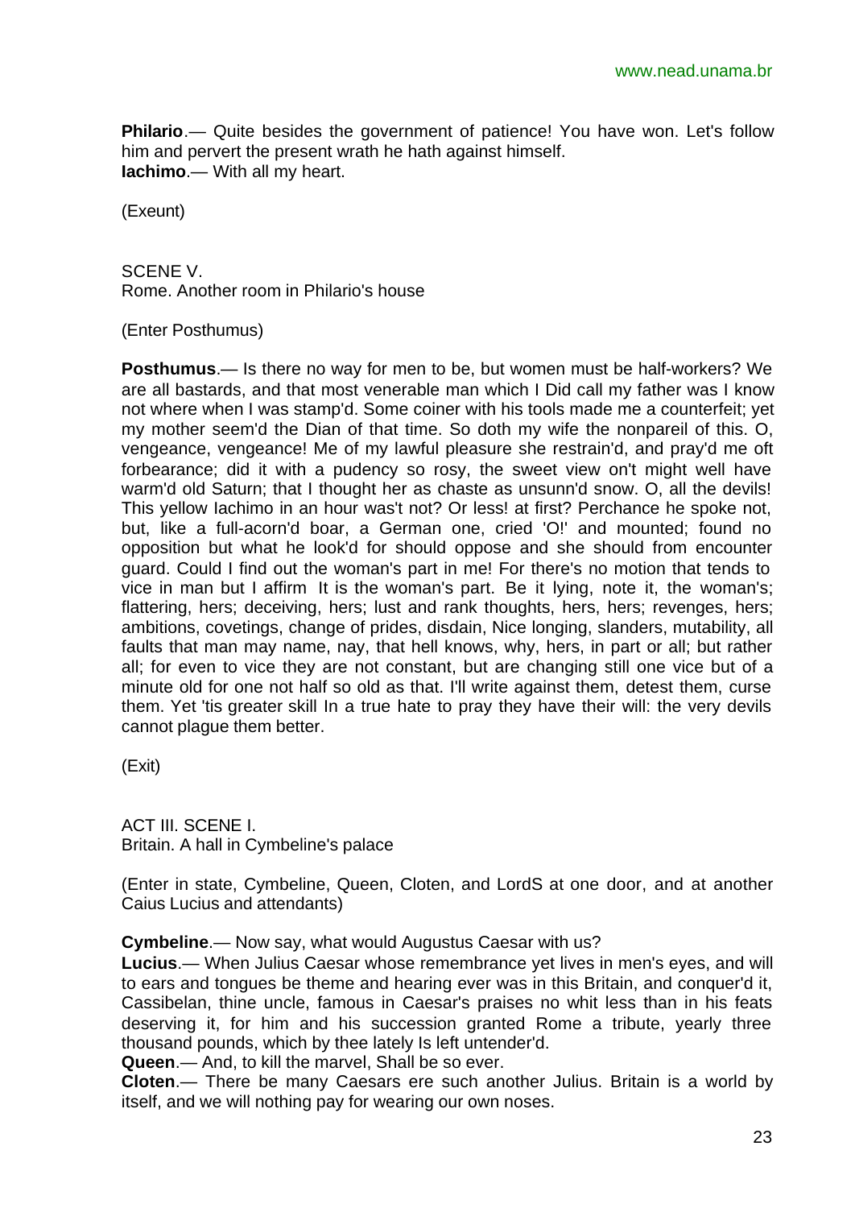**Philario**.— Quite besides the government of patience! You have won. Let's follow him and pervert the present wrath he hath against himself.
**Iachimo**.— With all my heart.

(Exeunt)

SCENE V.
Rome. Another room in Philario's house

(Enter Posthumus)

**Posthumus**.— Is there no way for men to be, but women must be half-workers? We are all bastards, and that most venerable man which I Did call my father was I know not where when I was stamp'd. Some coiner with his tools made me a counterfeit; yet my mother seem'd the Dian of that time. So doth my wife the nonpareil of this. O, vengeance, vengeance! Me of my lawful pleasure she restrain'd, and pray'd me oft forbearance; did it with a pudency so rosy, the sweet view on't might well have warm'd old Saturn; that I thought her as chaste as unsunn'd snow. O, all the devils! This yellow Iachimo in an hour was't not? Or less! at first? Perchance he spoke not, but, like a full-acorn'd boar, a German one, cried 'O!' and mounted; found no opposition but what he look'd for should oppose and she should from encounter guard. Could I find out the woman's part in me! For there's no motion that tends to vice in man but I affirm It is the woman's part. Be it lying, note it, the woman's; flattering, hers; deceiving, hers; lust and rank thoughts, hers, hers; revenges, hers; ambitions, covetings, change of prides, disdain, Nice longing, slanders, mutability, all faults that man may name, nay, that hell knows, why, hers, in part or all; but rather all; for even to vice they are not constant, but are changing still one vice but of a minute old for one not half so old as that. I'll write against them, detest them, curse them. Yet 'tis greater skill In a true hate to pray they have their will: the very devils cannot plague them better.

(Exit)

ACT III. SCENE I.
Britain. A hall in Cymbeline's palace

(Enter in state, Cymbeline, Queen, Cloten, and LordS at one door, and at another Caius Lucius and attendants)

**Cymbeline**.— Now say, what would Augustus Caesar with us?
**Lucius**.— When Julius Caesar whose remembrance yet lives in men's eyes, and will to ears and tongues be theme and hearing ever was in this Britain, and conquer'd it, Cassibelan, thine uncle, famous in Caesar's praises no whit less than in his feats deserving it, for him and his succession granted Rome a tribute, yearly three thousand pounds, which by thee lately Is left untender'd.
**Queen**.— And, to kill the marvel, Shall be so ever.
**Cloten**.— There be many Caesars ere such another Julius. Britain is a world by itself, and we will nothing pay for wearing our own noses.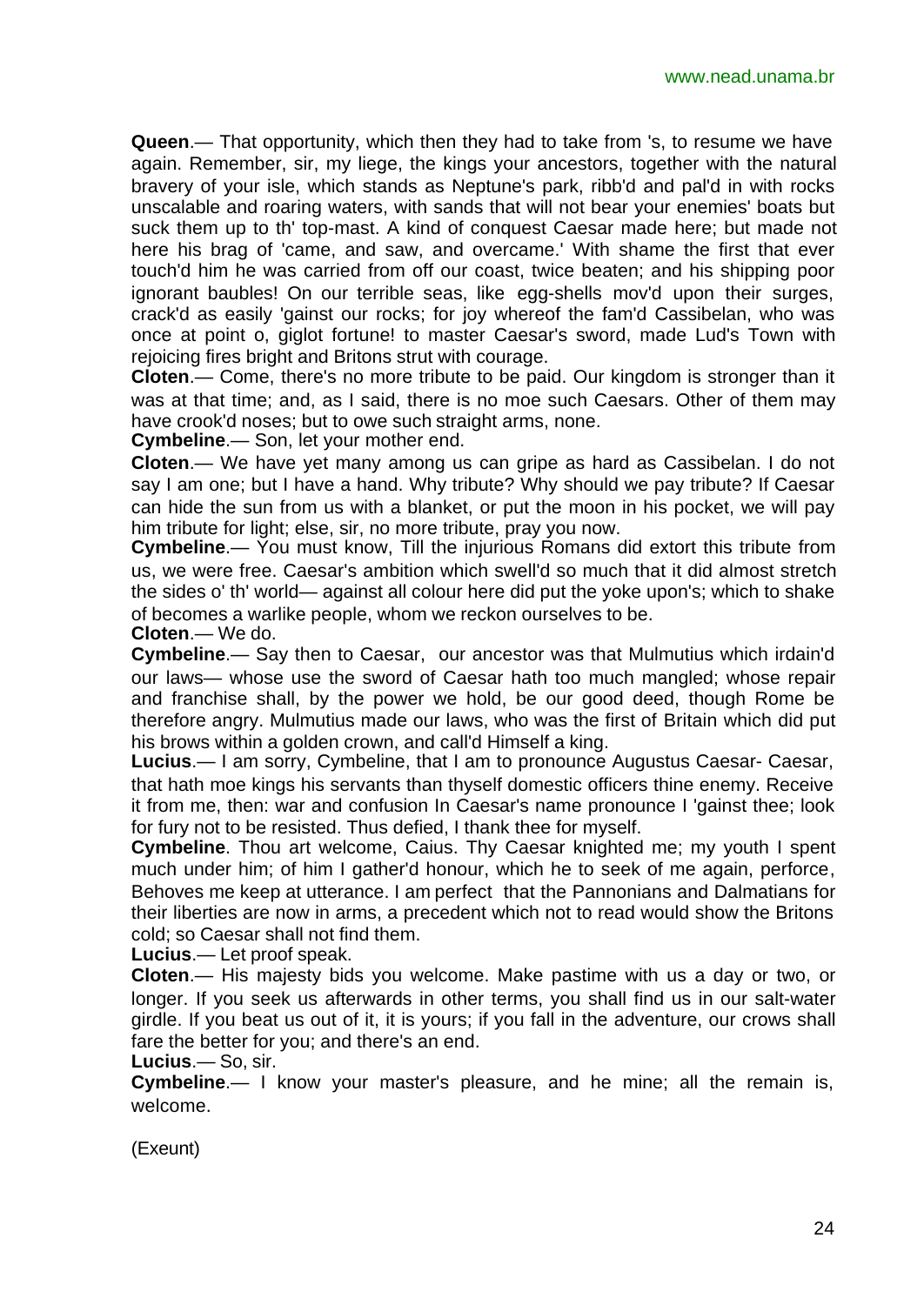**Queen**.— That opportunity, which then they had to take from 's, to resume we have again. Remember, sir, my liege, the kings your ancestors, together with the natural bravery of your isle, which stands as Neptune's park, ribb'd and pal'd in with rocks unscalable and roaring waters, with sands that will not bear your enemies' boats but suck them up to th' top-mast. A kind of conquest Caesar made here; but made not here his brag of 'came, and saw, and overcame.' With shame the first that ever touch'd him he was carried from off our coast, twice beaten; and his shipping poor ignorant baubles! On our terrible seas, like egg-shells mov'd upon their surges, crack'd as easily 'gainst our rocks; for joy whereof the fam'd Cassibelan, who was once at point o, giglot fortune! to master Caesar's sword, made Lud's Town with rejoicing fires bright and Britons strut with courage.

**Cloten**.— Come, there's no more tribute to be paid. Our kingdom is stronger than it was at that time; and, as I said, there is no moe such Caesars. Other of them may have crook'd noses; but to owe such straight arms, none.

**Cymbeline**.— Son, let your mother end.

**Cloten**.— We have yet many among us can gripe as hard as Cassibelan. I do not say I am one; but I have a hand. Why tribute? Why should we pay tribute? If Caesar can hide the sun from us with a blanket, or put the moon in his pocket, we will pay him tribute for light; else, sir, no more tribute, pray you now.

**Cymbeline**.— You must know, Till the injurious Romans did extort this tribute from us, we were free. Caesar's ambition which swell'd so much that it did almost stretch the sides o' th' world— against all colour here did put the yoke upon's; which to shake of becomes a warlike people, whom we reckon ourselves to be.

**Cloten**.— We do.

**Cymbeline**.— Say then to Caesar, our ancestor was that Mulmutius which irdain'd our laws— whose use the sword of Caesar hath too much mangled; whose repair and franchise shall, by the power we hold, be our good deed, though Rome be therefore angry. Mulmutius made our laws, who was the first of Britain which did put his brows within a golden crown, and call'd Himself a king.

**Lucius**.— I am sorry, Cymbeline, that I am to pronounce Augustus Caesar- Caesar, that hath moe kings his servants than thyself domestic officers thine enemy. Receive it from me, then: war and confusion In Caesar's name pronounce I 'gainst thee; look for fury not to be resisted. Thus defied, I thank thee for myself.

**Cymbeline**. Thou art welcome, Caius. Thy Caesar knighted me; my youth I spent much under him; of him I gather'd honour, which he to seek of me again, perforce, Behoves me keep at utterance. I am perfect that the Pannonians and Dalmatians for their liberties are now in arms, a precedent which not to read would show the Britons cold; so Caesar shall not find them.

**Lucius**.— Let proof speak.

**Cloten**.— His majesty bids you welcome. Make pastime with us a day or two, or longer. If you seek us afterwards in other terms, you shall find us in our salt-water girdle. If you beat us out of it, it is yours; if you fall in the adventure, our crows shall fare the better for you; and there's an end.

**Lucius**.— So, sir.

**Cymbeline**.— I know your master's pleasure, and he mine; all the remain is, welcome.

(Exeunt)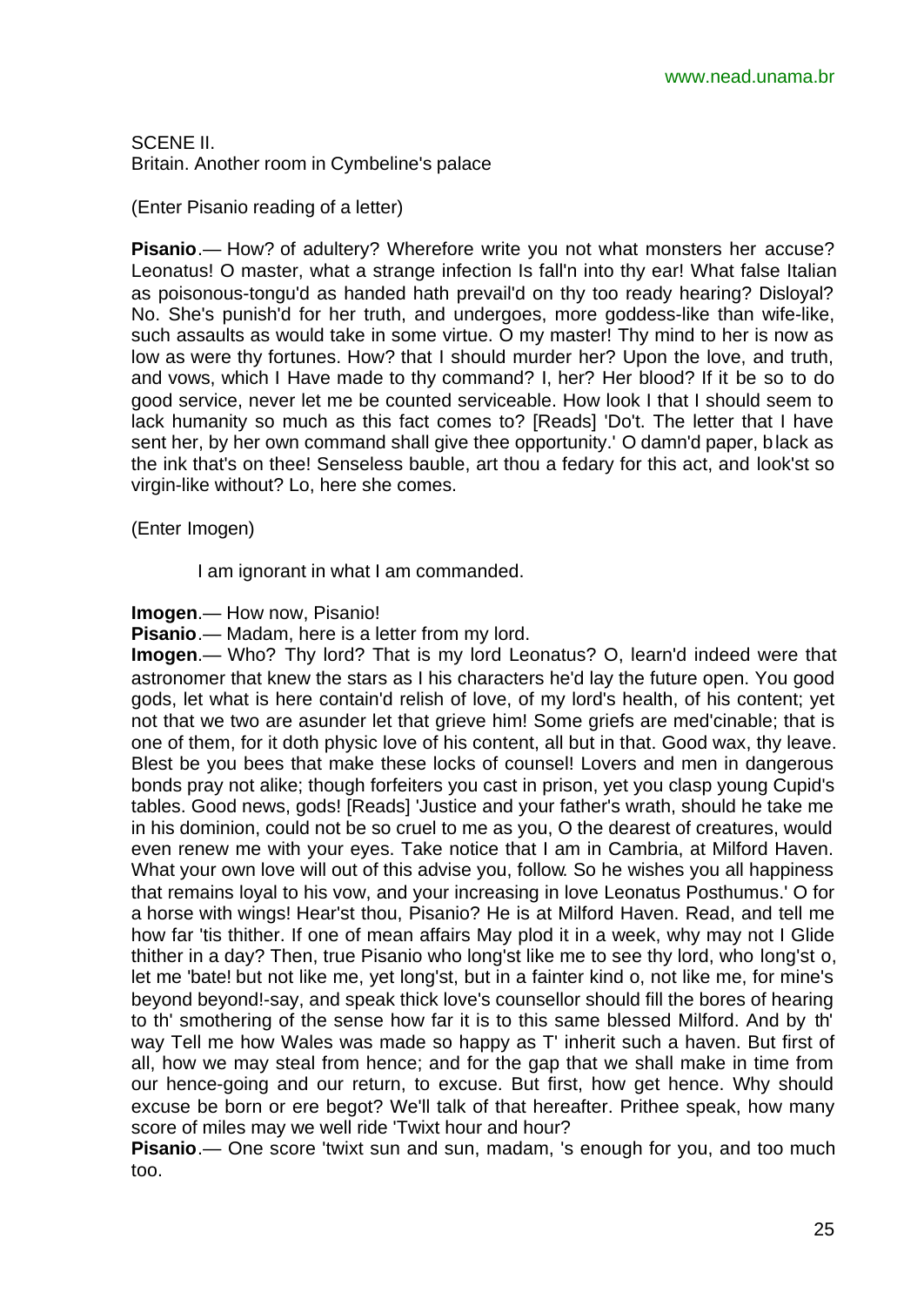SCENE II.
Britain. Another room in Cymbeline's palace

(Enter Pisanio reading of a letter)

**Pisanio**.— How? of adultery? Wherefore write you not what monsters her accuse? Leonatus! O master, what a strange infection Is fall'n into thy ear! What false Italian as poisonous-tongu'd as handed hath prevail'd on thy too ready hearing? Disloyal? No. She's punish'd for her truth, and undergoes, more goddess-like than wife-like, such assaults as would take in some virtue. O my master! Thy mind to her is now as low as were thy fortunes. How? that I should murder her? Upon the love, and truth, and vows, which I Have made to thy command? I, her? Her blood? If it be so to do good service, never let me be counted serviceable. How look I that I should seem to lack humanity so much as this fact comes to? [Reads] 'Do't. The letter that I have sent her, by her own command shall give thee opportunity.' O damn'd paper, black as the ink that's on thee! Senseless bauble, art thou a fedary for this act, and look'st so virgin-like without? Lo, here she comes.

(Enter Imogen)

I am ignorant in what I am commanded.

**Imogen**.— How now, Pisanio!
**Pisanio**.— Madam, here is a letter from my lord.
**Imogen**.— Who? Thy lord? That is my lord Leonatus? O, learn'd indeed were that astronomer that knew the stars as I his characters he'd lay the future open. You good gods, let what is here contain'd relish of love, of my lord's health, of his content; yet not that we two are asunder let that grieve him! Some griefs are med'cinable; that is one of them, for it doth physic love of his content, all but in that. Good wax, thy leave. Blest be you bees that make these locks of counsel! Lovers and men in dangerous bonds pray not alike; though forfeiters you cast in prison, yet you clasp young Cupid's tables. Good news, gods! [Reads] 'Justice and your father's wrath, should he take me in his dominion, could not be so cruel to me as you, O the dearest of creatures, would even renew me with your eyes. Take notice that I am in Cambria, at Milford Haven. What your own love will out of this advise you, follow. So he wishes you all happiness that remains loyal to his vow, and your increasing in love Leonatus Posthumus.' O for a horse with wings! Hear'st thou, Pisanio? He is at Milford Haven. Read, and tell me how far 'tis thither. If one of mean affairs May plod it in a week, why may not I Glide thither in a day? Then, true Pisanio who long'st like me to see thy lord, who long'st o, let me 'bate! but not like me, yet long'st, but in a fainter kind o, not like me, for mine's beyond beyond!-say, and speak thick love's counsellor should fill the bores of hearing to th' smothering of the sense how far it is to this same blessed Milford. And by th' way Tell me how Wales was made so happy as T' inherit such a haven. But first of all, how we may steal from hence; and for the gap that we shall make in time from our hence-going and our return, to excuse. But first, how get hence. Why should excuse be born or ere begot? We'll talk of that hereafter. Prithee speak, how many score of miles may we well ride 'Twixt hour and hour?
**Pisanio**.— One score 'twixt sun and sun, madam, 's enough for you, and too much too.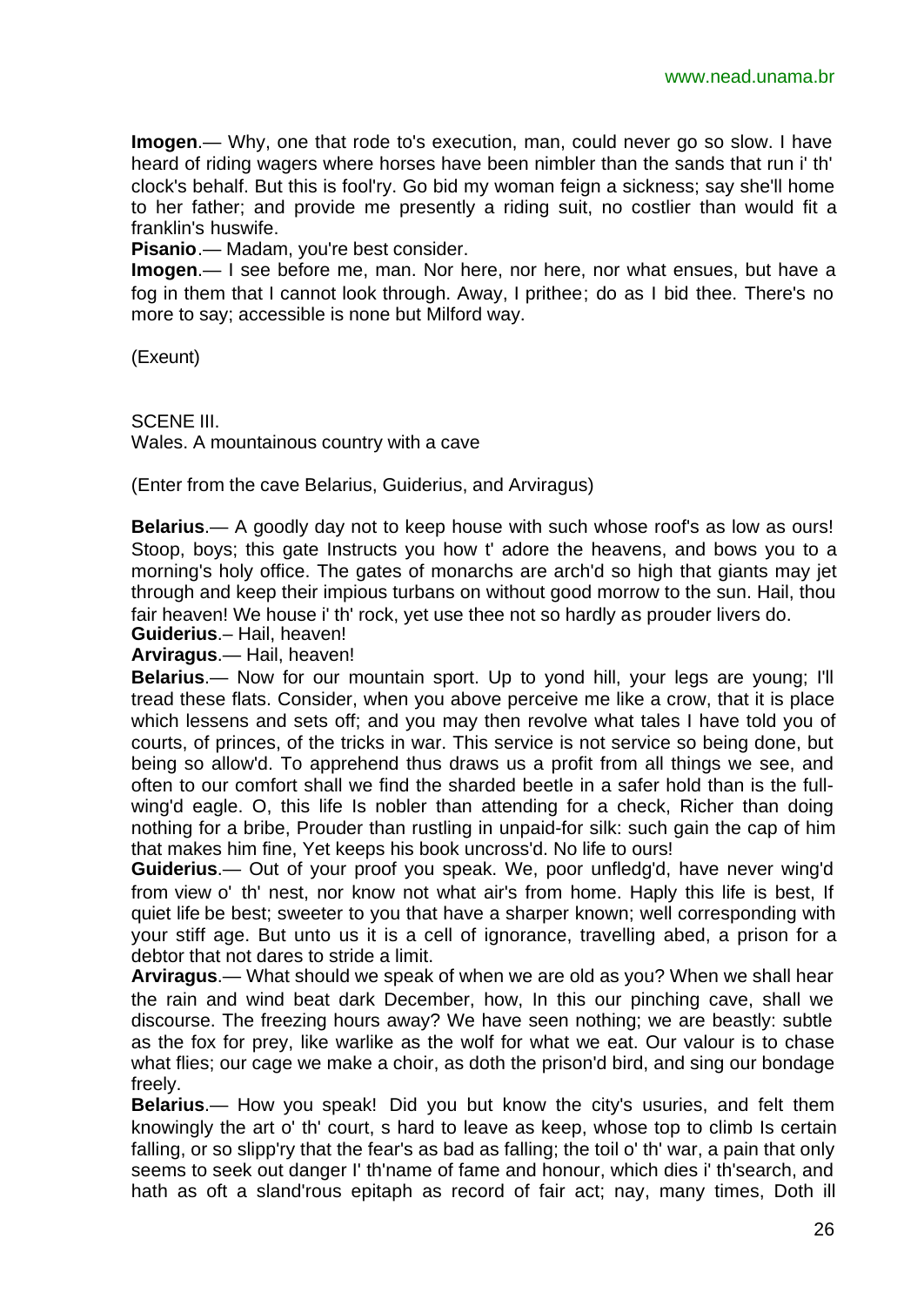**Imogen**.— Why, one that rode to's execution, man, could never go so slow. I have heard of riding wagers where horses have been nimbler than the sands that run i' th' clock's behalf. But this is fool'ry. Go bid my woman feign a sickness; say she'll home to her father; and provide me presently a riding suit, no costlier than would fit a franklin's huswife.

**Pisanio**.— Madam, you're best consider.

**Imogen**.— I see before me, man. Nor here, nor here, nor what ensues, but have a fog in them that I cannot look through. Away, I prithee; do as I bid thee. There's no more to say; accessible is none but Milford way.

(Exeunt)

SCENE III.
Wales. A mountainous country with a cave

(Enter from the cave Belarius, Guiderius, and Arviragus)

**Belarius**.— A goodly day not to keep house with such whose roof's as low as ours! Stoop, boys; this gate Instructs you how t' adore the heavens, and bows you to a morning's holy office. The gates of monarchs are arch'd so high that giants may jet through and keep their impious turbans on without good morrow to the sun. Hail, thou fair heaven! We house i' th' rock, yet use thee not so hardly as prouder livers do.

**Guiderius**.– Hail, heaven!

**Arviragus**.— Hail, heaven!

**Belarius**.— Now for our mountain sport. Up to yond hill, your legs are young; I'll tread these flats. Consider, when you above perceive me like a crow, that it is place which lessens and sets off; and you may then revolve what tales I have told you of courts, of princes, of the tricks in war. This service is not service so being done, but being so allow'd. To apprehend thus draws us a profit from all things we see, and often to our comfort shall we find the sharded beetle in a safer hold than is the full-wing'd eagle. O, this life Is nobler than attending for a check, Richer than doing nothing for a bribe, Prouder than rustling in unpaid-for silk: such gain the cap of him that makes him fine, Yet keeps his book uncross'd. No life to ours!

**Guiderius**.— Out of your proof you speak. We, poor unfledg'd, have never wing'd from view o' th' nest, nor know not what air's from home. Haply this life is best, If quiet life be best; sweeter to you that have a sharper known; well corresponding with your stiff age. But unto us it is a cell of ignorance, travelling abed, a prison for a debtor that not dares to stride a limit.

**Arviragus**.— What should we speak of when we are old as you? When we shall hear the rain and wind beat dark December, how, In this our pinching cave, shall we discourse. The freezing hours away? We have seen nothing; we are beastly: subtle as the fox for prey, like warlike as the wolf for what we eat. Our valour is to chase what flies; our cage we make a choir, as doth the prison'd bird, and sing our bondage freely.

**Belarius**.— How you speak! Did you but know the city's usuries, and felt them knowingly the art o' th' court, s hard to leave as keep, whose top to climb Is certain falling, or so slipp'ry that the fear's as bad as falling; the toil o' th' war, a pain that only seems to seek out danger I' th'name of fame and honour, which dies i' th'search, and hath as oft a sland'rous epitaph as record of fair act; nay, many times, Doth ill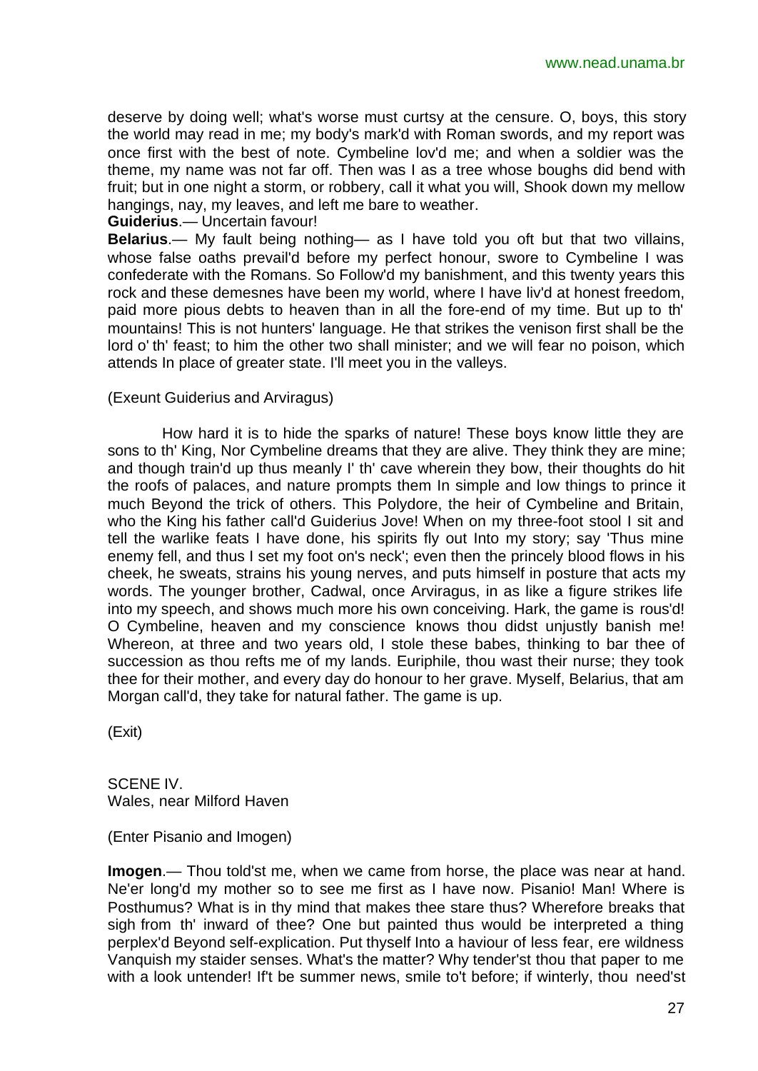deserve by doing well; what's worse must curtsy at the censure. O, boys, this story the world may read in me; my body's mark'd with Roman swords, and my report was once first with the best of note. Cymbeline lov'd me; and when a soldier was the theme, my name was not far off. Then was I as a tree whose boughs did bend with fruit; but in one night a storm, or robbery, call it what you will, Shook down my mellow hangings, nay, my leaves, and left me bare to weather.

**Guiderius**.— Uncertain favour!

**Belarius**.— My fault being nothing— as I have told you oft but that two villains, whose false oaths prevail'd before my perfect honour, swore to Cymbeline I was confederate with the Romans. So Follow'd my banishment, and this twenty years this rock and these demesnes have been my world, where I have liv'd at honest freedom, paid more pious debts to heaven than in all the fore-end of my time. But up to th' mountains! This is not hunters' language. He that strikes the venison first shall be the lord o' th' feast; to him the other two shall minister; and we will fear no poison, which attends In place of greater state. I'll meet you in the valleys.

(Exeunt Guiderius and Arviragus)

How hard it is to hide the sparks of nature! These boys know little they are sons to th' King, Nor Cymbeline dreams that they are alive. They think they are mine; and though train'd up thus meanly I' th' cave wherein they bow, their thoughts do hit the roofs of palaces, and nature prompts them In simple and low things to prince it much Beyond the trick of others. This Polydore, the heir of Cymbeline and Britain, who the King his father call'd Guiderius Jove! When on my three-foot stool I sit and tell the warlike feats I have done, his spirits fly out Into my story; say 'Thus mine enemy fell, and thus I set my foot on's neck'; even then the princely blood flows in his cheek, he sweats, strains his young nerves, and puts himself in posture that acts my words. The younger brother, Cadwal, once Arviragus, in as like a figure strikes life into my speech, and shows much more his own conceiving. Hark, the game is rous'd! O Cymbeline, heaven and my conscience knows thou didst unjustly banish me! Whereon, at three and two years old, I stole these babes, thinking to bar thee of succession as thou refts me of my lands. Euriphile, thou wast their nurse; they took thee for their mother, and every day do honour to her grave. Myself, Belarius, that am Morgan call'd, they take for natural father. The game is up.

(Exit)

SCENE IV.
Wales, near Milford Haven

(Enter Pisanio and Imogen)

**Imogen**.— Thou told'st me, when we came from horse, the place was near at hand. Ne'er long'd my mother so to see me first as I have now. Pisanio! Man! Where is Posthumus? What is in thy mind that makes thee stare thus? Wherefore breaks that sigh from th' inward of thee? One but painted thus would be interpreted a thing perplex'd Beyond self-explication. Put thyself Into a haviour of less fear, ere wildness Vanquish my staider senses. What's the matter? Why tender'st thou that paper to me with a look untender! If't be summer news, smile to't before; if winterly, thou need'st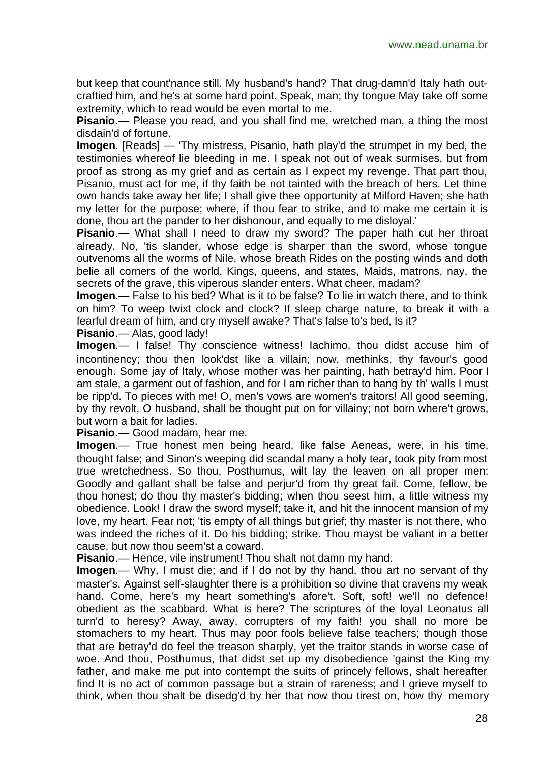but keep that count'nance still. My husband's hand? That drug-damn'd Italy hath out-craftied him, and he's at some hard point. Speak, man; thy tongue May take off some extremity, which to read would be even mortal to me.

**Pisanio**.— Please you read, and you shall find me, wretched man, a thing the most disdain'd of fortune.

**Imogen**. [Reads] — 'Thy mistress, Pisanio, hath play'd the strumpet in my bed, the testimonies whereof lie bleeding in me. I speak not out of weak surmises, but from proof as strong as my grief and as certain as I expect my revenge. That part thou, Pisanio, must act for me, if thy faith be not tainted with the breach of hers. Let thine own hands take away her life; I shall give thee opportunity at Milford Haven; she hath my letter for the purpose; where, if thou fear to strike, and to make me certain it is done, thou art the pander to her dishonour, and equally to me disloyal.'

**Pisanio**.— What shall I need to draw my sword? The paper hath cut her throat already. No, 'tis slander, whose edge is sharper than the sword, whose tongue outvenoms all the worms of Nile, whose breath Rides on the posting winds and doth belie all corners of the world. Kings, queens, and states, Maids, matrons, nay, the secrets of the grave, this viperous slander enters. What cheer, madam?

**Imogen**.— False to his bed? What is it to be false? To lie in watch there, and to think on him? To weep twixt clock and clock? If sleep charge nature, to break it with a fearful dream of him, and cry myself awake? That's false to's bed, Is it?

**Pisanio**.— Alas, good lady!

**Imogen**.— I false! Thy conscience witness! Iachimo, thou didst accuse him of incontinency; thou then look'dst like a villain; now, methinks, thy favour's good enough. Some jay of Italy, whose mother was her painting, hath betray'd him. Poor I am stale, a garment out of fashion, and for I am richer than to hang by th' walls I must be ripp'd. To pieces with me! O, men's vows are women's traitors! All good seeming, by thy revolt, O husband, shall be thought put on for villainy; not born where't grows, but worn a bait for ladies.

**Pisanio**.— Good madam, hear me.

**Imogen**.— True honest men being heard, like false Aeneas, were, in his time, thought false; and Sinon's weeping did scandal many a holy tear, took pity from most true wretchedness. So thou, Posthumus, wilt lay the leaven on all proper men: Goodly and gallant shall be false and perjur'd from thy great fail. Come, fellow, be thou honest; do thou thy master's bidding; when thou seest him, a little witness my obedience. Look! I draw the sword myself; take it, and hit the innocent mansion of my love, my heart. Fear not; 'tis empty of all things but grief; thy master is not there, who was indeed the riches of it. Do his bidding; strike. Thou mayst be valiant in a better cause, but now thou seem'st a coward.

**Pisanio**.— Hence, vile instrument! Thou shalt not damn my hand.

**Imogen**.— Why, I must die; and if I do not by thy hand, thou art no servant of thy master's. Against self-slaughter there is a prohibition so divine that cravens my weak hand. Come, here's my heart something's afore't. Soft, soft! we'll no defence! obedient as the scabbard. What is here? The scriptures of the loyal Leonatus all turn'd to heresy? Away, away, corrupters of my faith! you shall no more be stomachers to my heart. Thus may poor fools believe false teachers; though those that are betray'd do feel the treason sharply, yet the traitor stands in worse case of woe. And thou, Posthumus, that didst set up my disobedience 'gainst the King my father, and make me put into contempt the suits of princely fellows, shalt hereafter find It is no act of common passage but a strain of rareness; and I grieve myself to think, when thou shalt be disedg'd by her that now thou tirest on, how thy memory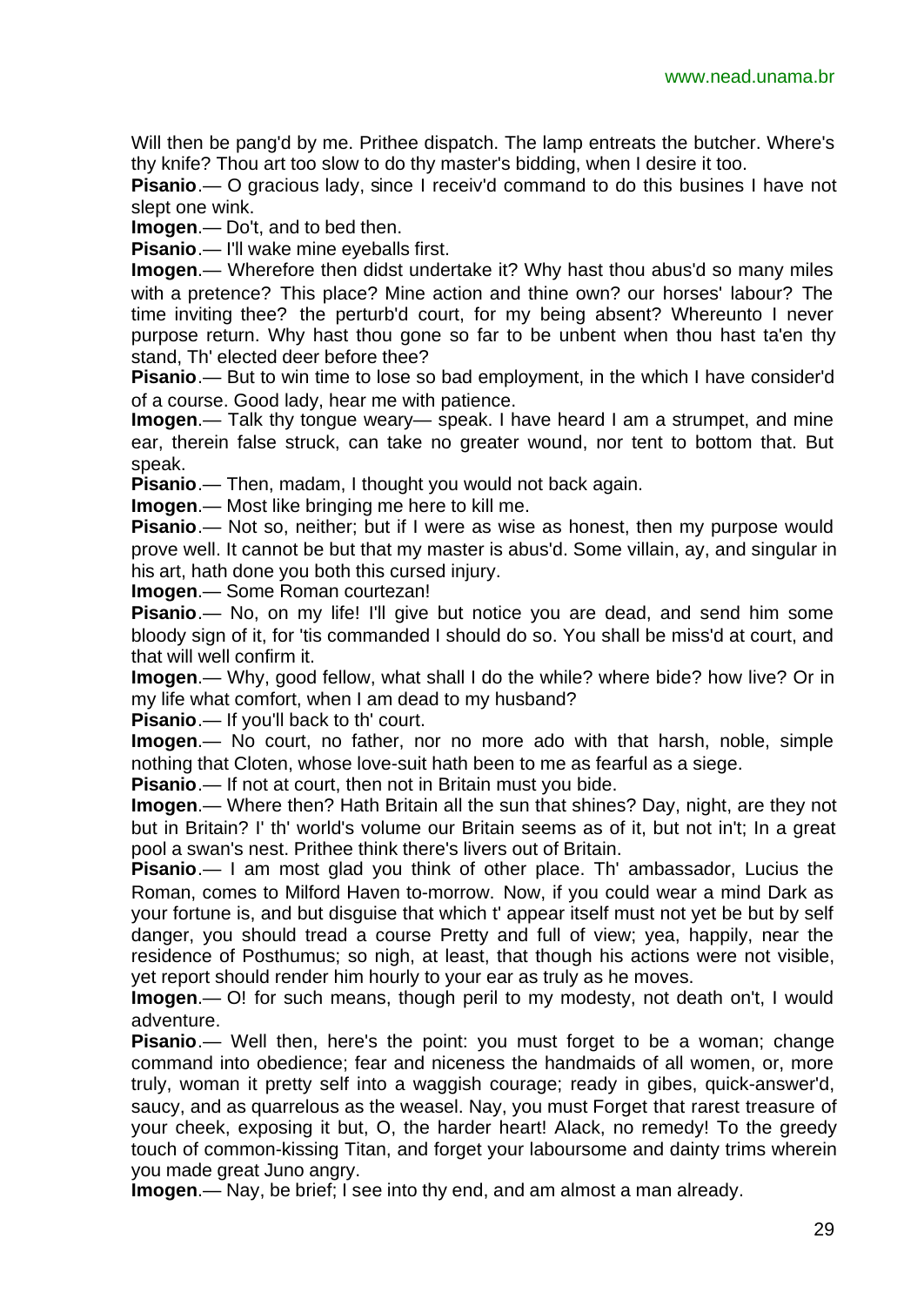Will then be pang'd by me. Prithee dispatch. The lamp entreats the butcher. Where's thy knife? Thou art too slow to do thy master's bidding, when I desire it too.

**Pisanio**.— O gracious lady, since I receiv'd command to do this busines I have not slept one wink.

**Imogen**.— Do't, and to bed then.

**Pisanio**.— I'll wake mine eyeballs first.

**Imogen**.— Wherefore then didst undertake it? Why hast thou abus'd so many miles with a pretence? This place? Mine action and thine own? our horses' labour? The time inviting thee? the perturb'd court, for my being absent? Whereunto I never purpose return. Why hast thou gone so far to be unbent when thou hast ta'en thy stand, Th' elected deer before thee?

**Pisanio**.— But to win time to lose so bad employment, in the which I have consider'd of a course. Good lady, hear me with patience.

**Imogen**.— Talk thy tongue weary— speak. I have heard I am a strumpet, and mine ear, therein false struck, can take no greater wound, nor tent to bottom that. But speak.

**Pisanio**.— Then, madam, I thought you would not back again.

**Imogen**.— Most like bringing me here to kill me.

**Pisanio**.— Not so, neither; but if I were as wise as honest, then my purpose would prove well. It cannot be but that my master is abus'd. Some villain, ay, and singular in his art, hath done you both this cursed injury.

**Imogen**.— Some Roman courtezan!

**Pisanio**.— No, on my life! I'll give but notice you are dead, and send him some bloody sign of it, for 'tis commanded I should do so. You shall be miss'd at court, and that will well confirm it.

**Imogen**.— Why, good fellow, what shall I do the while? where bide? how live? Or in my life what comfort, when I am dead to my husband?

**Pisanio**.— If you'll back to th' court.

**Imogen**.— No court, no father, nor no more ado with that harsh, noble, simple nothing that Cloten, whose love-suit hath been to me as fearful as a siege.

**Pisanio**.— If not at court, then not in Britain must you bide.

**Imogen**.— Where then? Hath Britain all the sun that shines? Day, night, are they not but in Britain? I' th' world's volume our Britain seems as of it, but not in't; In a great pool a swan's nest. Prithee think there's livers out of Britain.

**Pisanio**.— I am most glad you think of other place. Th' ambassador, Lucius the Roman, comes to Milford Haven to-morrow. Now, if you could wear a mind Dark as your fortune is, and but disguise that which t' appear itself must not yet be but by self danger, you should tread a course Pretty and full of view; yea, happily, near the residence of Posthumus; so nigh, at least, that though his actions were not visible, yet report should render him hourly to your ear as truly as he moves.

**Imogen**.— O! for such means, though peril to my modesty, not death on't, I would adventure.

**Pisanio**.— Well then, here's the point: you must forget to be a woman; change command into obedience; fear and niceness the handmaids of all women, or, more truly, woman it pretty self into a waggish courage; ready in gibes, quick-answer'd, saucy, and as quarrelous as the weasel. Nay, you must Forget that rarest treasure of your cheek, exposing it but, O, the harder heart! Alack, no remedy! To the greedy touch of common-kissing Titan, and forget your laboursome and dainty trims wherein you made great Juno angry.

**Imogen**.— Nay, be brief; I see into thy end, and am almost a man already.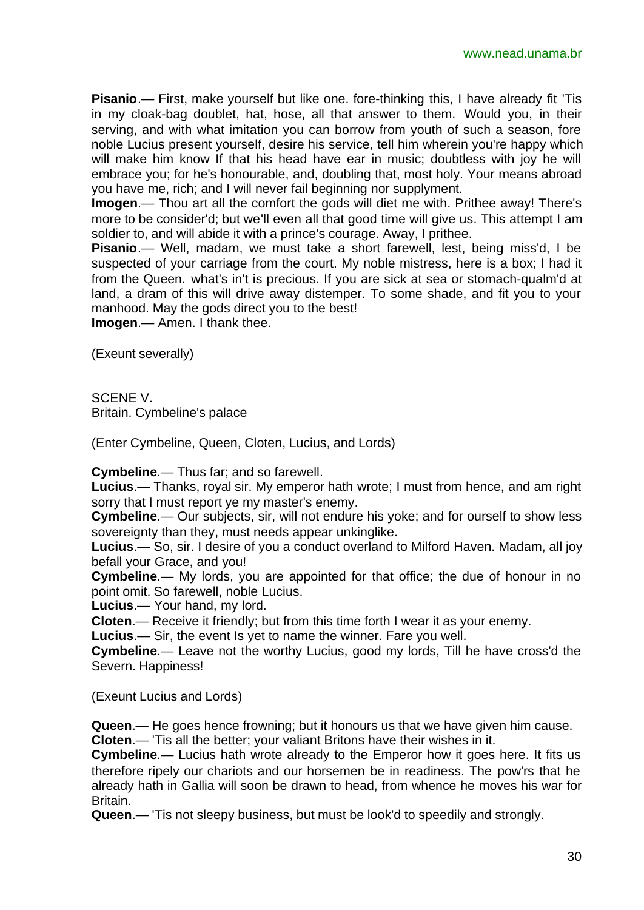**Pisanio**.— First, make yourself but like one. fore-thinking this, I have already fit 'Tis in my cloak-bag doublet, hat, hose, all that answer to them. Would you, in their serving, and with what imitation you can borrow from youth of such a season, fore noble Lucius present yourself, desire his service, tell him wherein you're happy which will make him know If that his head have ear in music; doubtless with joy he will embrace you; for he's honourable, and, doubling that, most holy. Your means abroad you have me, rich; and I will never fail beginning nor supplyment.

**Imogen**.— Thou art all the comfort the gods will diet me with. Prithee away! There's more to be consider'd; but we'll even all that good time will give us. This attempt I am soldier to, and will abide it with a prince's courage. Away, I prithee.

**Pisanio**.— Well, madam, we must take a short farewell, lest, being miss'd, I be suspected of your carriage from the court. My noble mistress, here is a box; I had it from the Queen. what's in't is precious. If you are sick at sea or stomach-qualm'd at land, a dram of this will drive away distemper. To some shade, and fit you to your manhood. May the gods direct you to the best!

**Imogen**.— Amen. I thank thee.

(Exeunt severally)

SCENE V.
Britain. Cymbeline's palace

(Enter Cymbeline, Queen, Cloten, Lucius, and Lords)

**Cymbeline**.— Thus far; and so farewell.

**Lucius**.— Thanks, royal sir. My emperor hath wrote; I must from hence, and am right sorry that I must report ye my master's enemy.

**Cymbeline**.— Our subjects, sir, will not endure his yoke; and for ourself to show less sovereignty than they, must needs appear unkinglike.

**Lucius**.— So, sir. I desire of you a conduct overland to Milford Haven. Madam, all joy befall your Grace, and you!

**Cymbeline**.— My lords, you are appointed for that office; the due of honour in no point omit. So farewell, noble Lucius.

**Lucius**.— Your hand, my lord.

**Cloten**.— Receive it friendly; but from this time forth I wear it as your enemy.

**Lucius**.— Sir, the event Is yet to name the winner. Fare you well.

**Cymbeline**.— Leave not the worthy Lucius, good my lords, Till he have cross'd the Severn. Happiness!

(Exeunt Lucius and Lords)

**Queen**.— He goes hence frowning; but it honours us that we have given him cause.

**Cloten**.— 'Tis all the better; your valiant Britons have their wishes in it.

**Cymbeline**.— Lucius hath wrote already to the Emperor how it goes here. It fits us therefore ripely our chariots and our horsemen be in readiness. The pow'rs that he already hath in Gallia will soon be drawn to head, from whence he moves his war for Britain.

**Queen**.— 'Tis not sleepy business, but must be look'd to speedily and strongly.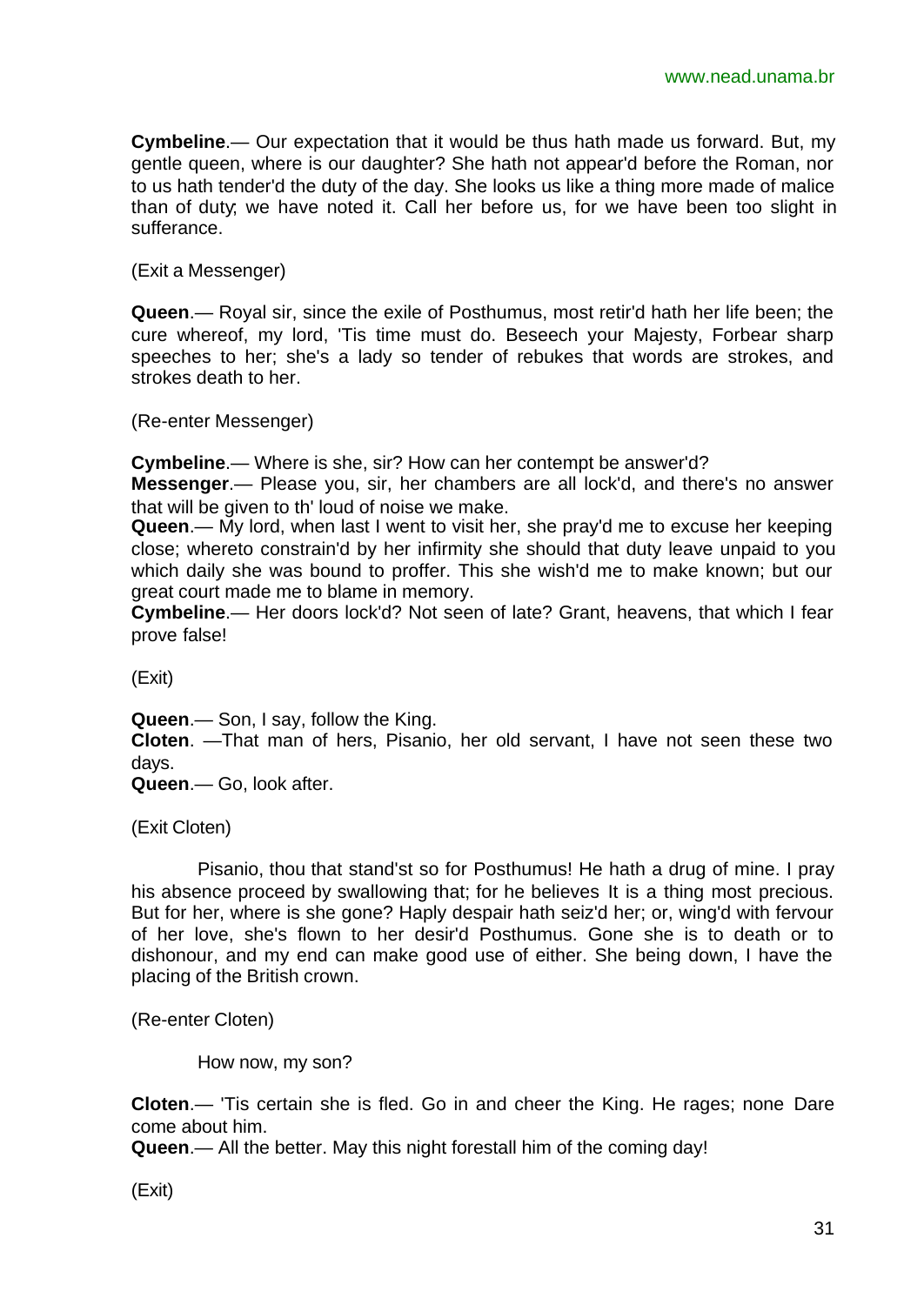**Cymbeline**.— Our expectation that it would be thus hath made us forward. But, my gentle queen, where is our daughter? She hath not appear'd before the Roman, nor to us hath tender'd the duty of the day. She looks us like a thing more made of malice than of duty; we have noted it. Call her before us, for we have been too slight in sufferance.

(Exit a Messenger)

**Queen**.— Royal sir, since the exile of Posthumus, most retir'd hath her life been; the cure whereof, my lord, 'Tis time must do. Beseech your Majesty, Forbear sharp speeches to her; she's a lady so tender of rebukes that words are strokes, and strokes death to her.

(Re-enter Messenger)

**Cymbeline**.— Where is she, sir? How can her contempt be answer'd?
**Messenger**.— Please you, sir, her chambers are all lock'd, and there's no answer that will be given to th' loud of noise we make.
**Queen**.— My lord, when last I went to visit her, she pray'd me to excuse her keeping close; whereto constrain'd by her infirmity she should that duty leave unpaid to you which daily she was bound to proffer. This she wish'd me to make known; but our great court made me to blame in memory.
**Cymbeline**.— Her doors lock'd? Not seen of late? Grant, heavens, that which I fear prove false!

(Exit)

**Queen**.— Son, I say, follow the King.
**Cloten**. —That man of hers, Pisanio, her old servant, I have not seen these two days.
**Queen**.— Go, look after.

(Exit Cloten)

Pisanio, thou that stand'st so for Posthumus! He hath a drug of mine. I pray his absence proceed by swallowing that; for he believes It is a thing most precious. But for her, where is she gone? Haply despair hath seiz'd her; or, wing'd with fervour of her love, she's flown to her desir'd Posthumus. Gone she is to death or to dishonour, and my end can make good use of either. She being down, I have the placing of the British crown.

(Re-enter Cloten)

How now, my son?

**Cloten**.— 'Tis certain she is fled. Go in and cheer the King. He rages; none Dare come about him.
**Queen**.— All the better. May this night forestall him of the coming day!

(Exit)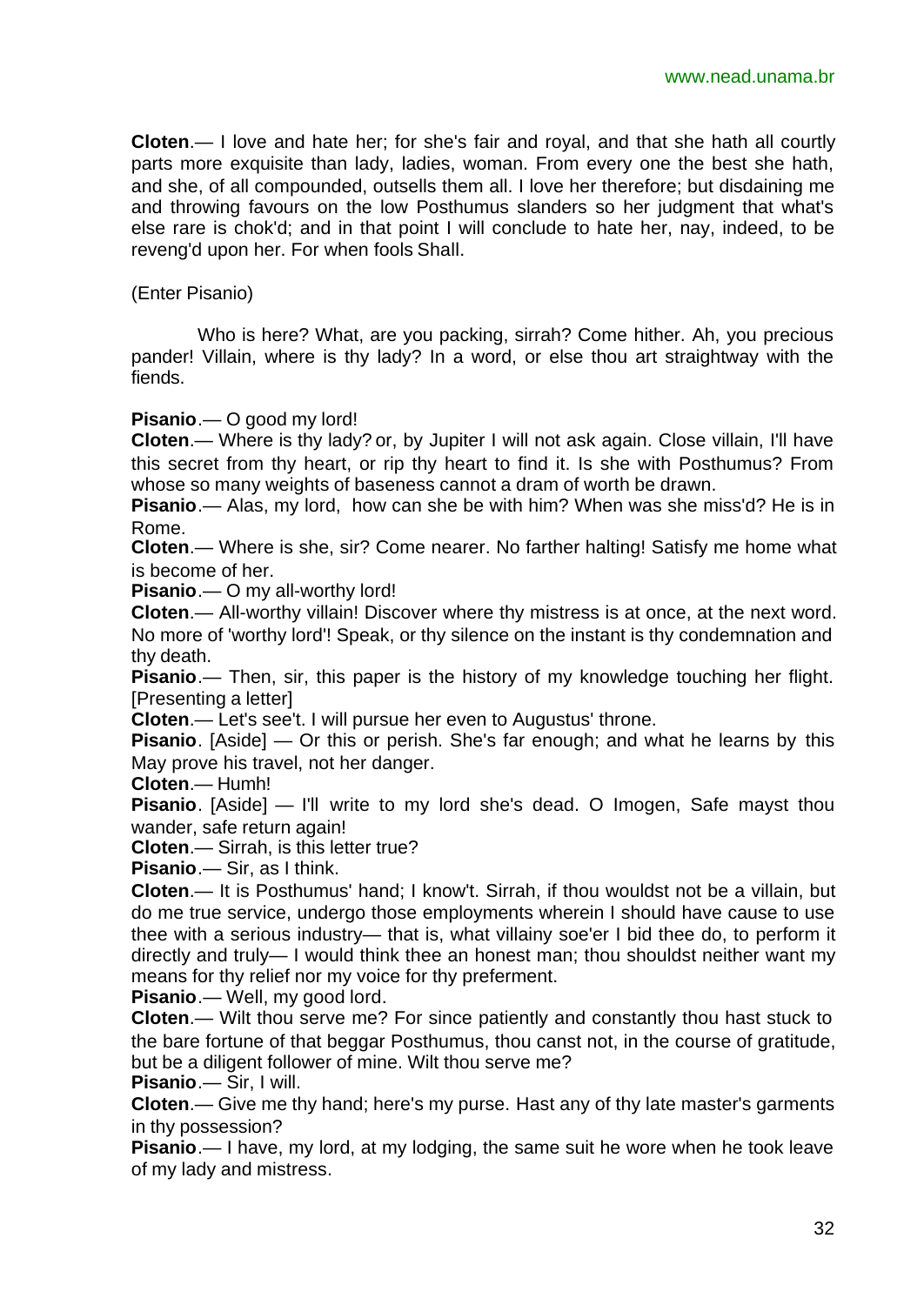**Cloten**.— I love and hate her; for she's fair and royal, and that she hath all courtly parts more exquisite than lady, ladies, woman. From every one the best she hath, and she, of all compounded, outsells them all. I love her therefore; but disdaining me and throwing favours on the low Posthumus slanders so her judgment that what's else rare is chok'd; and in that point I will conclude to hate her, nay, indeed, to be reveng'd upon her. For when fools Shall.

(Enter Pisanio)

Who is here? What, are you packing, sirrah? Come hither. Ah, you precious pander! Villain, where is thy lady? In a word, or else thou art straightway with the fiends.

**Pisanio**.— O good my lord!
**Cloten**.— Where is thy lady? or, by Jupiter I will not ask again. Close villain, I'll have this secret from thy heart, or rip thy heart to find it. Is she with Posthumus? From whose so many weights of baseness cannot a dram of worth be drawn.
**Pisanio**.— Alas, my lord, how can she be with him? When was she miss'd? He is in Rome.
**Cloten**.— Where is she, sir? Come nearer. No farther halting! Satisfy me home what is become of her.
**Pisanio**.— O my all-worthy lord!
**Cloten**.— All-worthy villain! Discover where thy mistress is at once, at the next word. No more of 'worthy lord'! Speak, or thy silence on the instant is thy condemnation and thy death.
**Pisanio**.— Then, sir, this paper is the history of my knowledge touching her flight. [Presenting a letter]
**Cloten**.— Let's see't. I will pursue her even to Augustus' throne.
**Pisanio**. [Aside] — Or this or perish. She's far enough; and what he learns by this May prove his travel, not her danger.
**Cloten**.— Humh!
**Pisanio**. [Aside] — I'll write to my lord she's dead. O Imogen, Safe mayst thou wander, safe return again!
**Cloten**.— Sirrah, is this letter true?
**Pisanio**.— Sir, as I think.
**Cloten**.— It is Posthumus' hand; I know't. Sirrah, if thou wouldst not be a villain, but do me true service, undergo those employments wherein I should have cause to use thee with a serious industry— that is, what villainy soe'er I bid thee do, to perform it directly and truly— I would think thee an honest man; thou shouldst neither want my means for thy relief nor my voice for thy preferment.
**Pisanio**.— Well, my good lord.
**Cloten**.— Wilt thou serve me? For since patiently and constantly thou hast stuck to the bare fortune of that beggar Posthumus, thou canst not, in the course of gratitude, but be a diligent follower of mine. Wilt thou serve me?
**Pisanio**.— Sir, I will.
**Cloten**.— Give me thy hand; here's my purse. Hast any of thy late master's garments in thy possession?
**Pisanio**.— I have, my lord, at my lodging, the same suit he wore when he took leave of my lady and mistress.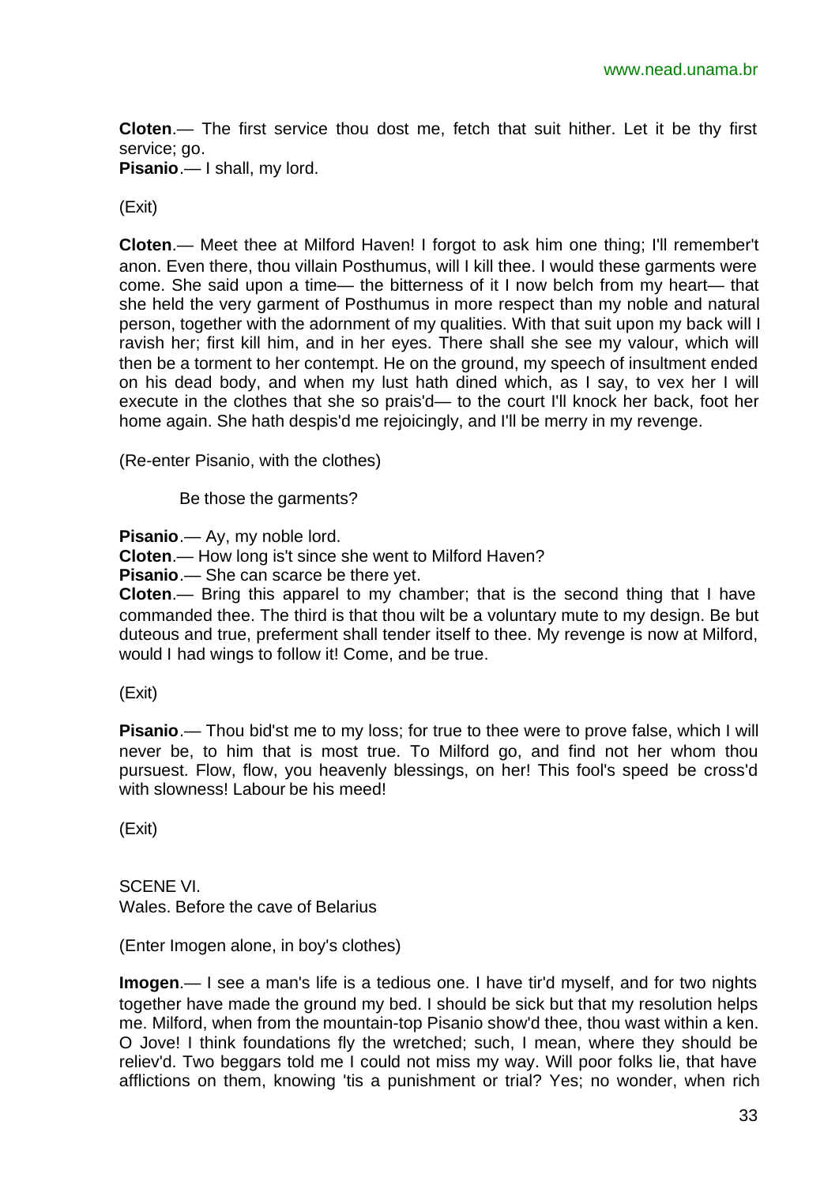**Cloten**.— The first service thou dost me, fetch that suit hither. Let it be thy first service; go.
**Pisanio**.— I shall, my lord.

(Exit)

**Cloten**.— Meet thee at Milford Haven! I forgot to ask him one thing; I'll remember't anon. Even there, thou villain Posthumus, will I kill thee. I would these garments were come. She said upon a time— the bitterness of it I now belch from my heart— that she held the very garment of Posthumus in more respect than my noble and natural person, together with the adornment of my qualities. With that suit upon my back will I ravish her; first kill him, and in her eyes. There shall she see my valour, which will then be a torment to her contempt. He on the ground, my speech of insultment ended on his dead body, and when my lust hath dined which, as I say, to vex her I will execute in the clothes that she so prais'd— to the court I'll knock her back, foot her home again. She hath despis'd me rejoicingly, and I'll be merry in my revenge.

(Re-enter Pisanio, with the clothes)

Be those the garments?

**Pisanio**.— Ay, my noble lord.
**Cloten**.— How long is't since she went to Milford Haven?
**Pisanio**.— She can scarce be there yet.
**Cloten**.— Bring this apparel to my chamber; that is the second thing that I have commanded thee. The third is that thou wilt be a voluntary mute to my design. Be but duteous and true, preferment shall tender itself to thee. My revenge is now at Milford, would I had wings to follow it! Come, and be true.

(Exit)

**Pisanio**.— Thou bid'st me to my loss; for true to thee were to prove false, which I will never be, to him that is most true. To Milford go, and find not her whom thou pursuest. Flow, flow, you heavenly blessings, on her! This fool's speed be cross'd with slowness! Labour be his meed!

(Exit)

SCENE VI.
Wales. Before the cave of Belarius

(Enter Imogen alone, in boy's clothes)

**Imogen**.— I see a man's life is a tedious one. I have tir'd myself, and for two nights together have made the ground my bed. I should be sick but that my resolution helps me. Milford, when from the mountain-top Pisanio show'd thee, thou wast within a ken. O Jove! I think foundations fly the wretched; such, I mean, where they should be reliev'd. Two beggars told me I could not miss my way. Will poor folks lie, that have afflictions on them, knowing 'tis a punishment or trial? Yes; no wonder, when rich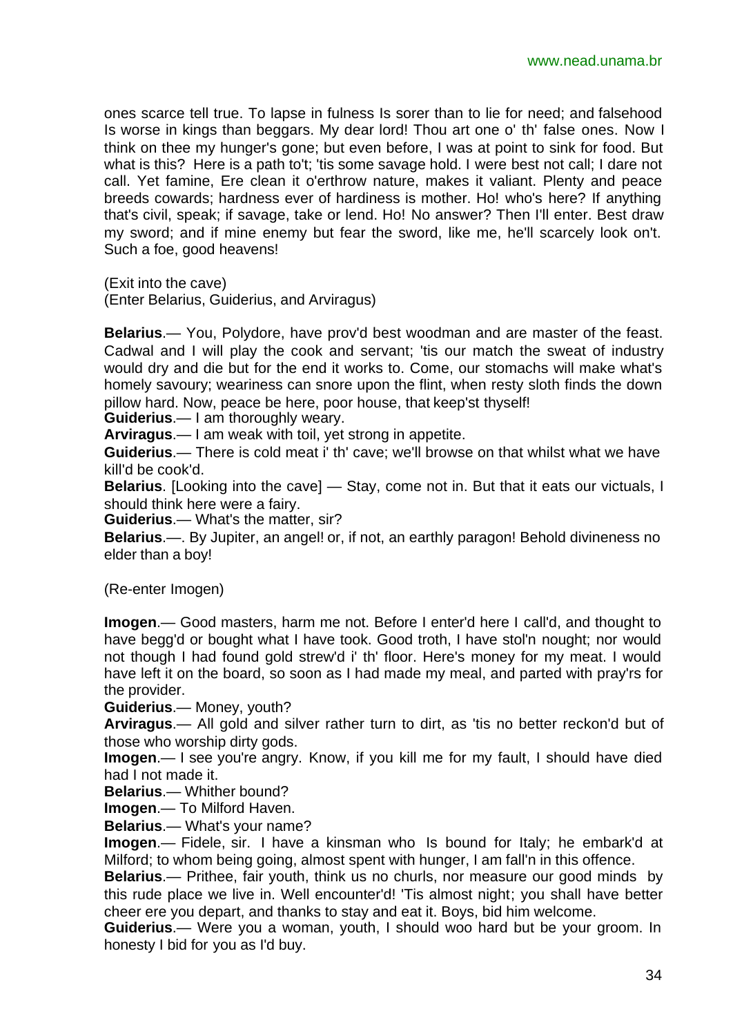ones scarce tell true. To lapse in fulness Is sorer than to lie for need; and falsehood Is worse in kings than beggars. My dear lord! Thou art one o' th' false ones. Now I think on thee my hunger's gone; but even before, I was at point to sink for food. But what is this? Here is a path to't; 'tis some savage hold. I were best not call; I dare not call. Yet famine, Ere clean it o'erthrow nature, makes it valiant. Plenty and peace breeds cowards; hardness ever of hardiness is mother. Ho! who's here? If anything that's civil, speak; if savage, take or lend. Ho! No answer? Then I'll enter. Best draw my sword; and if mine enemy but fear the sword, like me, he'll scarcely look on't. Such a foe, good heavens!

(Exit into the cave)
(Enter Belarius, Guiderius, and Arviragus)

**Belarius**.— You, Polydore, have prov'd best woodman and are master of the feast. Cadwal and I will play the cook and servant; 'tis our match the sweat of industry would dry and die but for the end it works to. Come, our stomachs will make what's homely savoury; weariness can snore upon the flint, when resty sloth finds the down pillow hard. Now, peace be here, poor house, that keep'st thyself!
**Guiderius**.— I am thoroughly weary.
**Arviragus**.— I am weak with toil, yet strong in appetite.
**Guiderius**.— There is cold meat i' th' cave; we'll browse on that whilst what we have kill'd be cook'd.
**Belarius**. [Looking into the cave] — Stay, come not in. But that it eats our victuals, I should think here were a fairy.
**Guiderius**.— What's the matter, sir?
**Belarius**.—. By Jupiter, an angel! or, if not, an earthly paragon! Behold divineness no elder than a boy!

(Re-enter Imogen)

**Imogen**.— Good masters, harm me not. Before I enter'd here I call'd, and thought to have begg'd or bought what I have took. Good troth, I have stol'n nought; nor would not though I had found gold strew'd i' th' floor. Here's money for my meat. I would have left it on the board, so soon as I had made my meal, and parted with pray'rs for the provider.
**Guiderius**.— Money, youth?
**Arviragus**.— All gold and silver rather turn to dirt, as 'tis no better reckon'd but of those who worship dirty gods.
**Imogen**.— I see you're angry. Know, if you kill me for my fault, I should have died had I not made it.
**Belarius**.— Whither bound?
**Imogen**.— To Milford Haven.
**Belarius**.— What's your name?
**Imogen**.— Fidele, sir. I have a kinsman who Is bound for Italy; he embark'd at Milford; to whom being going, almost spent with hunger, I am fall'n in this offence.
**Belarius**.— Prithee, fair youth, think us no churls, nor measure our good minds by this rude place we live in. Well encounter'd! 'Tis almost night; you shall have better cheer ere you depart, and thanks to stay and eat it. Boys, bid him welcome.
**Guiderius**.— Were you a woman, youth, I should woo hard but be your groom. In honesty I bid for you as I'd buy.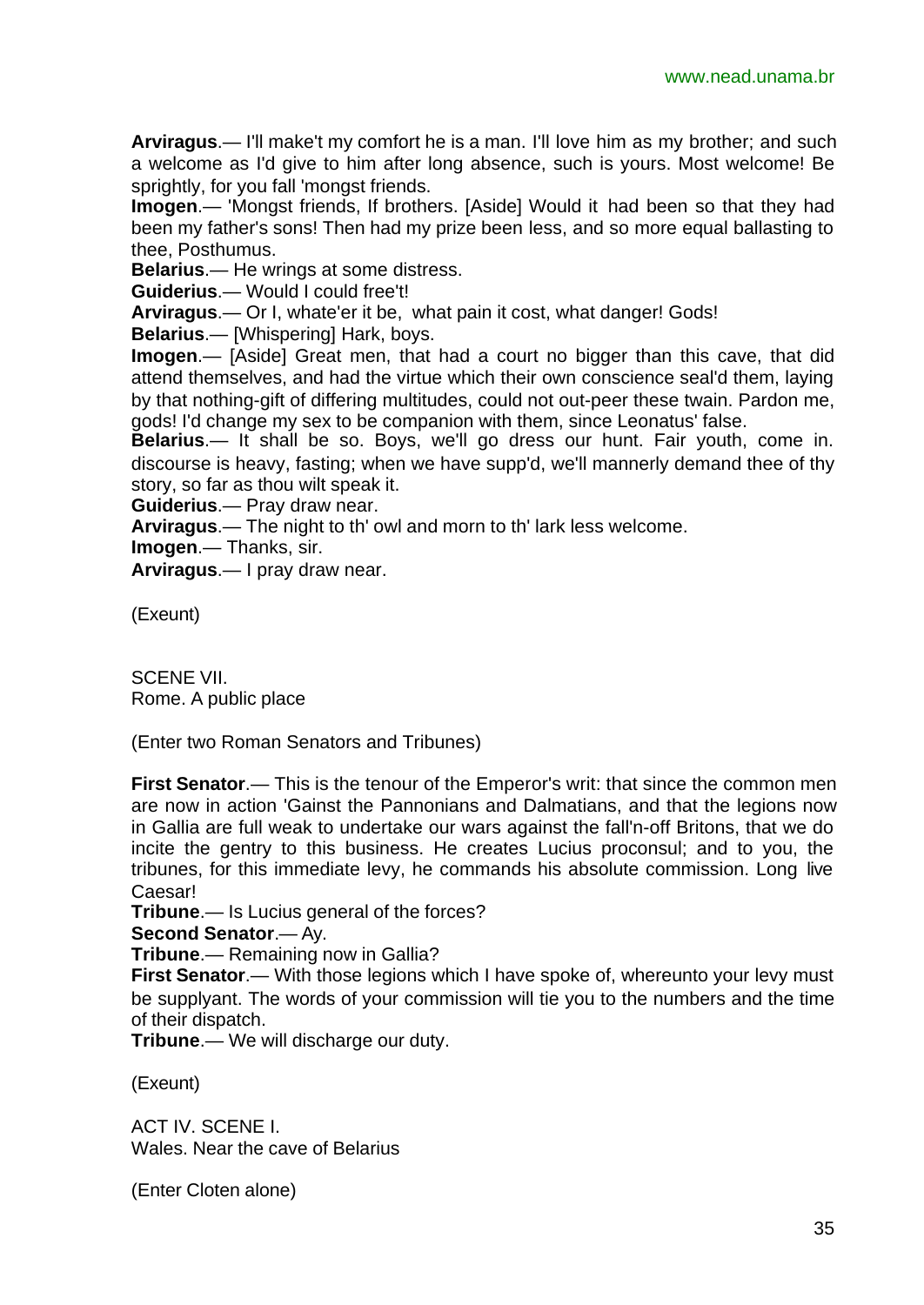**Arviragus**.— I'll make't my comfort he is a man. I'll love him as my brother; and such a welcome as I'd give to him after long absence, such is yours. Most welcome! Be sprightly, for you fall 'mongst friends.

**Imogen**.— 'Mongst friends, If brothers. [Aside] Would it had been so that they had been my father's sons! Then had my prize been less, and so more equal ballasting to thee, Posthumus.

**Belarius**.— He wrings at some distress.

**Guiderius**.— Would I could free't!

**Arviragus**.— Or I, whate'er it be, what pain it cost, what danger! Gods!

**Belarius**.— [Whispering] Hark, boys.

**Imogen**.— [Aside] Great men, that had a court no bigger than this cave, that did attend themselves, and had the virtue which their own conscience seal'd them, laying by that nothing-gift of differing multitudes, could not out-peer these twain. Pardon me, gods! I'd change my sex to be companion with them, since Leonatus' false.

**Belarius**.— It shall be so. Boys, we'll go dress our hunt. Fair youth, come in. discourse is heavy, fasting; when we have supp'd, we'll mannerly demand thee of thy story, so far as thou wilt speak it.

**Guiderius**.— Pray draw near.

**Arviragus**.— The night to th' owl and morn to th' lark less welcome.

**Imogen**.— Thanks, sir.

**Arviragus**.— I pray draw near.

(Exeunt)

SCENE VII.
Rome. A public place

(Enter two Roman Senators and Tribunes)

**First Senator**.— This is the tenour of the Emperor's writ: that since the common men are now in action 'Gainst the Pannonians and Dalmatians, and that the legions now in Gallia are full weak to undertake our wars against the fall'n-off Britons, that we do incite the gentry to this business. He creates Lucius proconsul; and to you, the tribunes, for this immediate levy, he commands his absolute commission. Long live Caesar!

**Tribune**.— Is Lucius general of the forces?

**Second Senator**.— Ay.

**Tribune**.— Remaining now in Gallia?

**First Senator**.— With those legions which I have spoke of, whereunto your levy must be supplyant. The words of your commission will tie you to the numbers and the time of their dispatch.

**Tribune**.— We will discharge our duty.

(Exeunt)

ACT IV. SCENE I.
Wales. Near the cave of Belarius

(Enter Cloten alone)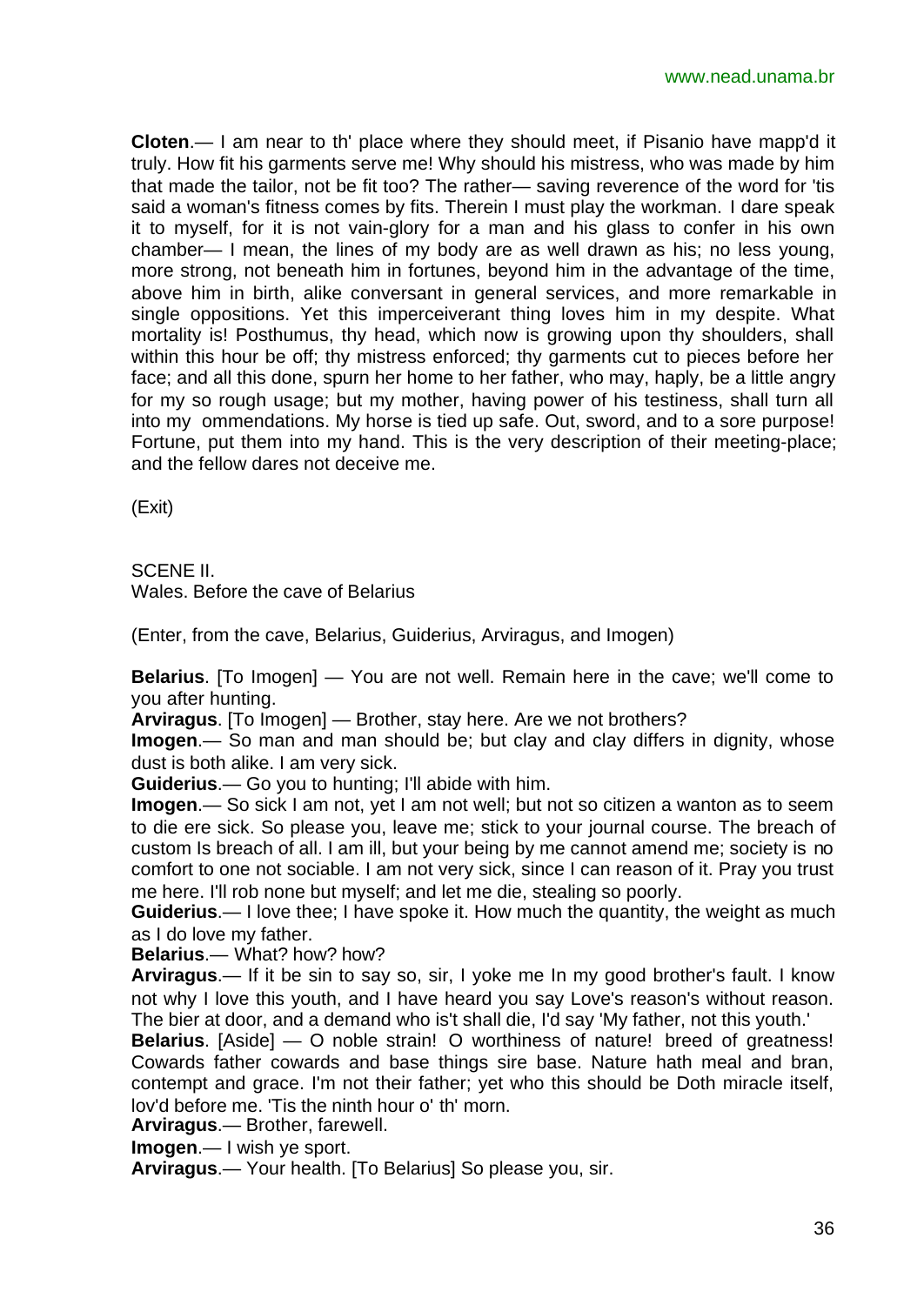**Cloten**.— I am near to th' place where they should meet, if Pisanio have mapp'd it truly. How fit his garments serve me! Why should his mistress, who was made by him that made the tailor, not be fit too? The rather— saving reverence of the word for 'tis said a woman's fitness comes by fits. Therein I must play the workman. I dare speak it to myself, for it is not vain-glory for a man and his glass to confer in his own chamber— I mean, the lines of my body are as well drawn as his; no less young, more strong, not beneath him in fortunes, beyond him in the advantage of the time, above him in birth, alike conversant in general services, and more remarkable in single oppositions. Yet this imperceiverant thing loves him in my despite. What mortality is! Posthumus, thy head, which now is growing upon thy shoulders, shall within this hour be off; thy mistress enforced; thy garments cut to pieces before her face; and all this done, spurn her home to her father, who may, haply, be a little angry for my so rough usage; but my mother, having power of his testiness, shall turn all into my ommendations. My horse is tied up safe. Out, sword, and to a sore purpose! Fortune, put them into my hand. This is the very description of their meeting-place; and the fellow dares not deceive me.

(Exit)

SCENE II.
Wales. Before the cave of Belarius

(Enter, from the cave, Belarius, Guiderius, Arviragus, and Imogen)

**Belarius**. [To Imogen] — You are not well. Remain here in the cave; we'll come to you after hunting.
**Arviragus**. [To Imogen] — Brother, stay here. Are we not brothers?
**Imogen**.— So man and man should be; but clay and clay differs in dignity, whose dust is both alike. I am very sick.
**Guiderius**.— Go you to hunting; I'll abide with him.
**Imogen**.— So sick I am not, yet I am not well; but not so citizen a wanton as to seem to die ere sick. So please you, leave me; stick to your journal course. The breach of custom Is breach of all. I am ill, but your being by me cannot amend me; society is no comfort to one not sociable. I am not very sick, since I can reason of it. Pray you trust me here. I'll rob none but myself; and let me die, stealing so poorly.
**Guiderius**.— I love thee; I have spoke it. How much the quantity, the weight as much as I do love my father.
**Belarius**.— What? how? how?
**Arviragus**.— If it be sin to say so, sir, I yoke me In my good brother's fault. I know not why I love this youth, and I have heard you say Love's reason's without reason. The bier at door, and a demand who is't shall die, I'd say 'My father, not this youth.'
**Belarius**. [Aside] — O noble strain! O worthiness of nature! breed of greatness! Cowards father cowards and base things sire base. Nature hath meal and bran, contempt and grace. I'm not their father; yet who this should be Doth miracle itself, lov'd before me. 'Tis the ninth hour o' th' morn.
**Arviragus**.— Brother, farewell.
**Imogen**.— I wish ye sport.
**Arviragus**.— Your health. [To Belarius] So please you, sir.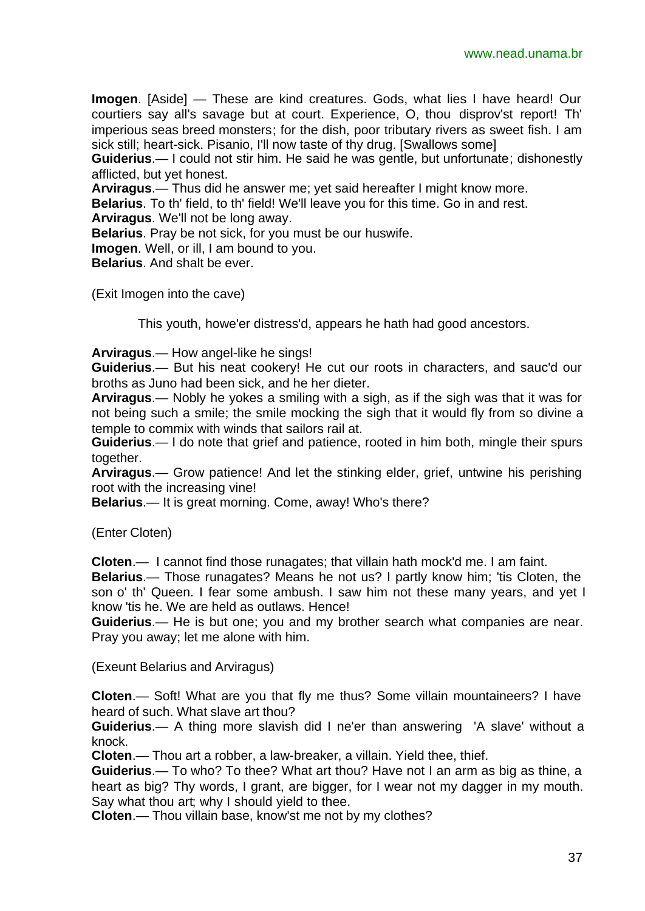**Imogen**. [Aside] — These are kind creatures. Gods, what lies I have heard! Our courtiers say all's savage but at court. Experience, O, thou disprov'st report! Th' imperious seas breed monsters; for the dish, poor tributary rivers as sweet fish. I am sick still; heart-sick. Pisanio, I'll now taste of thy drug. [Swallows some]

**Guiderius**.— I could not stir him. He said he was gentle, but unfortunate; dishonestly afflicted, but yet honest.

**Arviragus**.— Thus did he answer me; yet said hereafter I might know more.

**Belarius**. To th' field, to th' field! We'll leave you for this time. Go in and rest.

**Arviragus**. We'll not be long away.

**Belarius**. Pray be not sick, for you must be our huswife.

**Imogen**. Well, or ill, I am bound to you.

**Belarius**. And shalt be ever.

(Exit Imogen into the cave)

This youth, howe'er distress'd, appears he hath had good ancestors.

**Arviragus**.— How angel-like he sings!

**Guiderius**.— But his neat cookery! He cut our roots in characters, and sauc'd our broths as Juno had been sick, and he her dieter.

**Arviragus**.— Nobly he yokes a smiling with a sigh, as if the sigh was that it was for not being such a smile; the smile mocking the sigh that it would fly from so divine a temple to commix with winds that sailors rail at.

**Guiderius**.— I do note that grief and patience, rooted in him both, mingle their spurs together.

**Arviragus**.— Grow patience! And let the stinking elder, grief, untwine his perishing root with the increasing vine!

**Belarius**.— It is great morning. Come, away! Who's there?

(Enter Cloten)

**Cloten**.— I cannot find those runagates; that villain hath mock'd me. I am faint.

**Belarius**.— Those runagates? Means he not us? I partly know him; 'tis Cloten, the son o' th' Queen. I fear some ambush. I saw him not these many years, and yet I know 'tis he. We are held as outlaws. Hence!

**Guiderius**.— He is but one; you and my brother search what companies are near. Pray you away; let me alone with him.

(Exeunt Belarius and Arviragus)

**Cloten**.— Soft! What are you that fly me thus? Some villain mountaineers? I have heard of such. What slave art thou?

**Guiderius**.— A thing more slavish did I ne'er than answering 'A slave' without a knock.

**Cloten**.— Thou art a robber, a law-breaker, a villain. Yield thee, thief.

**Guiderius**.— To who? To thee? What art thou? Have not I an arm as big as thine, a heart as big? Thy words, I grant, are bigger, for I wear not my dagger in my mouth. Say what thou art; why I should yield to thee.

**Cloten**.— Thou villain base, know'st me not by my clothes?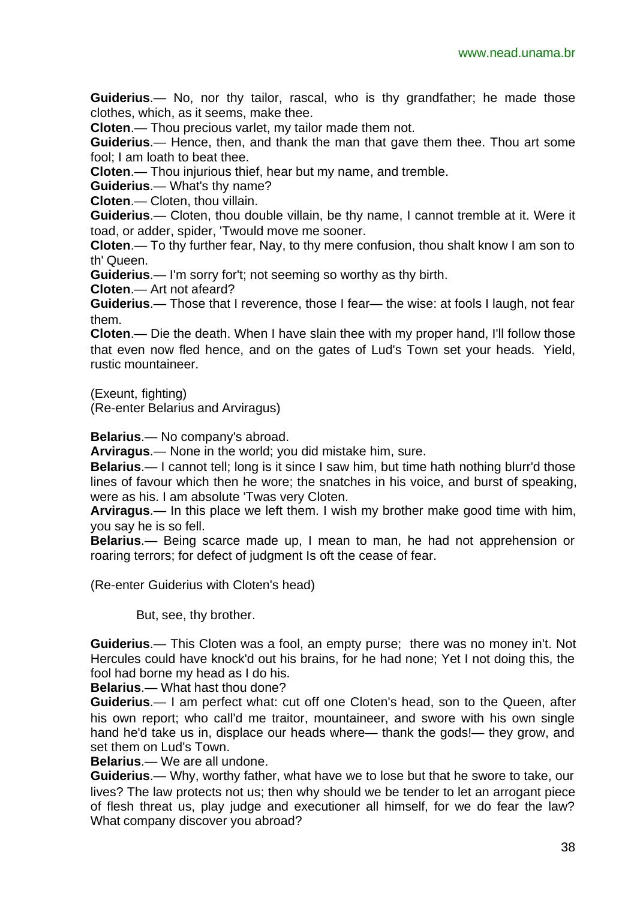**Guiderius**.— No, nor thy tailor, rascal, who is thy grandfather; he made those clothes, which, as it seems, make thee.

**Cloten**.— Thou precious varlet, my tailor made them not.

**Guiderius**.— Hence, then, and thank the man that gave them thee. Thou art some fool; I am loath to beat thee.

**Cloten**.— Thou injurious thief, hear but my name, and tremble.

**Guiderius**.— What's thy name?

**Cloten**.— Cloten, thou villain.

**Guiderius**.— Cloten, thou double villain, be thy name, I cannot tremble at it. Were it toad, or adder, spider, 'Twould move me sooner.

**Cloten**.— To thy further fear, Nay, to thy mere confusion, thou shalt know I am son to th' Queen.

**Guiderius**.— I'm sorry for't; not seeming so worthy as thy birth.

**Cloten**.— Art not afeard?

**Guiderius**.— Those that I reverence, those I fear— the wise: at fools I laugh, not fear them.

**Cloten**.— Die the death. When I have slain thee with my proper hand, I'll follow those that even now fled hence, and on the gates of Lud's Town set your heads. Yield, rustic mountaineer.

(Exeunt, fighting)
(Re-enter Belarius and Arviragus)

**Belarius**.— No company's abroad.

**Arviragus**.— None in the world; you did mistake him, sure.

**Belarius**.— I cannot tell; long is it since I saw him, but time hath nothing blurr'd those lines of favour which then he wore; the snatches in his voice, and burst of speaking, were as his. I am absolute 'Twas very Cloten.

**Arviragus**.— In this place we left them. I wish my brother make good time with him, you say he is so fell.

**Belarius**.— Being scarce made up, I mean to man, he had not apprehension or roaring terrors; for defect of judgment Is oft the cease of fear.

(Re-enter Guiderius with Cloten's head)

But, see, thy brother.

**Guiderius**.— This Cloten was a fool, an empty purse; there was no money in't. Not Hercules could have knock'd out his brains, for he had none; Yet I not doing this, the fool had borne my head as I do his.

**Belarius**.— What hast thou done?

**Guiderius**.— I am perfect what: cut off one Cloten's head, son to the Queen, after his own report; who call'd me traitor, mountaineer, and swore with his own single hand he'd take us in, displace our heads where— thank the gods!— they grow, and set them on Lud's Town.

**Belarius**.— We are all undone.

**Guiderius**.— Why, worthy father, what have we to lose but that he swore to take, our lives? The law protects not us; then why should we be tender to let an arrogant piece of flesh threat us, play judge and executioner all himself, for we do fear the law? What company discover you abroad?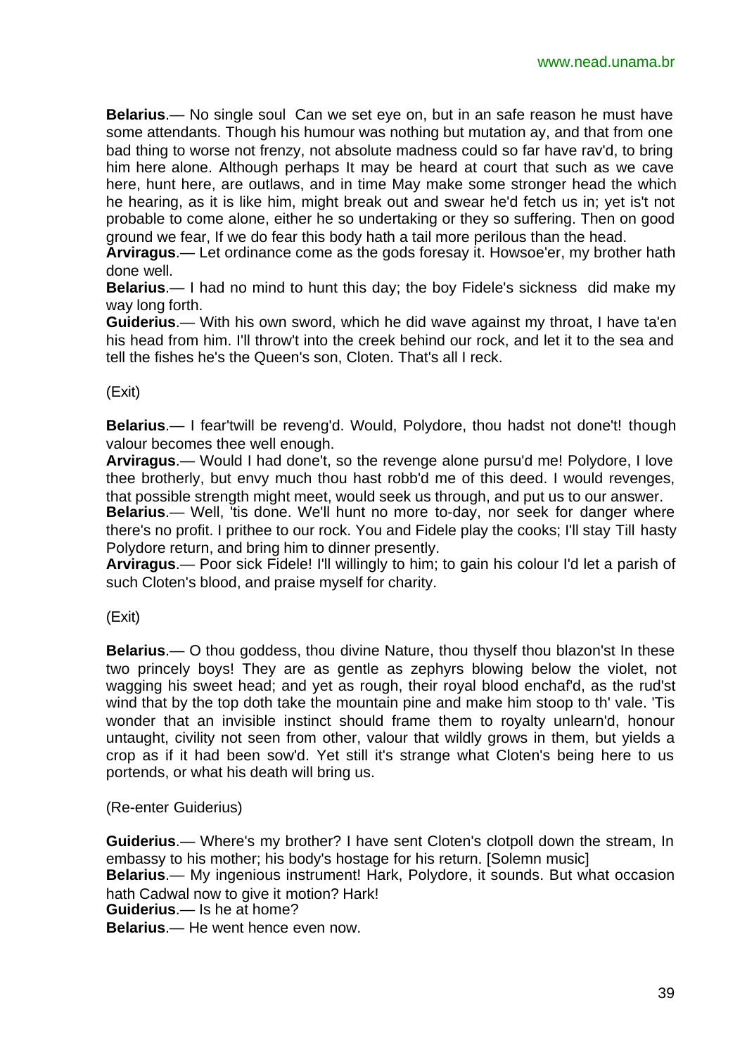**Belarius**.— No single soul Can we set eye on, but in an safe reason he must have some attendants. Though his humour was nothing but mutation ay, and that from one bad thing to worse not frenzy, not absolute madness could so far have rav'd, to bring him here alone. Although perhaps It may be heard at court that such as we cave here, hunt here, are outlaws, and in time May make some stronger head the which he hearing, as it is like him, might break out and swear he'd fetch us in; yet is't not probable to come alone, either he so undertaking or they so suffering. Then on good ground we fear, If we do fear this body hath a tail more perilous than the head.
**Arviragus**.— Let ordinance come as the gods foresay it. Howsoe'er, my brother hath done well.
**Belarius**.— I had no mind to hunt this day; the boy Fidele's sickness did make my way long forth.
**Guiderius**.— With his own sword, which he did wave against my throat, I have ta'en his head from him. I'll throw't into the creek behind our rock, and let it to the sea and tell the fishes he's the Queen's son, Cloten. That's all I reck.

(Exit)

**Belarius**.— I fear'twill be reveng'd. Would, Polydore, thou hadst not done't! though valour becomes thee well enough.
**Arviragus**.— Would I had done't, so the revenge alone pursu'd me! Polydore, I love thee brotherly, but envy much thou hast robb'd me of this deed. I would revenges, that possible strength might meet, would seek us through, and put us to our answer.
**Belarius**.— Well, 'tis done. We'll hunt no more to-day, nor seek for danger where there's no profit. I prithee to our rock. You and Fidele play the cooks; I'll stay Till hasty Polydore return, and bring him to dinner presently.
**Arviragus**.— Poor sick Fidele! I'll willingly to him; to gain his colour I'd let a parish of such Cloten's blood, and praise myself for charity.

(Exit)

**Belarius**.— O thou goddess, thou divine Nature, thou thyself thou blazon'st In these two princely boys! They are as gentle as zephyrs blowing below the violet, not wagging his sweet head; and yet as rough, their royal blood enchaf'd, as the rud'st wind that by the top doth take the mountain pine and make him stoop to th' vale. 'Tis wonder that an invisible instinct should frame them to royalty unlearn'd, honour untaught, civility not seen from other, valour that wildly grows in them, but yields a crop as if it had been sow'd. Yet still it's strange what Cloten's being here to us portends, or what his death will bring us.

(Re-enter Guiderius)

**Guiderius**.— Where's my brother? I have sent Cloten's clotpoll down the stream, In embassy to his mother; his body's hostage for his return. [Solemn music]
**Belarius**.— My ingenious instrument! Hark, Polydore, it sounds. But what occasion hath Cadwal now to give it motion? Hark!
**Guiderius**.— Is he at home?
**Belarius**.— He went hence even now.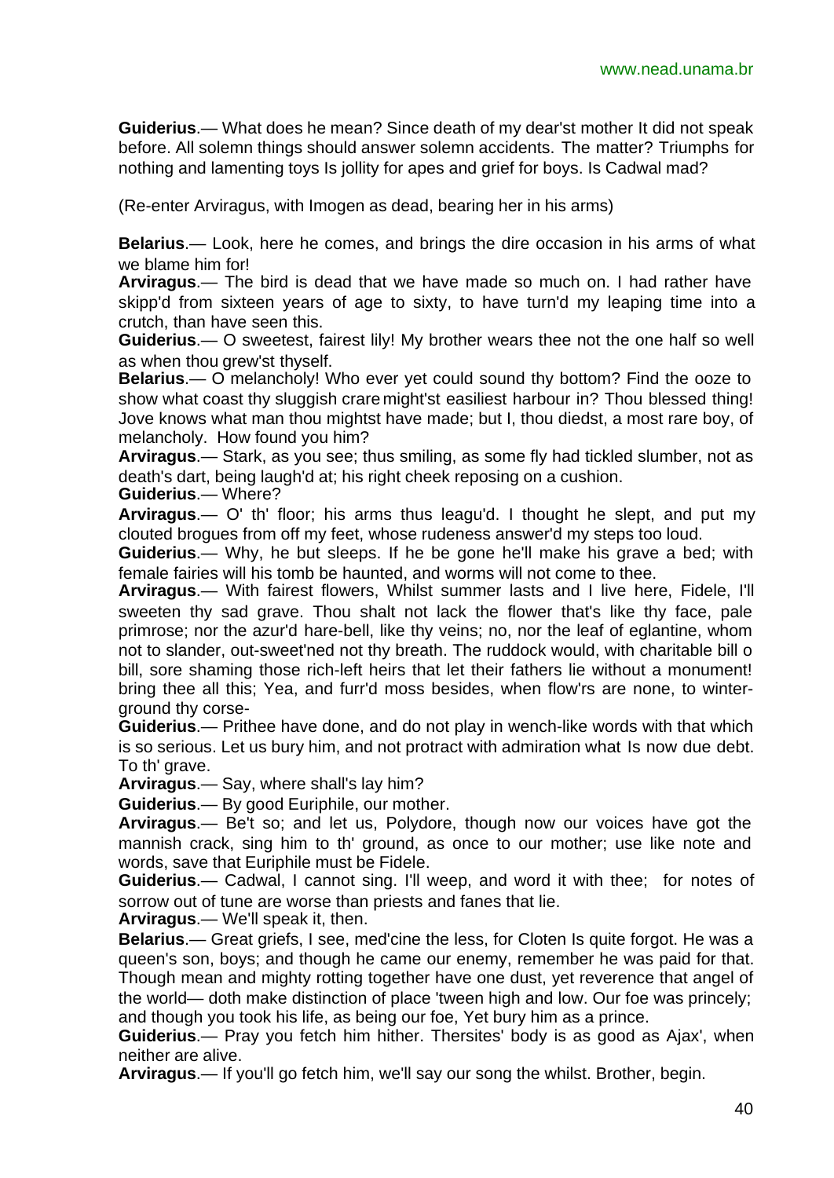**Guiderius**.— What does he mean? Since death of my dear'st mother It did not speak before. All solemn things should answer solemn accidents. The matter? Triumphs for nothing and lamenting toys Is jollity for apes and grief for boys. Is Cadwal mad?

(Re-enter Arviragus, with Imogen as dead, bearing her in his arms)

**Belarius**.— Look, here he comes, and brings the dire occasion in his arms of what we blame him for!

**Arviragus**.— The bird is dead that we have made so much on. I had rather have skipp'd from sixteen years of age to sixty, to have turn'd my leaping time into a crutch, than have seen this.

**Guiderius**.— O sweetest, fairest lily! My brother wears thee not the one half so well as when thou grew'st thyself.

**Belarius**.— O melancholy! Who ever yet could sound thy bottom? Find the ooze to show what coast thy sluggish crare might'st easiliest harbour in? Thou blessed thing! Jove knows what man thou mightst have made; but I, thou diedst, a most rare boy, of melancholy. How found you him?

**Arviragus**.— Stark, as you see; thus smiling, as some fly had tickled slumber, not as death's dart, being laugh'd at; his right cheek reposing on a cushion.

**Guiderius**.— Where?

**Arviragus**.— O' th' floor; his arms thus leagu'd. I thought he slept, and put my clouted brogues from off my feet, whose rudeness answer'd my steps too loud.

**Guiderius**.— Why, he but sleeps. If he be gone he'll make his grave a bed; with female fairies will his tomb be haunted, and worms will not come to thee.

**Arviragus**.— With fairest flowers, Whilst summer lasts and I live here, Fidele, I'll sweeten thy sad grave. Thou shalt not lack the flower that's like thy face, pale primrose; nor the azur'd hare-bell, like thy veins; no, nor the leaf of eglantine, whom not to slander, out-sweet'ned not thy breath. The ruddock would, with charitable bill o bill, sore shaming those rich-left heirs that let their fathers lie without a monument! bring thee all this; Yea, and furr'd moss besides, when flow'rs are none, to winter-ground thy corse-

**Guiderius**.— Prithee have done, and do not play in wench-like words with that which is so serious. Let us bury him, and not protract with admiration what Is now due debt. To th' grave.

**Arviragus**.— Say, where shall's lay him?

**Guiderius**.— By good Euriphile, our mother.

**Arviragus**.— Be't so; and let us, Polydore, though now our voices have got the mannish crack, sing him to th' ground, as once to our mother; use like note and words, save that Euriphile must be Fidele.

**Guiderius**.— Cadwal, I cannot sing. I'll weep, and word it with thee; for notes of sorrow out of tune are worse than priests and fanes that lie.

**Arviragus**.— We'll speak it, then.

**Belarius**.— Great griefs, I see, med'cine the less, for Cloten Is quite forgot. He was a queen's son, boys; and though he came our enemy, remember he was paid for that. Though mean and mighty rotting together have one dust, yet reverence that angel of the world— doth make distinction of place 'tween high and low. Our foe was princely; and though you took his life, as being our foe, Yet bury him as a prince.

**Guiderius**.— Pray you fetch him hither. Thersites' body is as good as Ajax', when neither are alive.

**Arviragus**.— If you'll go fetch him, we'll say our song the whilst. Brother, begin.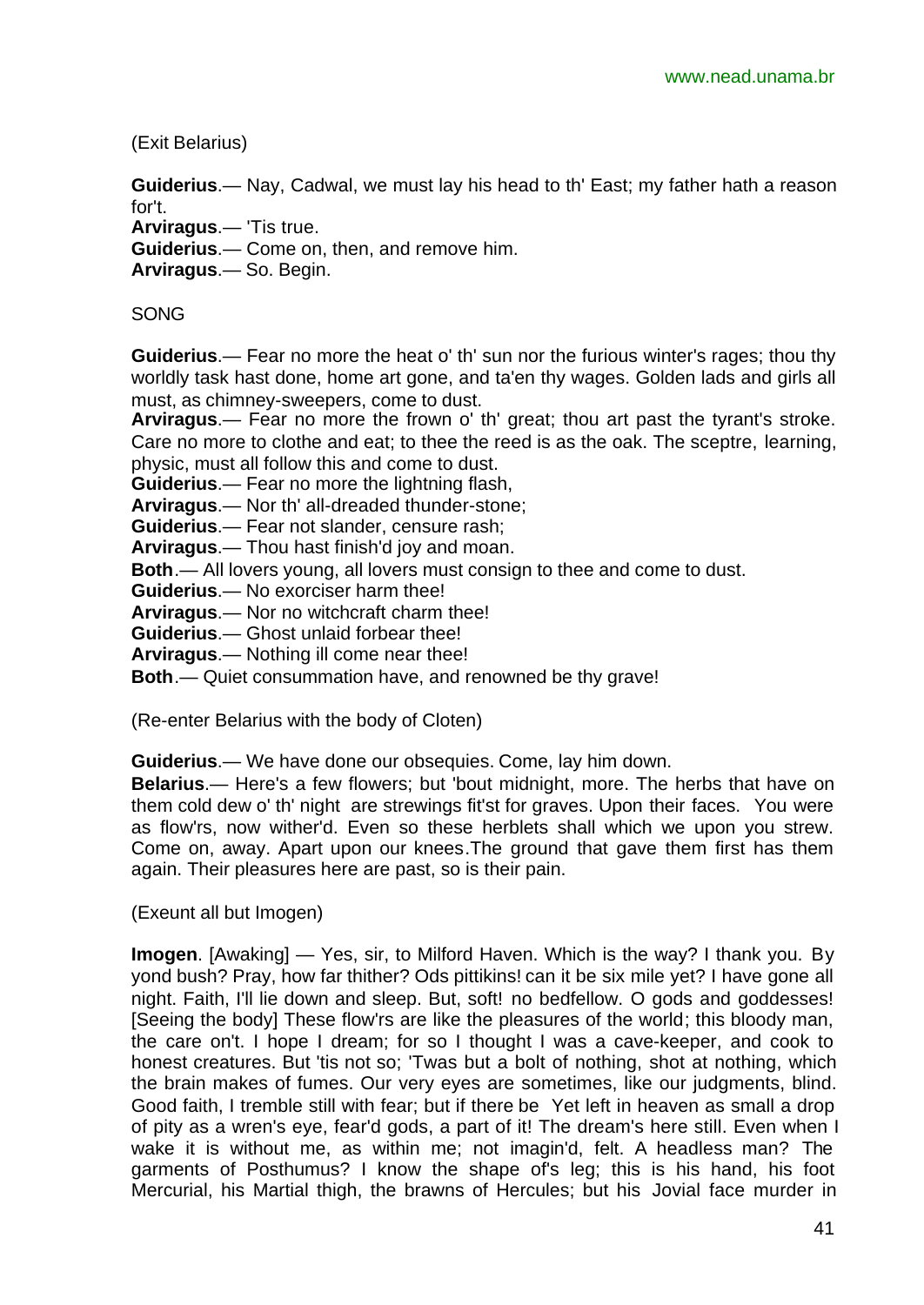(Exit Belarius)

**Guiderius**.— Nay, Cadwal, we must lay his head to th' East; my father hath a reason for't.
**Arviragus**.— 'Tis true.
**Guiderius**.— Come on, then, and remove him.
**Arviragus**.— So. Begin.

SONG

**Guiderius**.— Fear no more the heat o' th' sun nor the furious winter's rages; thou thy worldly task hast done, home art gone, and ta'en thy wages. Golden lads and girls all must, as chimney-sweepers, come to dust.
**Arviragus**.— Fear no more the frown o' th' great; thou art past the tyrant's stroke. Care no more to clothe and eat; to thee the reed is as the oak. The sceptre, learning, physic, must all follow this and come to dust.
**Guiderius**.— Fear no more the lightning flash,
**Arviragus**.— Nor th' all-dreaded thunder-stone;
**Guiderius**.— Fear not slander, censure rash;
**Arviragus**.— Thou hast finish'd joy and moan.
**Both**.— All lovers young, all lovers must consign to thee and come to dust.
**Guiderius**.— No exorciser harm thee!
**Arviragus**.— Nor no witchcraft charm thee!
**Guiderius**.— Ghost unlaid forbear thee!
**Arviragus**.— Nothing ill come near thee!
**Both**.— Quiet consummation have, and renowned be thy grave!

(Re-enter Belarius with the body of Cloten)

**Guiderius**.— We have done our obsequies. Come, lay him down.
**Belarius**.— Here's a few flowers; but 'bout midnight, more. The herbs that have on them cold dew o' th' night are strewings fit'st for graves. Upon their faces. You were as flow'rs, now wither'd. Even so these herblets shall which we upon you strew. Come on, away. Apart upon our knees.The ground that gave them first has them again. Their pleasures here are past, so is their pain.

(Exeunt all but Imogen)

**Imogen**. [Awaking] — Yes, sir, to Milford Haven. Which is the way? I thank you. By yond bush? Pray, how far thither? Ods pittikins! can it be six mile yet? I have gone all night. Faith, I'll lie down and sleep. But, soft! no bedfellow. O gods and goddesses! [Seeing the body] These flow'rs are like the pleasures of the world; this bloody man, the care on't. I hope I dream; for so I thought I was a cave-keeper, and cook to honest creatures. But 'tis not so; 'Twas but a bolt of nothing, shot at nothing, which the brain makes of fumes. Our very eyes are sometimes, like our judgments, blind. Good faith, I tremble still with fear; but if there be Yet left in heaven as small a drop of pity as a wren's eye, fear'd gods, a part of it! The dream's here still. Even when I wake it is without me, as within me; not imagin'd, felt. A headless man? The garments of Posthumus? I know the shape of's leg; this is his hand, his foot Mercurial, his Martial thigh, the brawns of Hercules; but his Jovial face murder in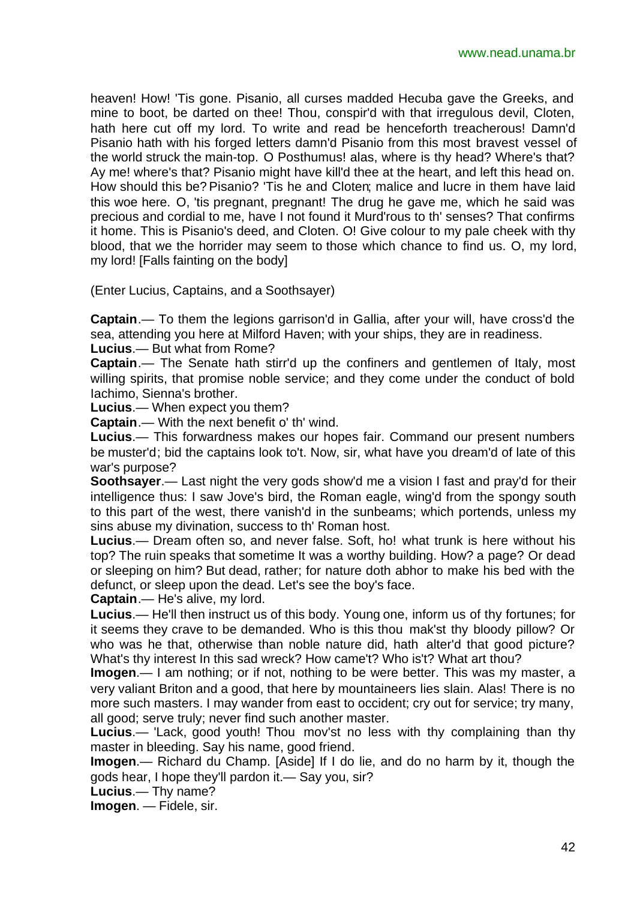heaven! How! 'Tis gone. Pisanio, all curses madded Hecuba gave the Greeks, and mine to boot, be darted on thee! Thou, conspir'd with that irregulous devil, Cloten, hath here cut off my lord. To write and read be henceforth treacherous! Damn'd Pisanio hath with his forged letters damn'd Pisanio from this most bravest vessel of the world struck the main-top. O Posthumus! alas, where is thy head? Where's that? Ay me! where's that? Pisanio might have kill'd thee at the heart, and left this head on. How should this be? Pisanio? 'Tis he and Cloten; malice and lucre in them have laid this woe here. O, 'tis pregnant, pregnant! The drug he gave me, which he said was precious and cordial to me, have I not found it Murd'rous to th' senses? That confirms it home. This is Pisanio's deed, and Cloten. O! Give colour to my pale cheek with thy blood, that we the horrider may seem to those which chance to find us. O, my lord, my lord! [Falls fainting on the body]

(Enter Lucius, Captains, and a Soothsayer)

**Captain**.— To them the legions garrison'd in Gallia, after your will, have cross'd the sea, attending you here at Milford Haven; with your ships, they are in readiness.

**Lucius**.— But what from Rome?

**Captain**.— The Senate hath stirr'd up the confiners and gentlemen of Italy, most willing spirits, that promise noble service; and they come under the conduct of bold Iachimo, Sienna's brother.

**Lucius**.— When expect you them?

**Captain**.— With the next benefit o' th' wind.

**Lucius**.— This forwardness makes our hopes fair. Command our present numbers be muster'd; bid the captains look to't. Now, sir, what have you dream'd of late of this war's purpose?

**Soothsayer**.— Last night the very gods show'd me a vision I fast and pray'd for their intelligence thus: I saw Jove's bird, the Roman eagle, wing'd from the spongy south to this part of the west, there vanish'd in the sunbeams; which portends, unless my sins abuse my divination, success to th' Roman host.

**Lucius**.— Dream often so, and never false. Soft, ho! what trunk is here without his top? The ruin speaks that sometime It was a worthy building. How? a page? Or dead or sleeping on him? But dead, rather; for nature doth abhor to make his bed with the defunct, or sleep upon the dead. Let's see the boy's face.

**Captain**.— He's alive, my lord.

**Lucius**.— He'll then instruct us of this body. Young one, inform us of thy fortunes; for it seems they crave to be demanded. Who is this thou mak'st thy bloody pillow? Or who was he that, otherwise than noble nature did, hath alter'd that good picture? What's thy interest In this sad wreck? How came't? Who is't? What art thou?

**Imogen**.— I am nothing; or if not, nothing to be were better. This was my master, a very valiant Briton and a good, that here by mountaineers lies slain. Alas! There is no more such masters. I may wander from east to occident; cry out for service; try many, all good; serve truly; never find such another master.

**Lucius**.— 'Lack, good youth! Thou mov'st no less with thy complaining than thy master in bleeding. Say his name, good friend.

**Imogen**.— Richard du Champ. [Aside] If I do lie, and do no harm by it, though the gods hear, I hope they'll pardon it.— Say you, sir?

**Lucius**.— Thy name?

**Imogen**. — Fidele, sir.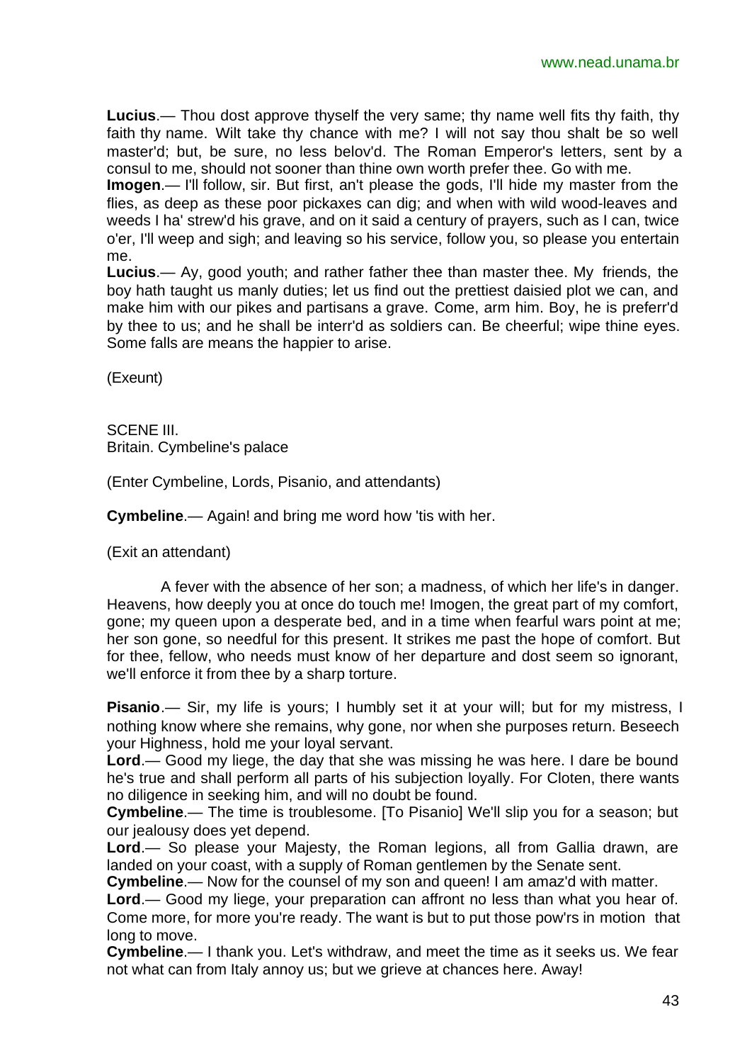**Lucius**.— Thou dost approve thyself the very same; thy name well fits thy faith, thy faith thy name. Wilt take thy chance with me? I will not say thou shalt be so well master'd; but, be sure, no less belov'd. The Roman Emperor's letters, sent by a consul to me, should not sooner than thine own worth prefer thee. Go with me.

**Imogen**.— I'll follow, sir. But first, an't please the gods, I'll hide my master from the flies, as deep as these poor pickaxes can dig; and when with wild wood-leaves and weeds I ha' strew'd his grave, and on it said a century of prayers, such as I can, twice o'er, I'll weep and sigh; and leaving so his service, follow you, so please you entertain me.

**Lucius**.— Ay, good youth; and rather father thee than master thee. My friends, the boy hath taught us manly duties; let us find out the prettiest daisied plot we can, and make him with our pikes and partisans a grave. Come, arm him. Boy, he is preferr'd by thee to us; and he shall be interr'd as soldiers can. Be cheerful; wipe thine eyes. Some falls are means the happier to arise.

(Exeunt)

SCENE III.
Britain. Cymbeline's palace

(Enter Cymbeline, Lords, Pisanio, and attendants)

**Cymbeline**.— Again! and bring me word how 'tis with her.

(Exit an attendant)

A fever with the absence of her son; a madness, of which her life's in danger. Heavens, how deeply you at once do touch me! Imogen, the great part of my comfort, gone; my queen upon a desperate bed, and in a time when fearful wars point at me; her son gone, so needful for this present. It strikes me past the hope of comfort. But for thee, fellow, who needs must know of her departure and dost seem so ignorant, we'll enforce it from thee by a sharp torture.

**Pisanio**.— Sir, my life is yours; I humbly set it at your will; but for my mistress, I nothing know where she remains, why gone, nor when she purposes return. Beseech your Highness, hold me your loyal servant.

**Lord**.— Good my liege, the day that she was missing he was here. I dare be bound he's true and shall perform all parts of his subjection loyally. For Cloten, there wants no diligence in seeking him, and will no doubt be found.

**Cymbeline**.— The time is troublesome. [To Pisanio] We'll slip you for a season; but our jealousy does yet depend.

**Lord**.— So please your Majesty, the Roman legions, all from Gallia drawn, are landed on your coast, with a supply of Roman gentlemen by the Senate sent.

**Cymbeline**.— Now for the counsel of my son and queen! I am amaz'd with matter.

**Lord**.— Good my liege, your preparation can affront no less than what you hear of. Come more, for more you're ready. The want is but to put those pow'rs in motion that long to move.

**Cymbeline**.— I thank you. Let's withdraw, and meet the time as it seeks us. We fear not what can from Italy annoy us; but we grieve at chances here. Away!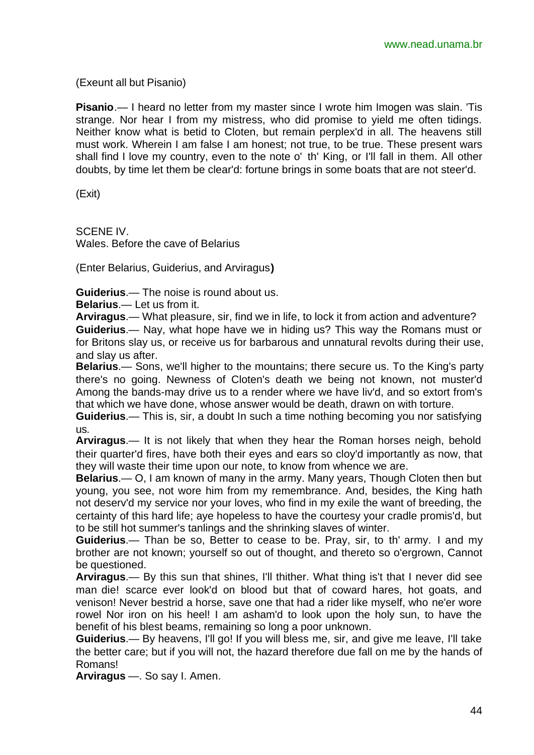(Exeunt all but Pisanio)

**Pisanio**.— I heard no letter from my master since I wrote him Imogen was slain. 'Tis strange. Nor hear I from my mistress, who did promise to yield me often tidings. Neither know what is betid to Cloten, but remain perplex'd in all. The heavens still must work. Wherein I am false I am honest; not true, to be true. These present wars shall find I love my country, even to the note o' th' King, or I'll fall in them. All other doubts, by time let them be clear'd: fortune brings in some boats that are not steer'd.

(Exit)

SCENE IV.
Wales. Before the cave of Belarius

(Enter Belarius, Guiderius, and Arviragus**)**

**Guiderius**.— The noise is round about us.
**Belarius**.— Let us from it.
**Arviragus**.— What pleasure, sir, find we in life, to lock it from action and adventure?
**Guiderius**.— Nay, what hope have we in hiding us? This way the Romans must or for Britons slay us, or receive us for barbarous and unnatural revolts during their use, and slay us after.
**Belarius**.— Sons, we'll higher to the mountains; there secure us. To the King's party there's no going. Newness of Cloten's death we being not known, not muster'd Among the bands-may drive us to a render where we have liv'd, and so extort from's that which we have done, whose answer would be death, drawn on with torture.
**Guiderius**.— This is, sir, a doubt In such a time nothing becoming you nor satisfying us.
**Arviragus**.— It is not likely that when they hear the Roman horses neigh, behold their quarter'd fires, have both their eyes and ears so cloy'd importantly as now, that they will waste their time upon our note, to know from whence we are.
**Belarius**.— O, I am known of many in the army. Many years, Though Cloten then but young, you see, not wore him from my remembrance. And, besides, the King hath not deserv'd my service nor your loves, who find in my exile the want of breeding, the certainty of this hard life; aye hopeless to have the courtesy your cradle promis'd, but to be still hot summer's tanlings and the shrinking slaves of winter.
**Guiderius**.— Than be so, Better to cease to be. Pray, sir, to th' army. I and my brother are not known; yourself so out of thought, and thereto so o'ergrown, Cannot be questioned.
**Arviragus**.— By this sun that shines, I'll thither. What thing is't that I never did see man die! scarce ever look'd on blood but that of coward hares, hot goats, and venison! Never bestrid a horse, save one that had a rider like myself, who ne'er wore rowel Nor iron on his heel! I am asham'd to look upon the holy sun, to have the benefit of his blest beams, remaining so long a poor unknown.
**Guiderius**.— By heavens, I'll go! If you will bless me, sir, and give me leave, I'll take the better care; but if you will not, the hazard therefore due fall on me by the hands of Romans!
**Arviragus** —. So say I. Amen.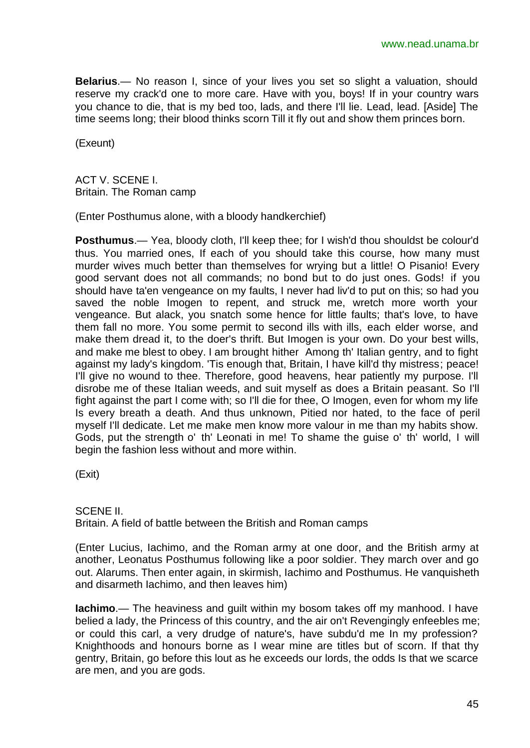**Belarius**.— No reason I, since of your lives you set so slight a valuation, should reserve my crack'd one to more care. Have with you, boys! If in your country wars you chance to die, that is my bed too, lads, and there I'll lie. Lead, lead. [Aside] The time seems long; their blood thinks scorn Till it fly out and show them princes born.

(Exeunt)

ACT V. SCENE I.
Britain. The Roman camp

(Enter Posthumus alone, with a bloody handkerchief)

**Posthumus**.— Yea, bloody cloth, I'll keep thee; for I wish'd thou shouldst be colour'd thus. You married ones, If each of you should take this course, how many must murder wives much better than themselves for wrying but a little! O Pisanio! Every good servant does not all commands; no bond but to do just ones. Gods! if you should have ta'en vengeance on my faults, I never had liv'd to put on this; so had you saved the noble Imogen to repent, and struck me, wretch more worth your vengeance. But alack, you snatch some hence for little faults; that's love, to have them fall no more. You some permit to second ills with ills, each elder worse, and make them dread it, to the doer's thrift. But Imogen is your own. Do your best wills, and make me blest to obey. I am brought hither Among th' Italian gentry, and to fight against my lady's kingdom. 'Tis enough that, Britain, I have kill'd thy mistress; peace! I'll give no wound to thee. Therefore, good heavens, hear patiently my purpose. I'll disrobe me of these Italian weeds, and suit myself as does a Britain peasant. So I'll fight against the part I come with; so I'll die for thee, O Imogen, even for whom my life Is every breath a death. And thus unknown, Pitied nor hated, to the face of peril myself I'll dedicate. Let me make men know more valour in me than my habits show. Gods, put the strength o' th' Leonati in me! To shame the guise o' th' world, I will begin the fashion less without and more within.

(Exit)

SCENE II.
Britain. A field of battle between the British and Roman camps

(Enter Lucius, Iachimo, and the Roman army at one door, and the British army at another, Leonatus Posthumus following like a poor soldier. They march over and go out. Alarums. Then enter again, in skirmish, Iachimo and Posthumus. He vanquisheth and disarmeth Iachimo, and then leaves him)

**Iachimo**.— The heaviness and guilt within my bosom takes off my manhood. I have belied a lady, the Princess of this country, and the air on't Revengingly enfeebles me; or could this carl, a very drudge of nature's, have subdu'd me In my profession? Knighthoods and honours borne as I wear mine are titles but of scorn. If that thy gentry, Britain, go before this lout as he exceeds our lords, the odds Is that we scarce are men, and you are gods.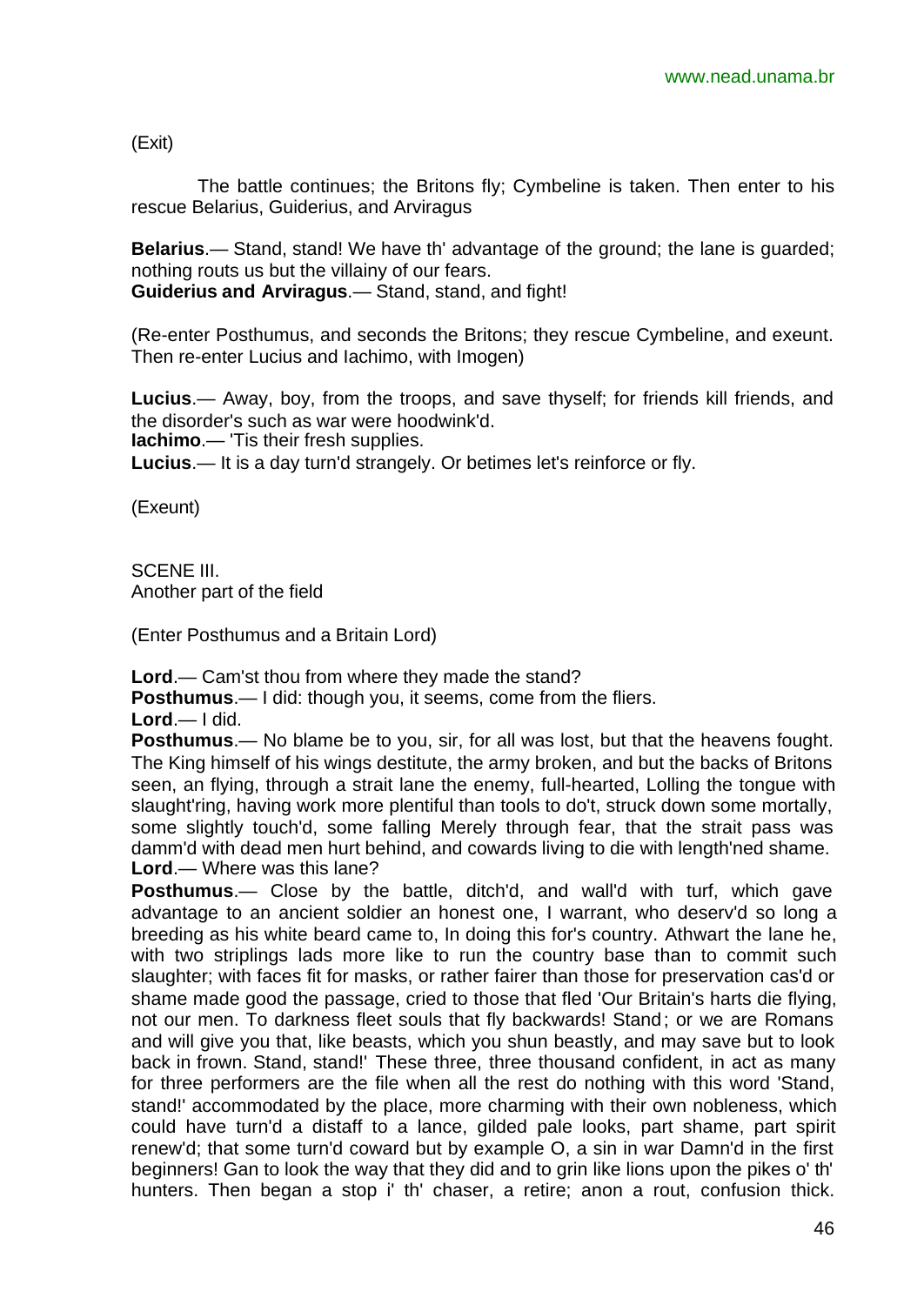(Exit)

The battle continues; the Britons fly; Cymbeline is taken. Then enter to his rescue Belarius, Guiderius, and Arviragus

**Belarius**.— Stand, stand! We have th' advantage of the ground; the lane is guarded; nothing routs us but the villainy of our fears.
**Guiderius and Arviragus**.— Stand, stand, and fight!

(Re-enter Posthumus, and seconds the Britons; they rescue Cymbeline, and exeunt. Then re-enter Lucius and Iachimo, with Imogen)

**Lucius**.— Away, boy, from the troops, and save thyself; for friends kill friends, and the disorder's such as war were hoodwink'd.
**Iachimo**.— 'Tis their fresh supplies.
**Lucius**.— It is a day turn'd strangely. Or betimes let's reinforce or fly.

(Exeunt)

SCENE III.
Another part of the field

(Enter Posthumus and a Britain Lord)

**Lord**.— Cam'st thou from where they made the stand?
**Posthumus**.— I did: though you, it seems, come from the fliers.
**Lord**.— I did.
**Posthumus**.— No blame be to you, sir, for all was lost, but that the heavens fought. The King himself of his wings destitute, the army broken, and but the backs of Britons seen, an flying, through a strait lane the enemy, full-hearted, Lolling the tongue with slaught'ring, having work more plentiful than tools to do't, struck down some mortally, some slightly touch'd, some falling Merely through fear, that the strait pass was damm'd with dead men hurt behind, and cowards living to die with length'ned shame.
**Lord**.— Where was this lane?
**Posthumus**.— Close by the battle, ditch'd, and wall'd with turf, which gave advantage to an ancient soldier an honest one, I warrant, who deserv'd so long a breeding as his white beard came to, In doing this for's country. Athwart the lane he, with two striplings lads more like to run the country base than to commit such slaughter; with faces fit for masks, or rather fairer than those for preservation cas'd or shame made good the passage, cried to those that fled 'Our Britain's harts die flying, not our men. To darkness fleet souls that fly backwards! Stand; or we are Romans and will give you that, like beasts, which you shun beastly, and may save but to look back in frown. Stand, stand!' These three, three thousand confident, in act as many for three performers are the file when all the rest do nothing with this word 'Stand, stand!' accommodated by the place, more charming with their own nobleness, which could have turn'd a distaff to a lance, gilded pale looks, part shame, part spirit renew'd; that some turn'd coward but by example O, a sin in war Damn'd in the first beginners! Gan to look the way that they did and to grin like lions upon the pikes o' th' hunters. Then began a stop i' th' chaser, a retire; anon a rout, confusion thick.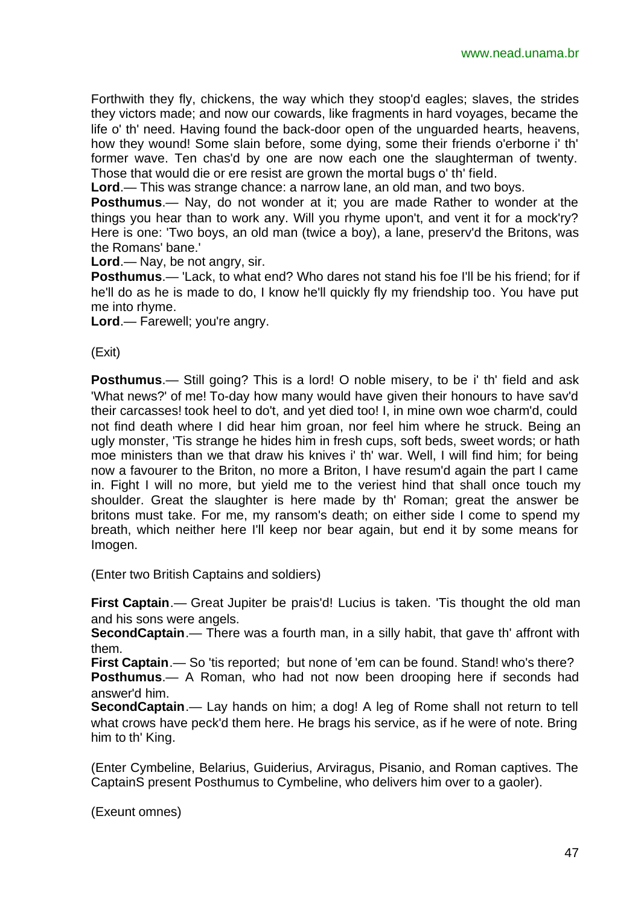Forthwith they fly, chickens, the way which they stoop'd eagles; slaves, the strides they victors made; and now our cowards, like fragments in hard voyages, became the life o' th' need. Having found the back-door open of the unguarded hearts, heavens, how they wound! Some slain before, some dying, some their friends o'erborne i' th' former wave. Ten chas'd by one are now each one the slaughterman of twenty. Those that would die or ere resist are grown the mortal bugs o' th' field.

**Lord**.— This was strange chance: a narrow lane, an old man, and two boys.

**Posthumus**.— Nay, do not wonder at it; you are made Rather to wonder at the things you hear than to work any. Will you rhyme upon't, and vent it for a mock'ry? Here is one: 'Two boys, an old man (twice a boy), a lane, preserv'd the Britons, was the Romans' bane.'

**Lord**.— Nay, be not angry, sir.

**Posthumus**.— 'Lack, to what end? Who dares not stand his foe I'll be his friend; for if he'll do as he is made to do, I know he'll quickly fly my friendship too. You have put me into rhyme.

**Lord**.— Farewell; you're angry.

(Exit)

**Posthumus**.— Still going? This is a lord! O noble misery, to be i' th' field and ask 'What news?' of me! To-day how many would have given their honours to have sav'd their carcasses! took heel to do't, and yet died too! I, in mine own woe charm'd, could not find death where I did hear him groan, nor feel him where he struck. Being an ugly monster, 'Tis strange he hides him in fresh cups, soft beds, sweet words; or hath moe ministers than we that draw his knives i' th' war. Well, I will find him; for being now a favourer to the Briton, no more a Briton, I have resum'd again the part I came in. Fight I will no more, but yield me to the veriest hind that shall once touch my shoulder. Great the slaughter is here made by th' Roman; great the answer be britons must take. For me, my ransom's death; on either side I come to spend my breath, which neither here I'll keep nor bear again, but end it by some means for Imogen.

(Enter two British Captains and soldiers)

**First Captain**.— Great Jupiter be prais'd! Lucius is taken. 'Tis thought the old man and his sons were angels.

**SecondCaptain**.— There was a fourth man, in a silly habit, that gave th' affront with them.

**First Captain**.— So 'tis reported; but none of 'em can be found. Stand! who's there?

**Posthumus**.— A Roman, who had not now been drooping here if seconds had answer'd him.

**SecondCaptain**.— Lay hands on him; a dog! A leg of Rome shall not return to tell what crows have peck'd them here. He brags his service, as if he were of note. Bring him to th' King.

(Enter Cymbeline, Belarius, Guiderius, Arviragus, Pisanio, and Roman captives. The CaptainS present Posthumus to Cymbeline, who delivers him over to a gaoler).

(Exeunt omnes)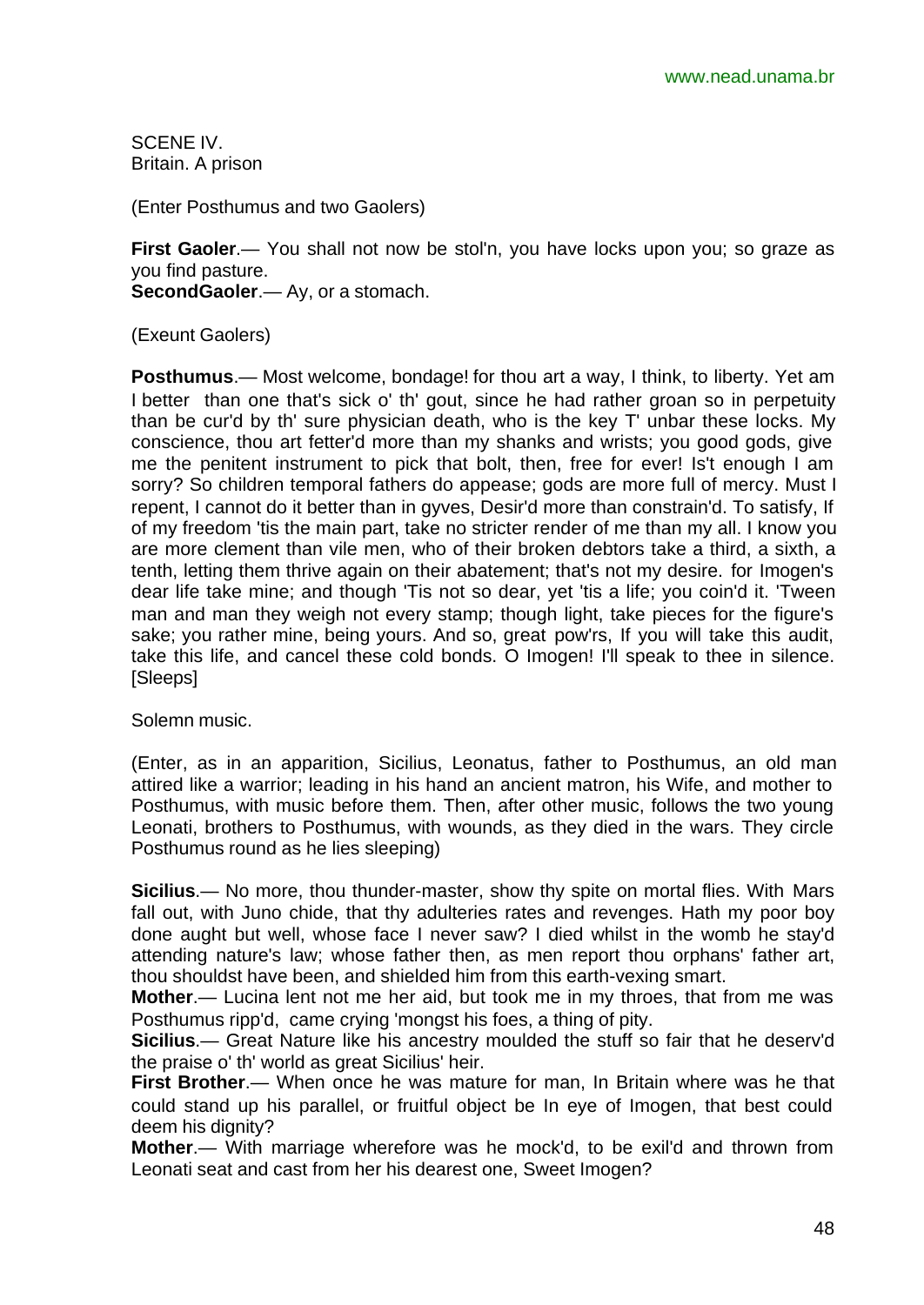SCENE IV.
Britain. A prison

(Enter Posthumus and two Gaolers)

**First Gaoler**.— You shall not now be stol'n, you have locks upon you; so graze as you find pasture.
**SecondGaoler**.— Ay, or a stomach.

(Exeunt Gaolers)

**Posthumus**.— Most welcome, bondage! for thou art a way, I think, to liberty. Yet am I better than one that's sick o' th' gout, since he had rather groan so in perpetuity than be cur'd by th' sure physician death, who is the key T' unbar these locks. My conscience, thou art fetter'd more than my shanks and wrists; you good gods, give me the penitent instrument to pick that bolt, then, free for ever! Is't enough I am sorry? So children temporal fathers do appease; gods are more full of mercy. Must I repent, I cannot do it better than in gyves, Desir'd more than constrain'd. To satisfy, If of my freedom 'tis the main part, take no stricter render of me than my all. I know you are more clement than vile men, who of their broken debtors take a third, a sixth, a tenth, letting them thrive again on their abatement; that's not my desire. for Imogen's dear life take mine; and though 'Tis not so dear, yet 'tis a life; you coin'd it. 'Tween man and man they weigh not every stamp; though light, take pieces for the figure's sake; you rather mine, being yours. And so, great pow'rs, If you will take this audit, take this life, and cancel these cold bonds. O Imogen! I'll speak to thee in silence. [Sleeps]

Solemn music.

(Enter, as in an apparition, Sicilius, Leonatus, father to Posthumus, an old man attired like a warrior; leading in his hand an ancient matron, his Wife, and mother to Posthumus, with music before them. Then, after other music, follows the two young Leonati, brothers to Posthumus, with wounds, as they died in the wars. They circle Posthumus round as he lies sleeping)

**Sicilius**.— No more, thou thunder-master, show thy spite on mortal flies. With Mars fall out, with Juno chide, that thy adulteries rates and revenges. Hath my poor boy done aught but well, whose face I never saw? I died whilst in the womb he stay'd attending nature's law; whose father then, as men report thou orphans' father art, thou shouldst have been, and shielded him from this earth-vexing smart.
**Mother**.— Lucina lent not me her aid, but took me in my throes, that from me was Posthumus ripp'd, came crying 'mongst his foes, a thing of pity.
**Sicilius**.— Great Nature like his ancestry moulded the stuff so fair that he deserv'd the praise o' th' world as great Sicilius' heir.
**First Brother**.— When once he was mature for man, In Britain where was he that could stand up his parallel, or fruitful object be In eye of Imogen, that best could deem his dignity?
**Mother**.— With marriage wherefore was he mock'd, to be exil'd and thrown from Leonati seat and cast from her his dearest one, Sweet Imogen?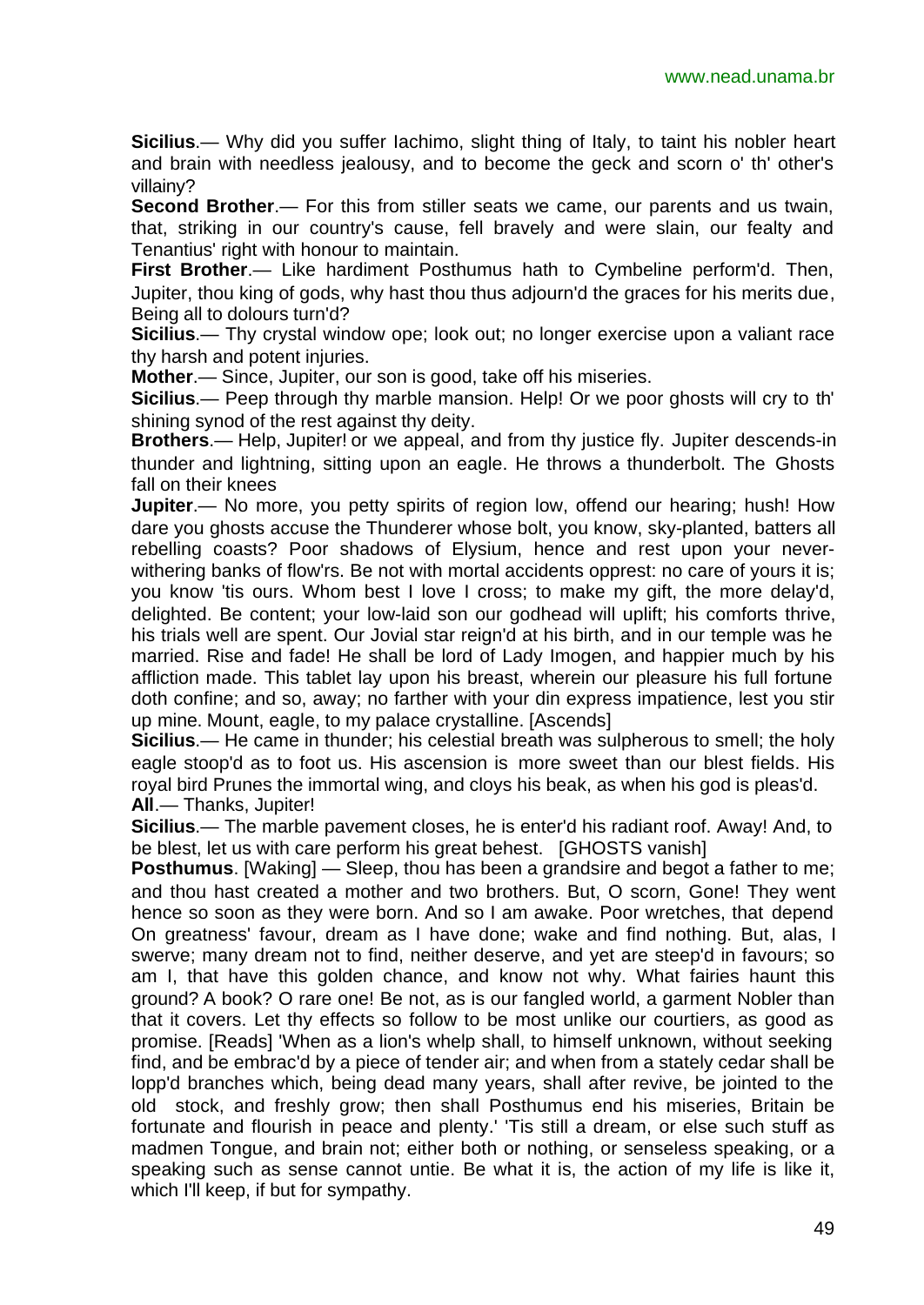**Sicilius**.— Why did you suffer Iachimo, slight thing of Italy, to taint his nobler heart and brain with needless jealousy, and to become the geck and scorn o' th' other's villainy?

**Second Brother**.— For this from stiller seats we came, our parents and us twain, that, striking in our country's cause, fell bravely and were slain, our fealty and Tenantius' right with honour to maintain.

**First Brother**.— Like hardiment Posthumus hath to Cymbeline perform'd. Then, Jupiter, thou king of gods, why hast thou thus adjourn'd the graces for his merits due, Being all to dolours turn'd?

**Sicilius**.— Thy crystal window ope; look out; no longer exercise upon a valiant race thy harsh and potent injuries.

**Mother**.— Since, Jupiter, our son is good, take off his miseries.

**Sicilius**.— Peep through thy marble mansion. Help! Or we poor ghosts will cry to th' shining synod of the rest against thy deity.

**Brothers**.— Help, Jupiter! or we appeal, and from thy justice fly. Jupiter descends-in thunder and lightning, sitting upon an eagle. He throws a thunderbolt. The Ghosts fall on their knees

**Jupiter**.— No more, you petty spirits of region low, offend our hearing; hush! How dare you ghosts accuse the Thunderer whose bolt, you know, sky-planted, batters all rebelling coasts? Poor shadows of Elysium, hence and rest upon your never-withering banks of flow'rs. Be not with mortal accidents opprest: no care of yours it is; you know 'tis ours. Whom best I love I cross; to make my gift, the more delay'd, delighted. Be content; your low-laid son our godhead will uplift; his comforts thrive, his trials well are spent. Our Jovial star reign'd at his birth, and in our temple was he married. Rise and fade! He shall be lord of Lady Imogen, and happier much by his affliction made. This tablet lay upon his breast, wherein our pleasure his full fortune doth confine; and so, away; no farther with your din express impatience, lest you stir up mine. Mount, eagle, to my palace crystalline. [Ascends]

**Sicilius**.— He came in thunder; his celestial breath was sulpherous to smell; the holy eagle stoop'd as to foot us. His ascension is more sweet than our blest fields. His royal bird Prunes the immortal wing, and cloys his beak, as when his god is pleas'd.

**All**.— Thanks, Jupiter!

**Sicilius**.— The marble pavement closes, he is enter'd his radiant roof. Away! And, to be blest, let us with care perform his great behest. [GHOSTS vanish]

**Posthumus**. [Waking] — Sleep, thou has been a grandsire and begot a father to me; and thou hast created a mother and two brothers. But, O scorn, Gone! They went hence so soon as they were born. And so I am awake. Poor wretches, that depend On greatness' favour, dream as I have done; wake and find nothing. But, alas, I swerve; many dream not to find, neither deserve, and yet are steep'd in favours; so am I, that have this golden chance, and know not why. What fairies haunt this ground? A book? O rare one! Be not, as is our fangled world, a garment Nobler than that it covers. Let thy effects so follow to be most unlike our courtiers, as good as promise. [Reads] 'When as a lion's whelp shall, to himself unknown, without seeking find, and be embrac'd by a piece of tender air; and when from a stately cedar shall be lopp'd branches which, being dead many years, shall after revive, be jointed to the old stock, and freshly grow; then shall Posthumus end his miseries, Britain be fortunate and flourish in peace and plenty.' 'Tis still a dream, or else such stuff as madmen Tongue, and brain not; either both or nothing, or senseless speaking, or a speaking such as sense cannot untie. Be what it is, the action of my life is like it, which I'll keep, if but for sympathy.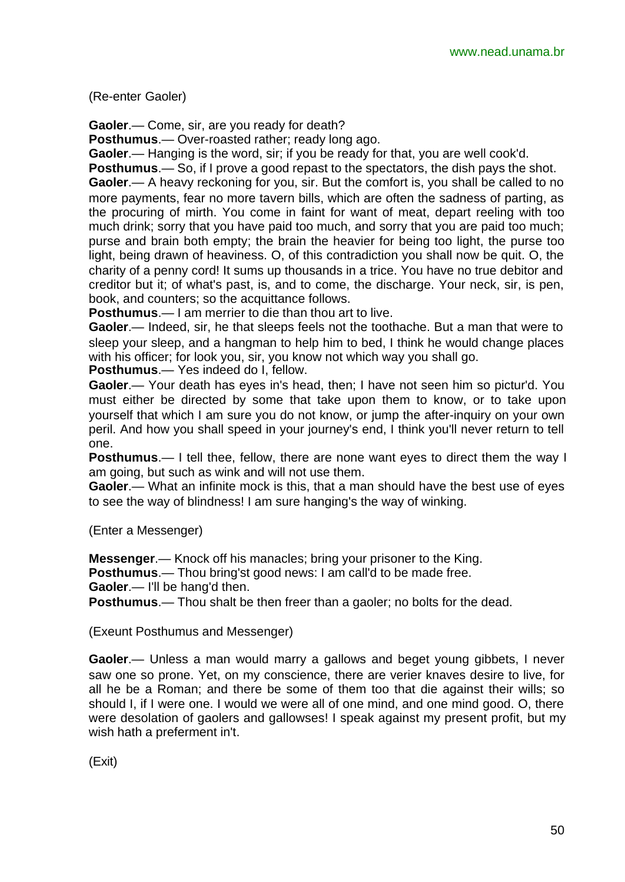(Re-enter Gaoler)

**Gaoler**.— Come, sir, are you ready for death?
**Posthumus**.— Over-roasted rather; ready long ago.
**Gaoler**.— Hanging is the word, sir; if you be ready for that, you are well cook'd.
**Posthumus**.— So, if I prove a good repast to the spectators, the dish pays the shot.
**Gaoler**.— A heavy reckoning for you, sir. But the comfort is, you shall be called to no more payments, fear no more tavern bills, which are often the sadness of parting, as the procuring of mirth. You come in faint for want of meat, depart reeling with too much drink; sorry that you have paid too much, and sorry that you are paid too much; purse and brain both empty; the brain the heavier for being too light, the purse too light, being drawn of heaviness. O, of this contradiction you shall now be quit. O, the charity of a penny cord! It sums up thousands in a trice. You have no true debitor and creditor but it; of what's past, is, and to come, the discharge. Your neck, sir, is pen, book, and counters; so the acquittance follows.
**Posthumus**.— I am merrier to die than thou art to live.
**Gaoler**.— Indeed, sir, he that sleeps feels not the toothache. But a man that were to sleep your sleep, and a hangman to help him to bed, I think he would change places with his officer; for look you, sir, you know not which way you shall go.
**Posthumus**.— Yes indeed do I, fellow.
**Gaoler**.— Your death has eyes in's head, then; I have not seen him so pictur'd. You must either be directed by some that take upon them to know, or to take upon yourself that which I am sure you do not know, or jump the after-inquiry on your own peril. And how you shall speed in your journey's end, I think you'll never return to tell one.
**Posthumus**.— I tell thee, fellow, there are none want eyes to direct them the way I am going, but such as wink and will not use them.
**Gaoler**.— What an infinite mock is this, that a man should have the best use of eyes to see the way of blindness! I am sure hanging's the way of winking.

(Enter a Messenger)

**Messenger**.— Knock off his manacles; bring your prisoner to the King.
**Posthumus**.— Thou bring'st good news: I am call'd to be made free.
**Gaoler**.— I'll be hang'd then.
**Posthumus**.— Thou shalt be then freer than a gaoler; no bolts for the dead.

(Exeunt Posthumus and Messenger)

**Gaoler**.— Unless a man would marry a gallows and beget young gibbets, I never saw one so prone. Yet, on my conscience, there are verier knaves desire to live, for all he be a Roman; and there be some of them too that die against their wills; so should I, if I were one. I would we were all of one mind, and one mind good. O, there were desolation of gaolers and gallowses! I speak against my present profit, but my wish hath a preferment in't.

(Exit)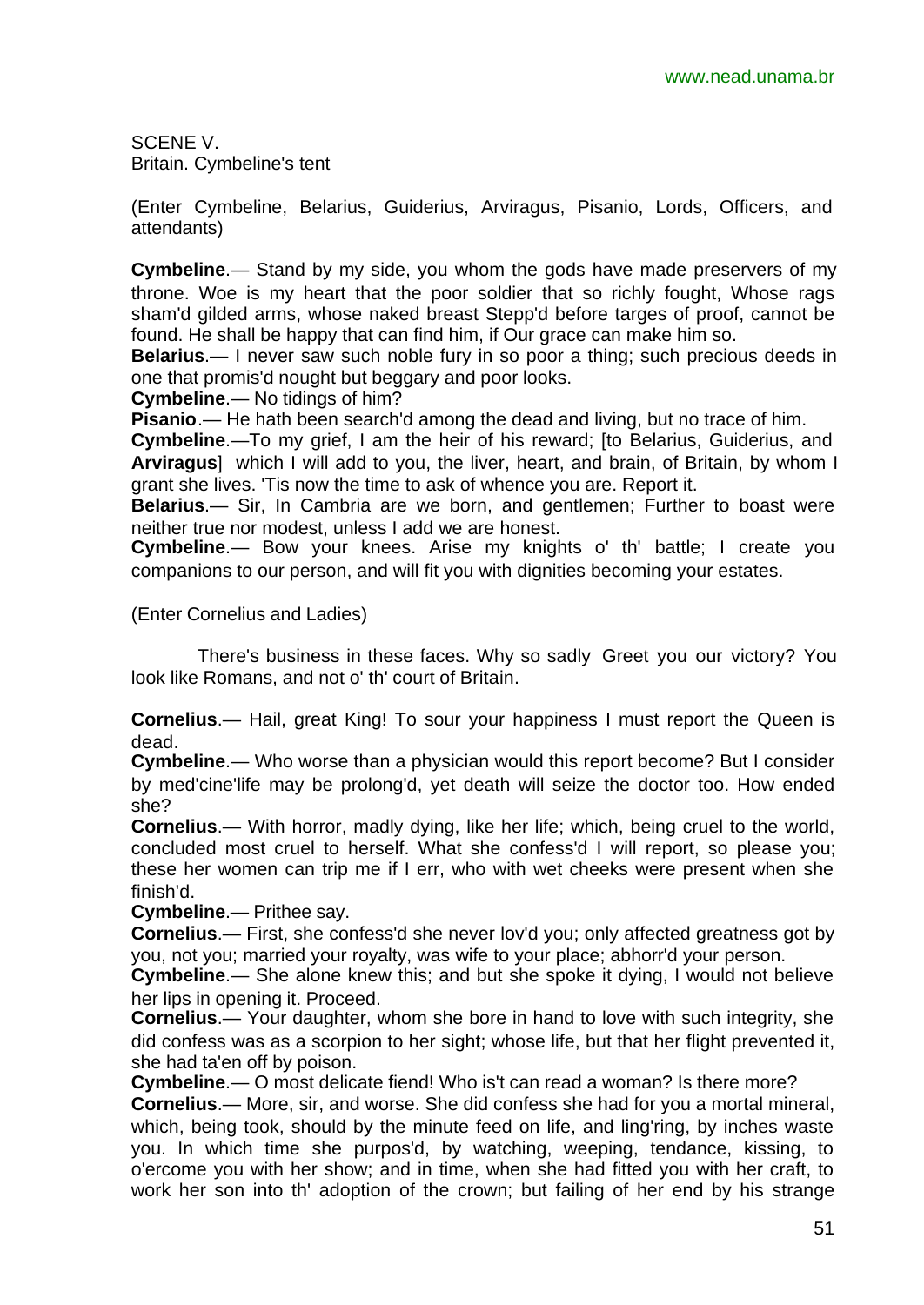SCENE V.
Britain. Cymbeline's tent

(Enter Cymbeline, Belarius, Guiderius, Arviragus, Pisanio, Lords, Officers, and attendants)

**Cymbeline**.— Stand by my side, you whom the gods have made preservers of my throne. Woe is my heart that the poor soldier that so richly fought, Whose rags sham'd gilded arms, whose naked breast Stepp'd before targes of proof, cannot be found. He shall be happy that can find him, if Our grace can make him so.

**Belarius**.— I never saw such noble fury in so poor a thing; such precious deeds in one that promis'd nought but beggary and poor looks.

**Cymbeline**.— No tidings of him?

**Pisanio**.— He hath been search'd among the dead and living, but no trace of him.

**Cymbeline**.—To my grief, I am the heir of his reward; [to Belarius, Guiderius, and **Arviragus**] which I will add to you, the liver, heart, and brain, of Britain, by whom I grant she lives. 'Tis now the time to ask of whence you are. Report it.

**Belarius**.— Sir, In Cambria are we born, and gentlemen; Further to boast were neither true nor modest, unless I add we are honest.

**Cymbeline**.— Bow your knees. Arise my knights o' th' battle; I create you companions to our person, and will fit you with dignities becoming your estates.

(Enter Cornelius and Ladies)

There's business in these faces. Why so sadly Greet you our victory? You look like Romans, and not o' th' court of Britain.

**Cornelius**.— Hail, great King! To sour your happiness I must report the Queen is dead.

**Cymbeline**.— Who worse than a physician would this report become? But I consider by med'cine'life may be prolong'd, yet death will seize the doctor too. How ended she?

**Cornelius**.— With horror, madly dying, like her life; which, being cruel to the world, concluded most cruel to herself. What she confess'd I will report, so please you; these her women can trip me if I err, who with wet cheeks were present when she finish'd.

**Cymbeline**.— Prithee say.

**Cornelius**.— First, she confess'd she never lov'd you; only affected greatness got by you, not you; married your royalty, was wife to your place; abhorr'd your person.

**Cymbeline**.— She alone knew this; and but she spoke it dying, I would not believe her lips in opening it. Proceed.

**Cornelius**.— Your daughter, whom she bore in hand to love with such integrity, she did confess was as a scorpion to her sight; whose life, but that her flight prevented it, she had ta'en off by poison.

**Cymbeline**.— O most delicate fiend! Who is't can read a woman? Is there more?

**Cornelius**.— More, sir, and worse. She did confess she had for you a mortal mineral, which, being took, should by the minute feed on life, and ling'ring, by inches waste you. In which time she purpos'd, by watching, weeping, tendance, kissing, to o'ercome you with her show; and in time, when she had fitted you with her craft, to work her son into th' adoption of the crown; but failing of her end by his strange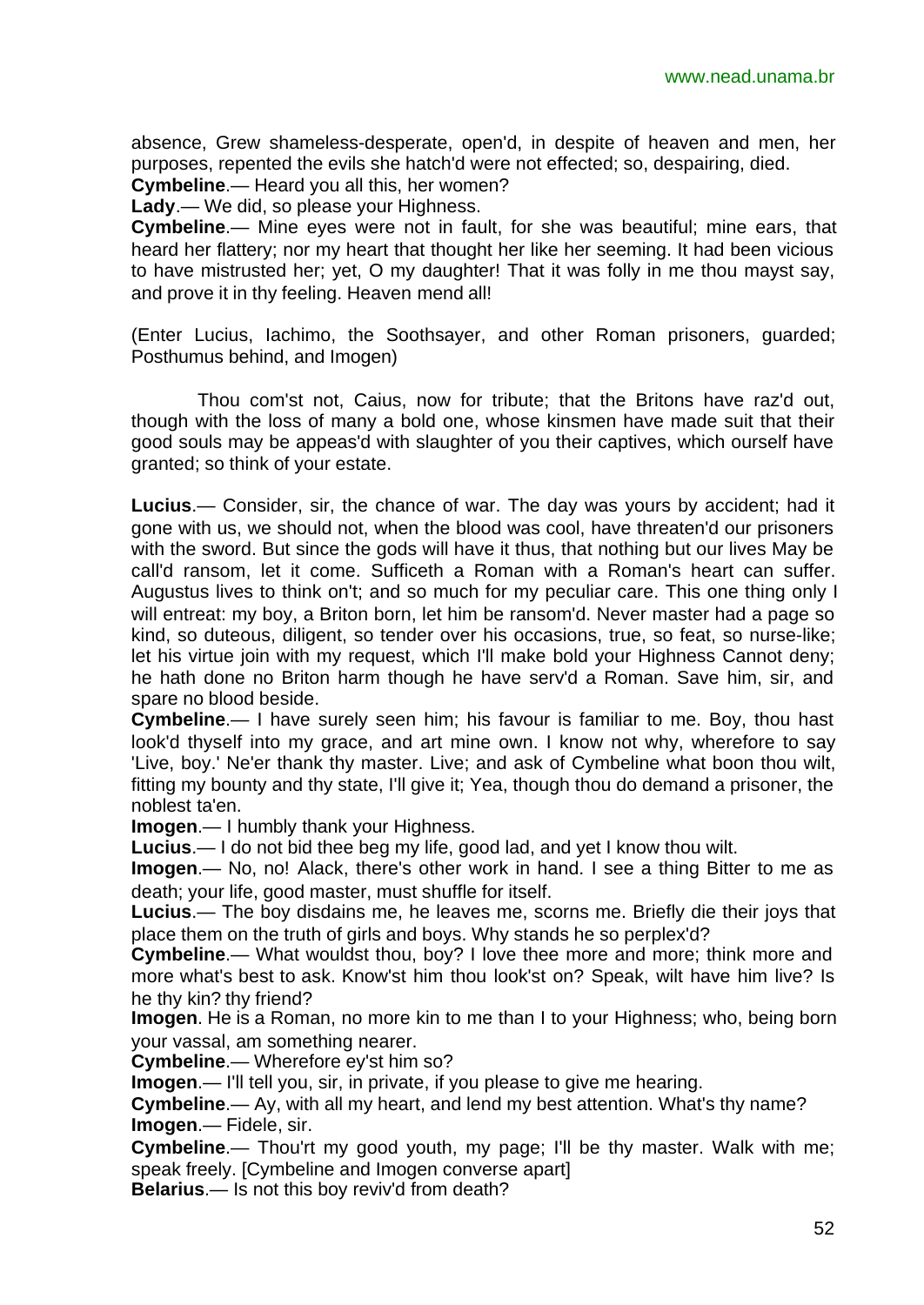absence, Grew shameless-desperate, open'd, in despite of heaven and men, her purposes, repented the evils she hatch'd were not effected; so, despairing, died.

**Cymbeline**.— Heard you all this, her women?

**Lady**.— We did, so please your Highness.

**Cymbeline**.— Mine eyes were not in fault, for she was beautiful; mine ears, that heard her flattery; nor my heart that thought her like her seeming. It had been vicious to have mistrusted her; yet, O my daughter! That it was folly in me thou mayst say, and prove it in thy feeling. Heaven mend all!

(Enter Lucius, Iachimo, the Soothsayer, and other Roman prisoners, guarded; Posthumus behind, and Imogen)

Thou com'st not, Caius, now for tribute; that the Britons have raz'd out, though with the loss of many a bold one, whose kinsmen have made suit that their good souls may be appeas'd with slaughter of you their captives, which ourself have granted; so think of your estate.

**Lucius**.— Consider, sir, the chance of war. The day was yours by accident; had it gone with us, we should not, when the blood was cool, have threaten'd our prisoners with the sword. But since the gods will have it thus, that nothing but our lives May be call'd ransom, let it come. Sufficeth a Roman with a Roman's heart can suffer. Augustus lives to think on't; and so much for my peculiar care. This one thing only I will entreat: my boy, a Briton born, let him be ransom'd. Never master had a page so kind, so duteous, diligent, so tender over his occasions, true, so feat, so nurse-like; let his virtue join with my request, which I'll make bold your Highness Cannot deny; he hath done no Briton harm though he have serv'd a Roman. Save him, sir, and spare no blood beside.

**Cymbeline**.— I have surely seen him; his favour is familiar to me. Boy, thou hast look'd thyself into my grace, and art mine own. I know not why, wherefore to say 'Live, boy.' Ne'er thank thy master. Live; and ask of Cymbeline what boon thou wilt, fitting my bounty and thy state, I'll give it; Yea, though thou do demand a prisoner, the noblest ta'en.

**Imogen**.— I humbly thank your Highness.

**Lucius**.— I do not bid thee beg my life, good lad, and yet I know thou wilt.

**Imogen**.— No, no! Alack, there's other work in hand. I see a thing Bitter to me as death; your life, good master, must shuffle for itself.

**Lucius**.— The boy disdains me, he leaves me, scorns me. Briefly die their joys that place them on the truth of girls and boys. Why stands he so perplex'd?

**Cymbeline**.— What wouldst thou, boy? I love thee more and more; think more and more what's best to ask. Know'st him thou look'st on? Speak, wilt have him live? Is he thy kin? thy friend?

**Imogen**. He is a Roman, no more kin to me than I to your Highness; who, being born your vassal, am something nearer.

**Cymbeline**.— Wherefore ey'st him so?

**Imogen**.— I'll tell you, sir, in private, if you please to give me hearing.

**Cymbeline**.— Ay, with all my heart, and lend my best attention. What's thy name?

**Imogen**.— Fidele, sir.

**Cymbeline**.— Thou'rt my good youth, my page; I'll be thy master. Walk with me; speak freely. [Cymbeline and Imogen converse apart]

**Belarius**.— Is not this boy reviv'd from death?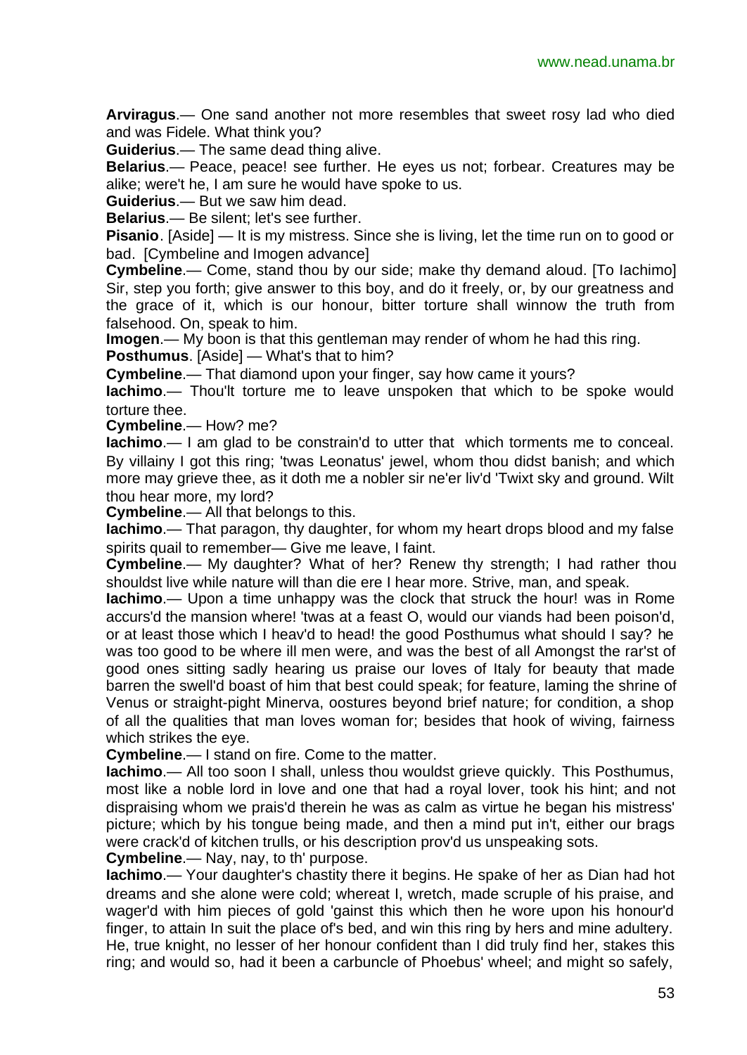**Arviragus**.— One sand another not more resembles that sweet rosy lad who died and was Fidele. What think you?

**Guiderius**.— The same dead thing alive.

**Belarius**.— Peace, peace! see further. He eyes us not; forbear. Creatures may be alike; were't he, I am sure he would have spoke to us.

**Guiderius**.— But we saw him dead.

**Belarius**.— Be silent; let's see further.

**Pisanio**. [Aside] — It is my mistress. Since she is living, let the time run on to good or bad. [Cymbeline and Imogen advance]

**Cymbeline**.— Come, stand thou by our side; make thy demand aloud. [To Iachimo] Sir, step you forth; give answer to this boy, and do it freely, or, by our greatness and the grace of it, which is our honour, bitter torture shall winnow the truth from falsehood. On, speak to him.

**Imogen**.— My boon is that this gentleman may render of whom he had this ring.

**Posthumus**. [Aside] — What's that to him?

**Cymbeline**.— That diamond upon your finger, say how came it yours?

**Iachimo**.— Thou'lt torture me to leave unspoken that which to be spoke would torture thee.

**Cymbeline**.— How? me?

**Iachimo**.— I am glad to be constrain'd to utter that which torments me to conceal. By villainy I got this ring; 'twas Leonatus' jewel, whom thou didst banish; and which more may grieve thee, as it doth me a nobler sir ne'er liv'd 'Twixt sky and ground. Wilt thou hear more, my lord?

**Cymbeline**.— All that belongs to this.

**Iachimo**.— That paragon, thy daughter, for whom my heart drops blood and my false spirits quail to remember— Give me leave, I faint.

**Cymbeline**.— My daughter? What of her? Renew thy strength; I had rather thou shouldst live while nature will than die ere I hear more. Strive, man, and speak.

**Iachimo**.— Upon a time unhappy was the clock that struck the hour! was in Rome accurs'd the mansion where! 'twas at a feast O, would our viands had been poison'd, or at least those which I heav'd to head! the good Posthumus what should I say? he was too good to be where ill men were, and was the best of all Amongst the rar'st of good ones sitting sadly hearing us praise our loves of Italy for beauty that made barren the swell'd boast of him that best could speak; for feature, laming the shrine of Venus or straight-pight Minerva, oostures beyond brief nature; for condition, a shop of all the qualities that man loves woman for; besides that hook of wiving, fairness which strikes the eye.

**Cymbeline**.— I stand on fire. Come to the matter.

**Iachimo**.— All too soon I shall, unless thou wouldst grieve quickly. This Posthumus, most like a noble lord in love and one that had a royal lover, took his hint; and not dispraising whom we prais'd therein he was as calm as virtue he began his mistress' picture; which by his tongue being made, and then a mind put in't, either our brags were crack'd of kitchen trulls, or his description prov'd us unspeaking sots.

**Cymbeline**.— Nay, nay, to th' purpose.

**Iachimo**.— Your daughter's chastity there it begins. He spake of her as Dian had hot dreams and she alone were cold; whereat I, wretch, made scruple of his praise, and wager'd with him pieces of gold 'gainst this which then he wore upon his honour'd finger, to attain In suit the place of's bed, and win this ring by hers and mine adultery. He, true knight, no lesser of her honour confident than I did truly find her, stakes this ring; and would so, had it been a carbuncle of Phoebus' wheel; and might so safely,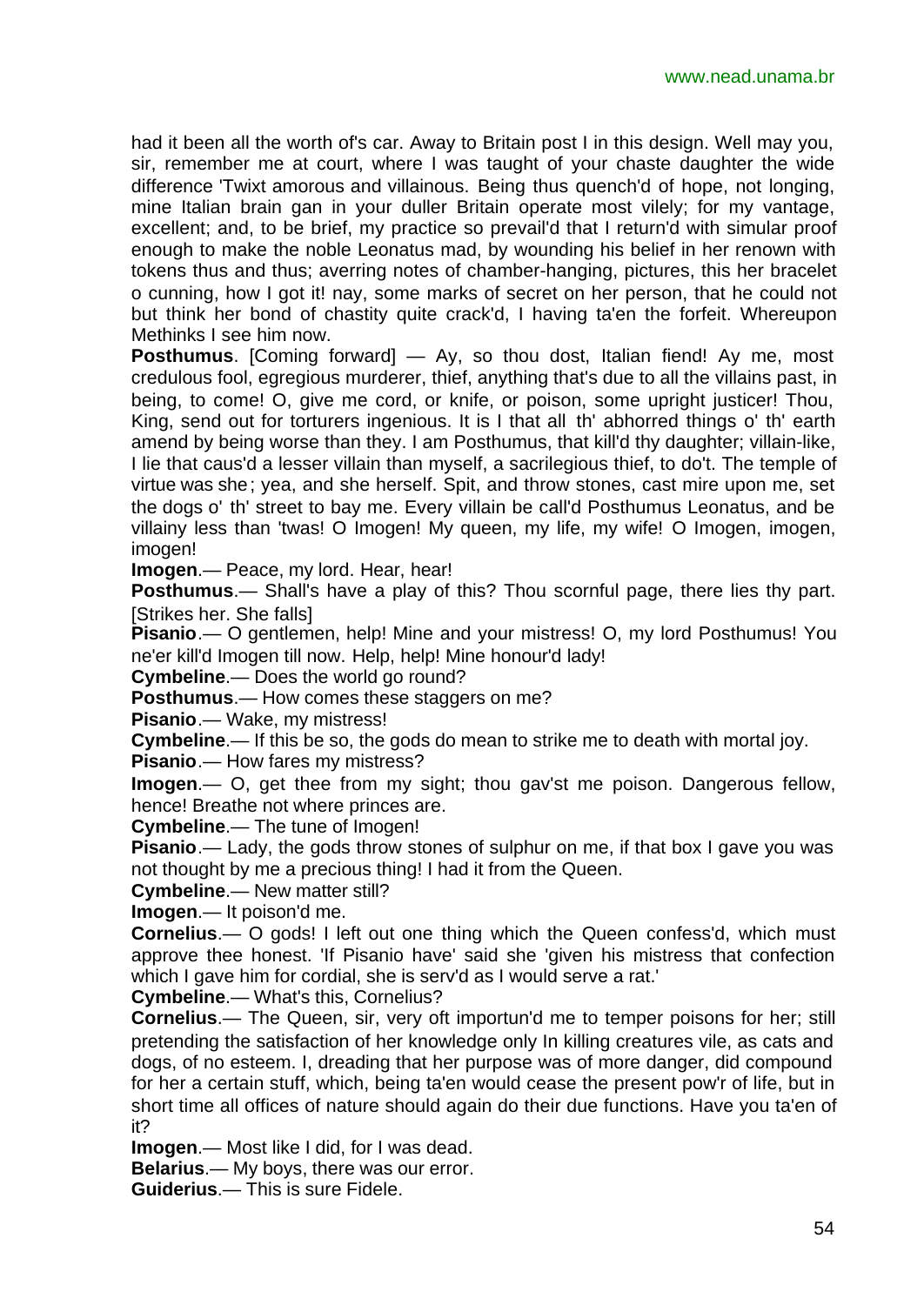had it been all the worth of's car. Away to Britain post I in this design. Well may you, sir, remember me at court, where I was taught of your chaste daughter the wide difference 'Twixt amorous and villainous. Being thus quench'd of hope, not longing, mine Italian brain gan in your duller Britain operate most vilely; for my vantage, excellent; and, to be brief, my practice so prevail'd that I return'd with simular proof enough to make the noble Leonatus mad, by wounding his belief in her renown with tokens thus and thus; averring notes of chamber-hanging, pictures, this her bracelet o cunning, how I got it! nay, some marks of secret on her person, that he could not but think her bond of chastity quite crack'd, I having ta'en the forfeit. Whereupon Methinks I see him now.

**Posthumus**. [Coming forward] — Ay, so thou dost, Italian fiend! Ay me, most credulous fool, egregious murderer, thief, anything that's due to all the villains past, in being, to come! O, give me cord, or knife, or poison, some upright justicer! Thou, King, send out for torturers ingenious. It is I that all th' abhorred things o' th' earth amend by being worse than they. I am Posthumus, that kill'd thy daughter; villain-like, I lie that caus'd a lesser villain than myself, a sacrilegious thief, to do't. The temple of virtue was she; yea, and she herself. Spit, and throw stones, cast mire upon me, set the dogs o' th' street to bay me. Every villain be call'd Posthumus Leonatus, and be villainy less than 'twas! O Imogen! My queen, my life, my wife! O Imogen, imogen, imogen!

**Imogen**.— Peace, my lord. Hear, hear!

**Posthumus**.— Shall's have a play of this? Thou scornful page, there lies thy part. [Strikes her. She falls]

**Pisanio**.— O gentlemen, help! Mine and your mistress! O, my lord Posthumus! You ne'er kill'd Imogen till now. Help, help! Mine honour'd lady!

**Cymbeline**.— Does the world go round?

**Posthumus**.— How comes these staggers on me?

**Pisanio**.— Wake, my mistress!

**Cymbeline**.— If this be so, the gods do mean to strike me to death with mortal joy.

**Pisanio**.— How fares my mistress?

**Imogen**.— O, get thee from my sight; thou gav'st me poison. Dangerous fellow, hence! Breathe not where princes are.

**Cymbeline**.— The tune of Imogen!

**Pisanio**.— Lady, the gods throw stones of sulphur on me, if that box I gave you was not thought by me a precious thing! I had it from the Queen.

**Cymbeline**.— New matter still?

**Imogen**.— It poison'd me.

**Cornelius**.— O gods! I left out one thing which the Queen confess'd, which must approve thee honest. 'If Pisanio have' said she 'given his mistress that confection which I gave him for cordial, she is serv'd as I would serve a rat.'

**Cymbeline**.— What's this, Cornelius?

**Cornelius**.— The Queen, sir, very oft importun'd me to temper poisons for her; still pretending the satisfaction of her knowledge only In killing creatures vile, as cats and dogs, of no esteem. I, dreading that her purpose was of more danger, did compound for her a certain stuff, which, being ta'en would cease the present pow'r of life, but in short time all offices of nature should again do their due functions. Have you ta'en of it?

**Imogen**.— Most like I did, for I was dead.

**Belarius**.— My boys, there was our error.

**Guiderius**.— This is sure Fidele.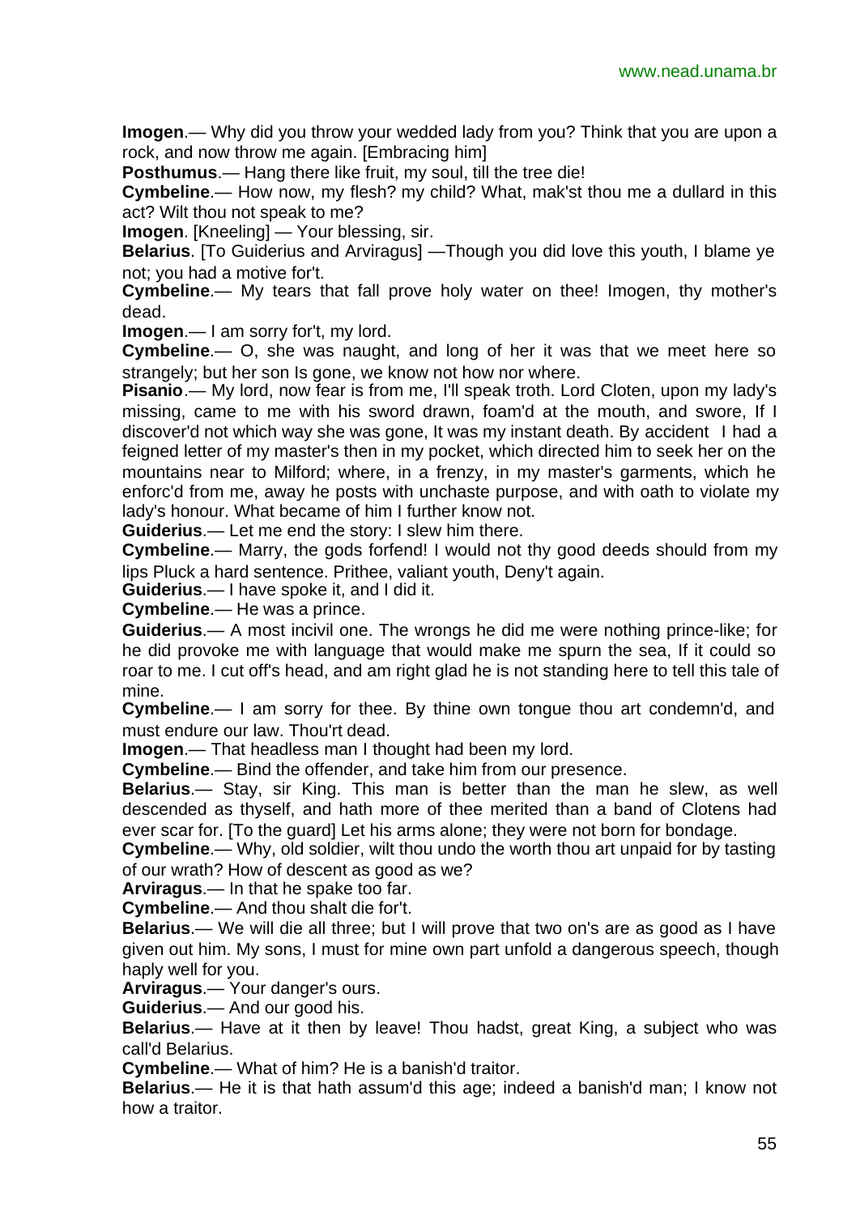**Imogen**.— Why did you throw your wedded lady from you? Think that you are upon a rock, and now throw me again. [Embracing him]

**Posthumus**.— Hang there like fruit, my soul, till the tree die!

**Cymbeline**.— How now, my flesh? my child? What, mak'st thou me a dullard in this act? Wilt thou not speak to me?

**Imogen**. [Kneeling] — Your blessing, sir.

**Belarius**. [To Guiderius and Arviragus] —Though you did love this youth, I blame ye not; you had a motive for't.

**Cymbeline**.— My tears that fall prove holy water on thee! Imogen, thy mother's dead.

**Imogen**.— I am sorry for't, my lord.

**Cymbeline**.— O, she was naught, and long of her it was that we meet here so strangely; but her son Is gone, we know not how nor where.

**Pisanio**.— My lord, now fear is from me, I'll speak troth. Lord Cloten, upon my lady's missing, came to me with his sword drawn, foam'd at the mouth, and swore, If I discover'd not which way she was gone, It was my instant death. By accident I had a feigned letter of my master's then in my pocket, which directed him to seek her on the mountains near to Milford; where, in a frenzy, in my master's garments, which he enforc'd from me, away he posts with unchaste purpose, and with oath to violate my lady's honour. What became of him I further know not.

**Guiderius**.— Let me end the story: I slew him there.

**Cymbeline**.— Marry, the gods forfend! I would not thy good deeds should from my lips Pluck a hard sentence. Prithee, valiant youth, Deny't again.

**Guiderius**.— I have spoke it, and I did it.

**Cymbeline**.— He was a prince.

**Guiderius**.— A most incivil one. The wrongs he did me were nothing prince-like; for he did provoke me with language that would make me spurn the sea, If it could so roar to me. I cut off's head, and am right glad he is not standing here to tell this tale of mine.

**Cymbeline**.— I am sorry for thee. By thine own tongue thou art condemn'd, and must endure our law. Thou'rt dead.

**Imogen**.— That headless man I thought had been my lord.

**Cymbeline**.— Bind the offender, and take him from our presence.

**Belarius**.— Stay, sir King. This man is better than the man he slew, as well descended as thyself, and hath more of thee merited than a band of Clotens had ever scar for. [To the guard] Let his arms alone; they were not born for bondage.

**Cymbeline**.— Why, old soldier, wilt thou undo the worth thou art unpaid for by tasting of our wrath? How of descent as good as we?

**Arviragus**.— In that he spake too far.

**Cymbeline**.— And thou shalt die for't.

**Belarius**.— We will die all three; but I will prove that two on's are as good as I have given out him. My sons, I must for mine own part unfold a dangerous speech, though haply well for you.

**Arviragus**.— Your danger's ours.

**Guiderius**.— And our good his.

**Belarius**.— Have at it then by leave! Thou hadst, great King, a subject who was call'd Belarius.

**Cymbeline**.— What of him? He is a banish'd traitor.

**Belarius**.— He it is that hath assum'd this age; indeed a banish'd man; I know not how a traitor.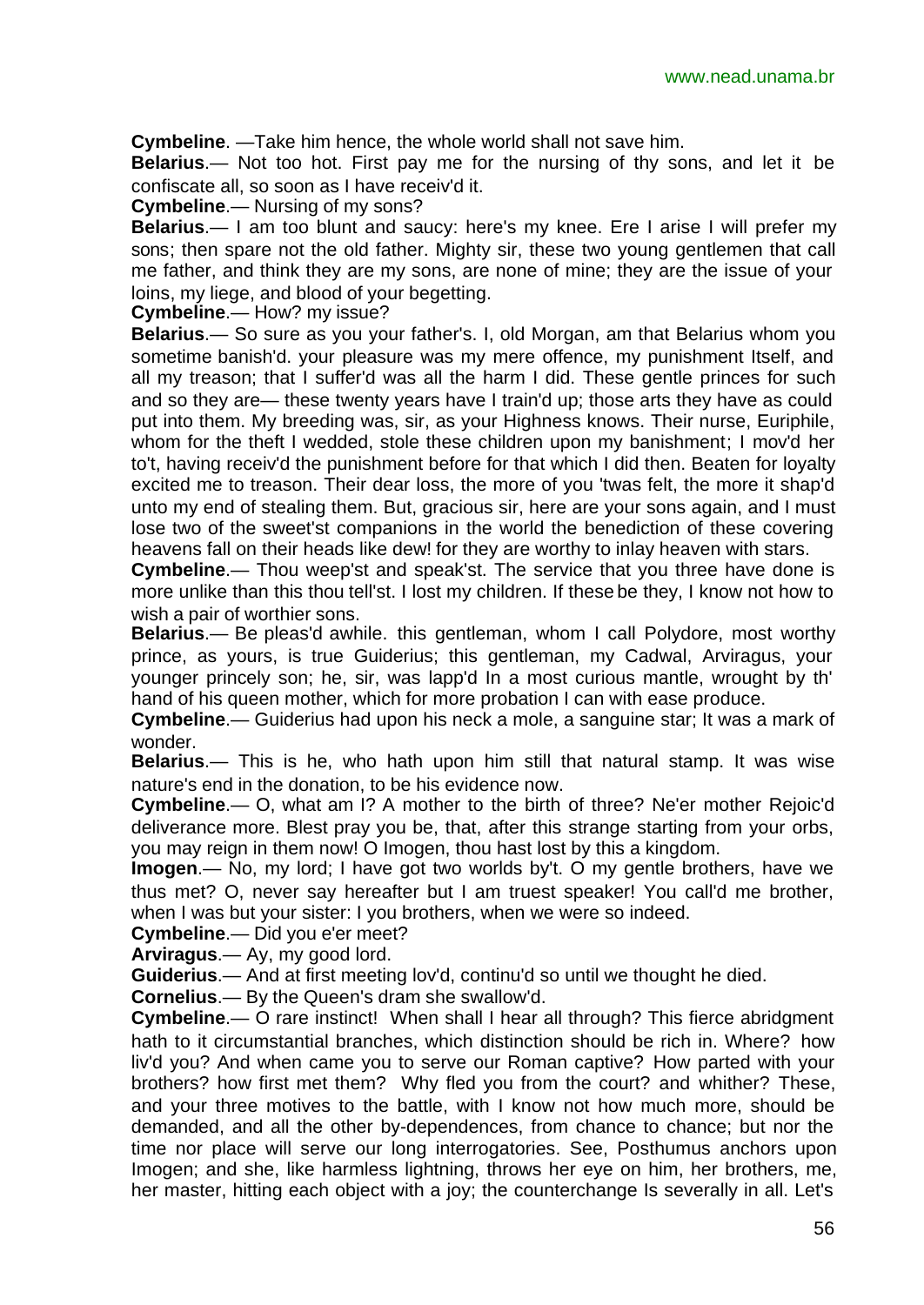**Cymbeline**. —Take him hence, the whole world shall not save him.

**Belarius**.— Not too hot. First pay me for the nursing of thy sons, and let it be confiscate all, so soon as I have receiv'd it.

**Cymbeline**.— Nursing of my sons?

**Belarius**.— I am too blunt and saucy: here's my knee. Ere I arise I will prefer my sons; then spare not the old father. Mighty sir, these two young gentlemen that call me father, and think they are my sons, are none of mine; they are the issue of your loins, my liege, and blood of your begetting.

**Cymbeline**.— How? my issue?

**Belarius**.— So sure as you your father's. I, old Morgan, am that Belarius whom you sometime banish'd. your pleasure was my mere offence, my punishment Itself, and all my treason; that I suffer'd was all the harm I did. These gentle princes for such and so they are— these twenty years have I train'd up; those arts they have as could put into them. My breeding was, sir, as your Highness knows. Their nurse, Euriphile, whom for the theft I wedded, stole these children upon my banishment; I mov'd her to't, having receiv'd the punishment before for that which I did then. Beaten for loyalty excited me to treason. Their dear loss, the more of you 'twas felt, the more it shap'd unto my end of stealing them. But, gracious sir, here are your sons again, and I must lose two of the sweet'st companions in the world the benediction of these covering heavens fall on their heads like dew! for they are worthy to inlay heaven with stars.

**Cymbeline**.— Thou weep'st and speak'st. The service that you three have done is more unlike than this thou tell'st. I lost my children. If these be they, I know not how to wish a pair of worthier sons.

**Belarius**.— Be pleas'd awhile. this gentleman, whom I call Polydore, most worthy prince, as yours, is true Guiderius; this gentleman, my Cadwal, Arviragus, your younger princely son; he, sir, was lapp'd In a most curious mantle, wrought by th' hand of his queen mother, which for more probation I can with ease produce.

**Cymbeline**.— Guiderius had upon his neck a mole, a sanguine star; It was a mark of wonder.

**Belarius**.— This is he, who hath upon him still that natural stamp. It was wise nature's end in the donation, to be his evidence now.

**Cymbeline**.— O, what am I? A mother to the birth of three? Ne'er mother Rejoic'd deliverance more. Blest pray you be, that, after this strange starting from your orbs, you may reign in them now! O Imogen, thou hast lost by this a kingdom.

**Imogen**.— No, my lord; I have got two worlds by't. O my gentle brothers, have we thus met? O, never say hereafter but I am truest speaker! You call'd me brother, when I was but your sister: I you brothers, when we were so indeed.

**Cymbeline**.— Did you e'er meet?

**Arviragus**.— Ay, my good lord.

**Guiderius**.— And at first meeting lov'd, continu'd so until we thought he died.

**Cornelius**.— By the Queen's dram she swallow'd.

**Cymbeline**.— O rare instinct! When shall I hear all through? This fierce abridgment hath to it circumstantial branches, which distinction should be rich in. Where? how liv'd you? And when came you to serve our Roman captive? How parted with your brothers? how first met them? Why fled you from the court? and whither? These, and your three motives to the battle, with I know not how much more, should be demanded, and all the other by-dependences, from chance to chance; but nor the time nor place will serve our long interrogatories. See, Posthumus anchors upon Imogen; and she, like harmless lightning, throws her eye on him, her brothers, me, her master, hitting each object with a joy; the counterchange Is severally in all. Let's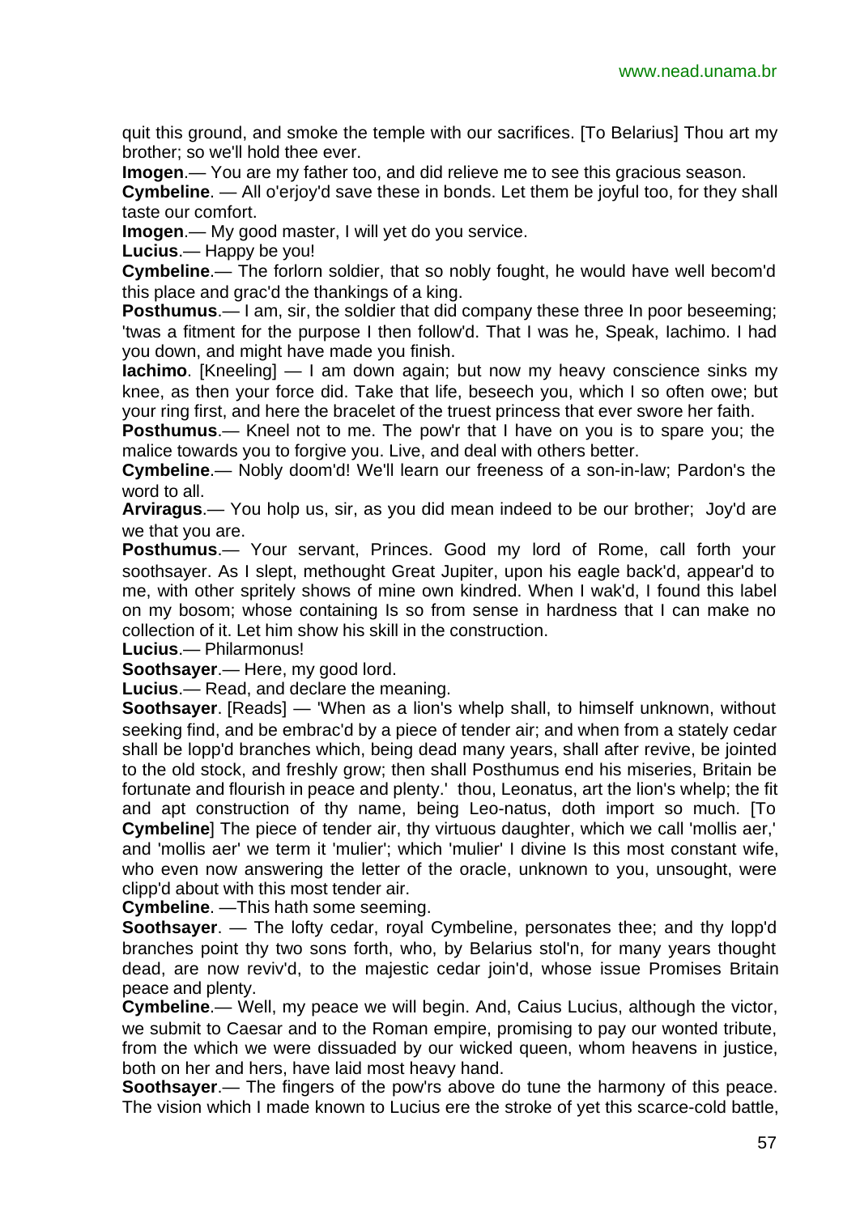quit this ground, and smoke the temple with our sacrifices. [To Belarius] Thou art my brother; so we'll hold thee ever.

**Imogen**.— You are my father too, and did relieve me to see this gracious season.

**Cymbeline**. — All o'erjoy'd save these in bonds. Let them be joyful too, for they shall taste our comfort.

**Imogen**.— My good master, I will yet do you service.

**Lucius**.— Happy be you!

**Cymbeline**.— The forlorn soldier, that so nobly fought, he would have well becom'd this place and grac'd the thankings of a king.

**Posthumus**.— I am, sir, the soldier that did company these three In poor beseeming; 'twas a fitment for the purpose I then follow'd. That I was he, Speak, Iachimo. I had you down, and might have made you finish.

**Iachimo**. [Kneeling] — I am down again; but now my heavy conscience sinks my knee, as then your force did. Take that life, beseech you, which I so often owe; but your ring first, and here the bracelet of the truest princess that ever swore her faith.

**Posthumus**.— Kneel not to me. The pow'r that I have on you is to spare you; the malice towards you to forgive you. Live, and deal with others better.

**Cymbeline**.— Nobly doom'd! We'll learn our freeness of a son-in-law; Pardon's the word to all.

**Arviragus**.— You holp us, sir, as you did mean indeed to be our brother; Joy'd are we that you are.

**Posthumus**.— Your servant, Princes. Good my lord of Rome, call forth your soothsayer. As I slept, methought Great Jupiter, upon his eagle back'd, appear'd to me, with other spritely shows of mine own kindred. When I wak'd, I found this label on my bosom; whose containing Is so from sense in hardness that I can make no collection of it. Let him show his skill in the construction.

**Lucius**.— Philarmonus!

**Soothsayer**.— Here, my good lord.

**Lucius**.— Read, and declare the meaning.

**Soothsayer**. [Reads] — 'When as a lion's whelp shall, to himself unknown, without seeking find, and be embrac'd by a piece of tender air; and when from a stately cedar shall be lopp'd branches which, being dead many years, shall after revive, be jointed to the old stock, and freshly grow; then shall Posthumus end his miseries, Britain be fortunate and flourish in peace and plenty.' thou, Leonatus, art the lion's whelp; the fit and apt construction of thy name, being Leo-natus, doth import so much. [To **Cymbeline**] The piece of tender air, thy virtuous daughter, which we call 'mollis aer,' and 'mollis aer' we term it 'mulier'; which 'mulier' I divine Is this most constant wife, who even now answering the letter of the oracle, unknown to you, unsought, were clipp'd about with this most tender air.

**Cymbeline**. —This hath some seeming.

**Soothsayer**. — The lofty cedar, royal Cymbeline, personates thee; and thy lopp'd branches point thy two sons forth, who, by Belarius stol'n, for many years thought dead, are now reviv'd, to the majestic cedar join'd, whose issue Promises Britain peace and plenty.

**Cymbeline**.— Well, my peace we will begin. And, Caius Lucius, although the victor, we submit to Caesar and to the Roman empire, promising to pay our wonted tribute, from the which we were dissuaded by our wicked queen, whom heavens in justice, both on her and hers, have laid most heavy hand.

**Soothsayer**.— The fingers of the pow'rs above do tune the harmony of this peace. The vision which I made known to Lucius ere the stroke of yet this scarce-cold battle,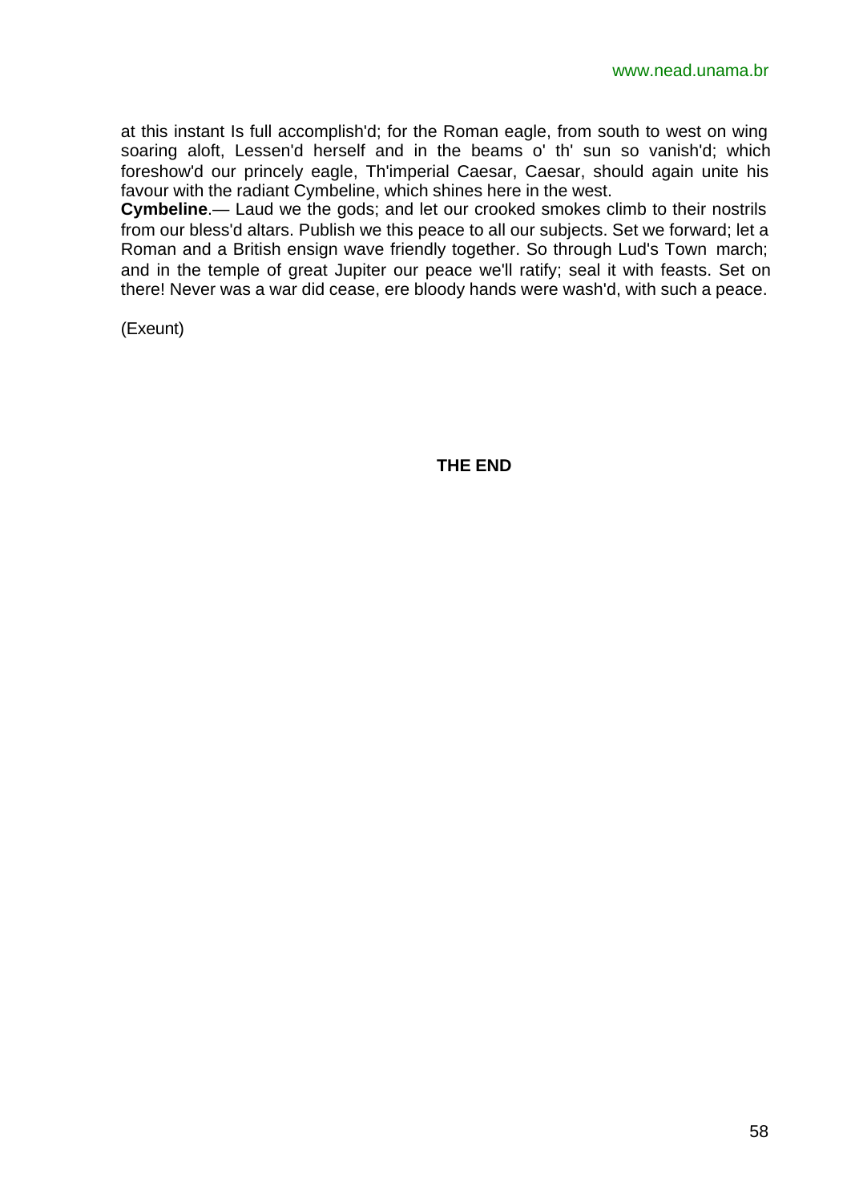at this instant Is full accomplish'd; for the Roman eagle, from south to west on wing soaring aloft, Lessen'd herself and in the beams o' th' sun so vanish'd; which foreshow'd our princely eagle, Th'imperial Caesar, Caesar, should again unite his favour with the radiant Cymbeline, which shines here in the west.

**Cymbeline**.— Laud we the gods; and let our crooked smokes climb to their nostrils from our bless'd altars. Publish we this peace to all our subjects. Set we forward; let a Roman and a British ensign wave friendly together. So through Lud's Town march; and in the temple of great Jupiter our peace we'll ratify; seal it with feasts. Set on there! Never was a war did cease, ere bloody hands were wash'd, with such a peace.

(Exeunt)

**THE END**